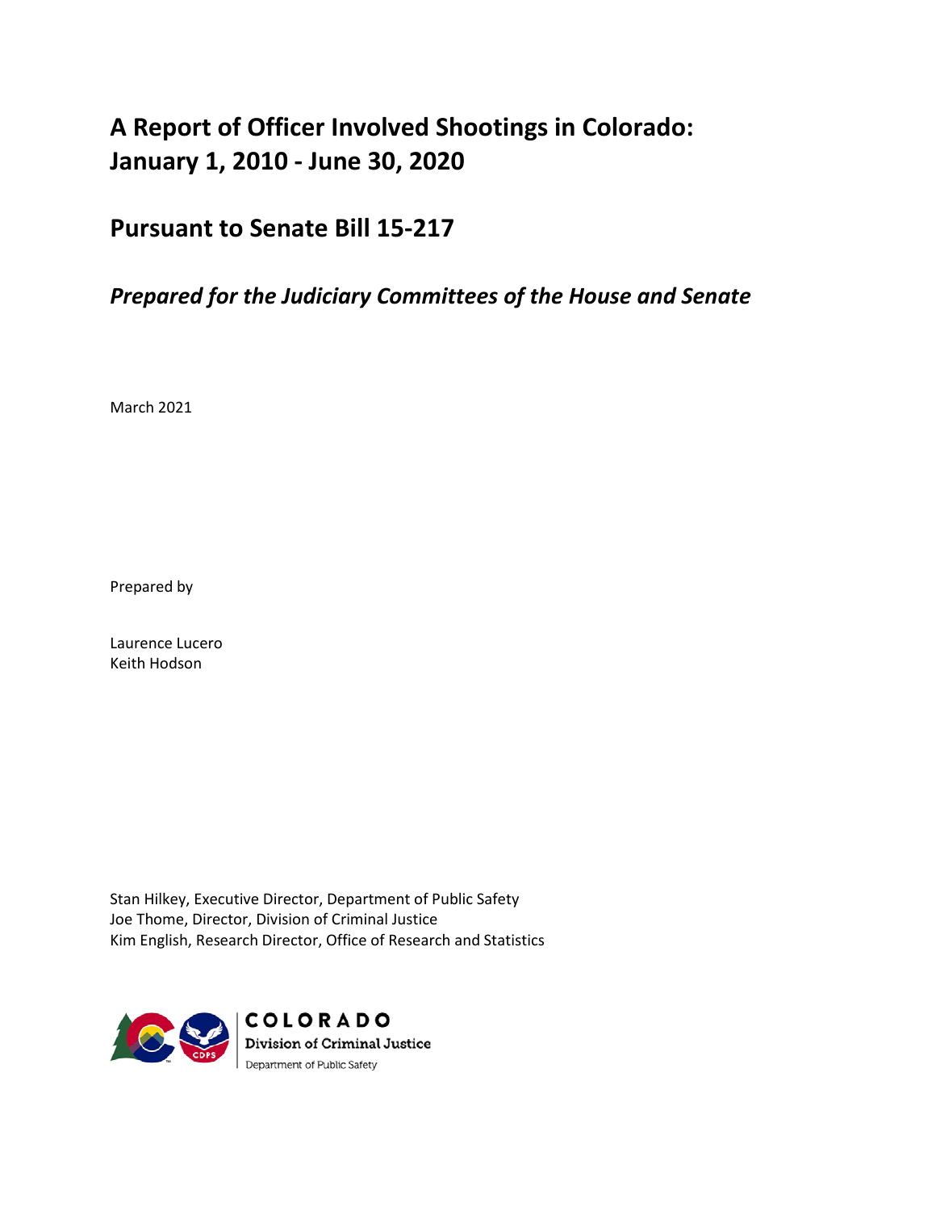# A Report of Officer Involved Shootings in Colorado: January 1, 2010 - June 30, 2020

## Pursuant to Senate Bill 15-217

### *Prepared for the Judiciary Committees of the House and Senate*

March 2021

Prepared by

Laurence Lucero
Keith Hodson

Stan Hilkey, Executive Director, Department of Public Safety
Joe Thome, Director, Division of Criminal Justice
Kim English, Research Director, Office of Research and Statistics

COLORADO
Division of Criminal Justice
Department of Public Safety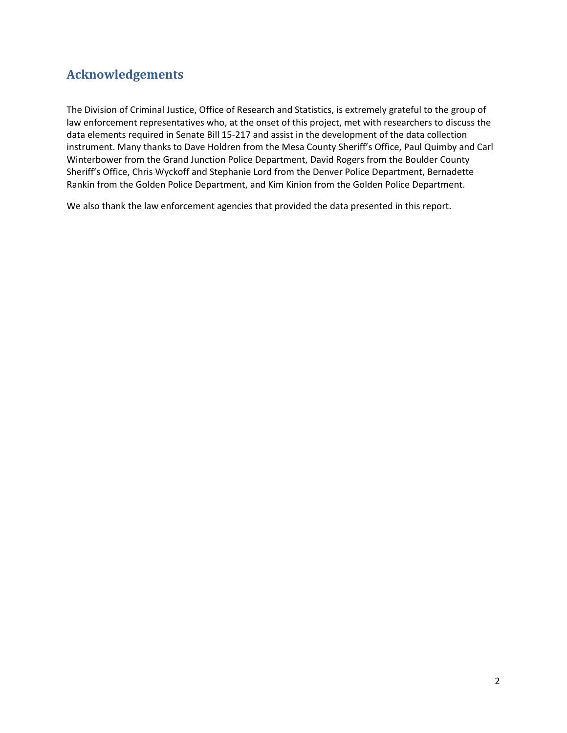## Acknowledgements

The Division of Criminal Justice, Office of Research and Statistics, is extremely grateful to the group of law enforcement representatives who, at the onset of this project, met with researchers to discuss the data elements required in Senate Bill 15-217 and assist in the development of the data collection instrument. Many thanks to Dave Holdren from the Mesa County Sheriff's Office, Paul Quimby and Carl Winterbower from the Grand Junction Police Department, David Rogers from the Boulder County Sheriff's Office, Chris Wyckoff and Stephanie Lord from the Denver Police Department, Bernadette Rankin from the Golden Police Department, and Kim Kinion from the Golden Police Department.

We also thank the law enforcement agencies that provided the data presented in this report.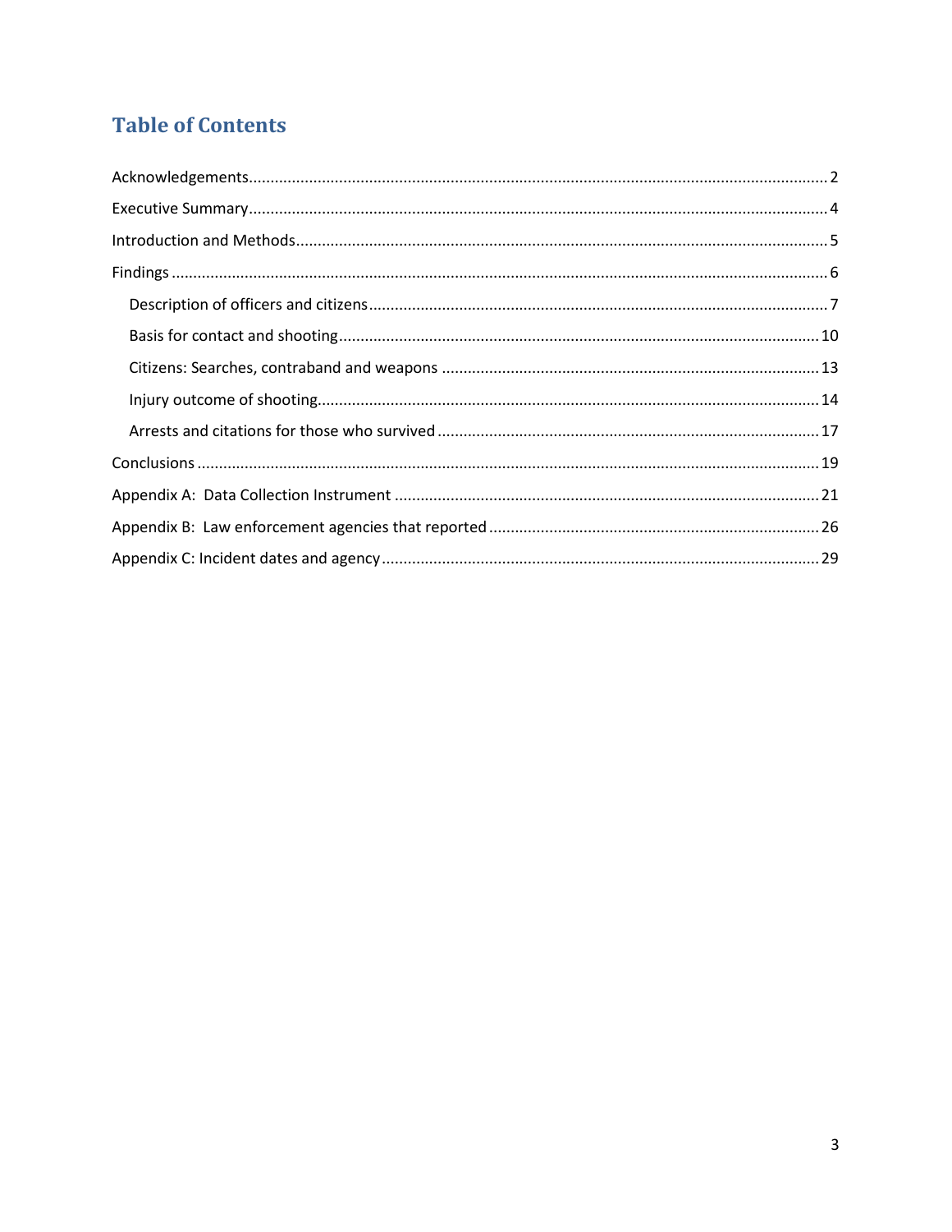# Table of Contents

Acknowledgements ........................................................................................................................ 2

Executive Summary ....................................................................................................................... 4

Introduction and Methods .............................................................................................................. 5

Findings ......................................................................................................................................... 6

- Description of officers and citizens ........................................................................................... 7
- Basis for contact and shooting ................................................................................................. 10
- Citizens: Searches, contraband and weapons ......................................................................... 13
- Injury outcome of shooting ....................................................................................................... 14
- Arrests and citations for those who survived ........................................................................... 17

Conclusions ................................................................................................................................. 19

Appendix A: Data Collection Instrument ..................................................................................... 21

Appendix B: Law enforcement agencies that reported ............................................................... 26

Appendix C: Incident dates and agency ...................................................................................... 29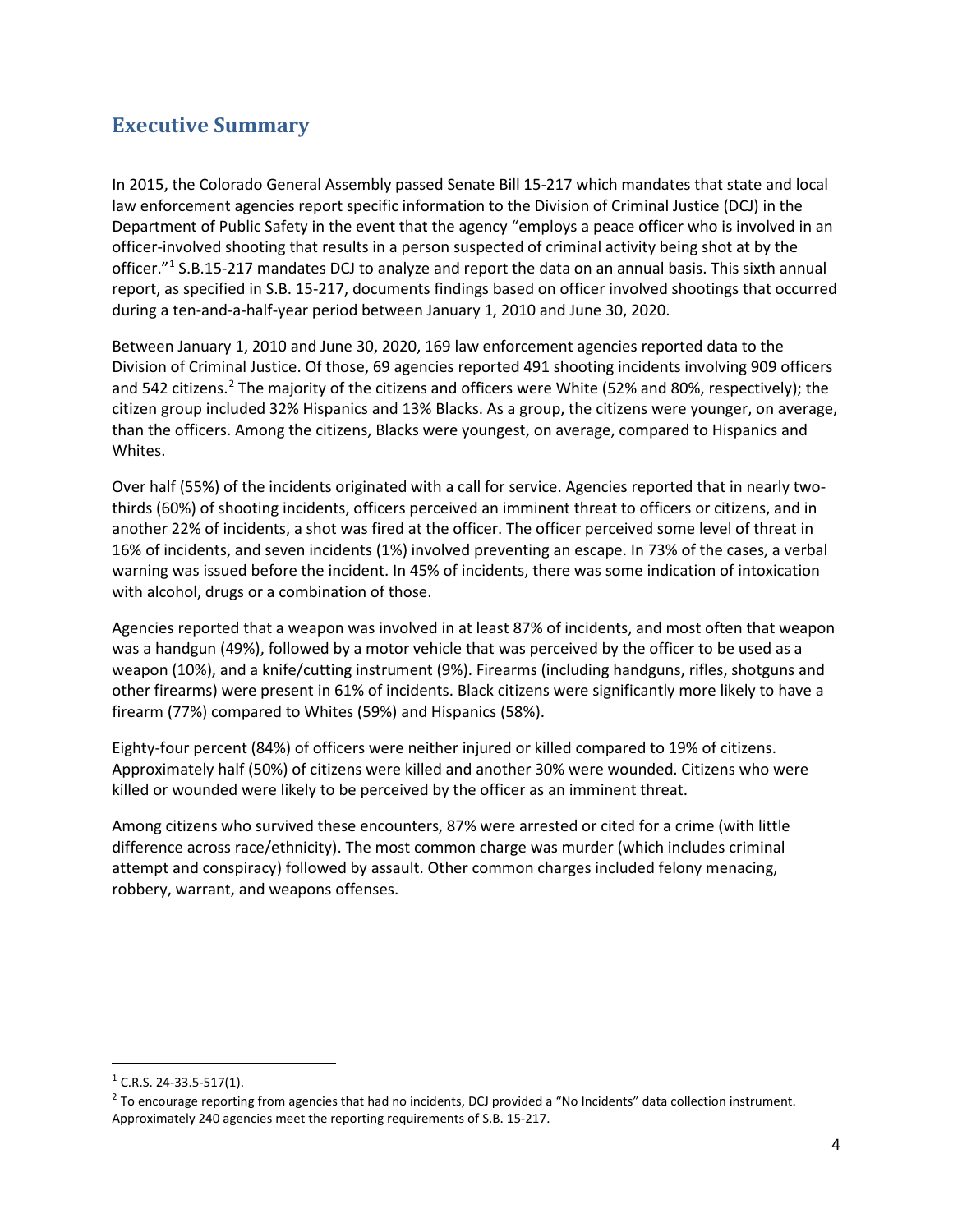## Executive Summary

In 2015, the Colorado General Assembly passed Senate Bill 15-217 which mandates that state and local law enforcement agencies report specific information to the Division of Criminal Justice (DCJ) in the Department of Public Safety in the event that the agency "employs a peace officer who is involved in an officer-involved shooting that results in a person suspected of criminal activity being shot at by the officer."[1] S.B.15-217 mandates DCJ to analyze and report the data on an annual basis. This sixth annual report, as specified in S.B. 15-217, documents findings based on officer involved shootings that occurred during a ten-and-a-half-year period between January 1, 2010 and June 30, 2020.

Between January 1, 2010 and June 30, 2020, 169 law enforcement agencies reported data to the Division of Criminal Justice. Of those, 69 agencies reported 491 shooting incidents involving 909 officers and 542 citizens.[2] The majority of the citizens and officers were White (52% and 80%, respectively); the citizen group included 32% Hispanics and 13% Blacks. As a group, the citizens were younger, on average, than the officers. Among the citizens, Blacks were youngest, on average, compared to Hispanics and Whites.

Over half (55%) of the incidents originated with a call for service. Agencies reported that in nearly two-thirds (60%) of shooting incidents, officers perceived an imminent threat to officers or citizens, and in another 22% of incidents, a shot was fired at the officer. The officer perceived some level of threat in 16% of incidents, and seven incidents (1%) involved preventing an escape. In 73% of the cases, a verbal warning was issued before the incident. In 45% of incidents, there was some indication of intoxication with alcohol, drugs or a combination of those.

Agencies reported that a weapon was involved in at least 87% of incidents, and most often that weapon was a handgun (49%), followed by a motor vehicle that was perceived by the officer to be used as a weapon (10%), and a knife/cutting instrument (9%). Firearms (including handguns, rifles, shotguns and other firearms) were present in 61% of incidents. Black citizens were significantly more likely to have a firearm (77%) compared to Whites (59%) and Hispanics (58%).

Eighty-four percent (84%) of officers were neither injured or killed compared to 19% of citizens. Approximately half (50%) of citizens were killed and another 30% were wounded. Citizens who were killed or wounded were likely to be perceived by the officer as an imminent threat.

Among citizens who survived these encounters, 87% were arrested or cited for a crime (with little difference across race/ethnicity). The most common charge was murder (which includes criminal attempt and conspiracy) followed by assault. Other common charges included felony menacing, robbery, warrant, and weapons offenses.

---

[1] C.R.S. 24-33.5-517(1).

[2] To encourage reporting from agencies that had no incidents, DCJ provided a "No Incidents" data collection instrument. Approximately 240 agencies meet the reporting requirements of S.B. 15-217.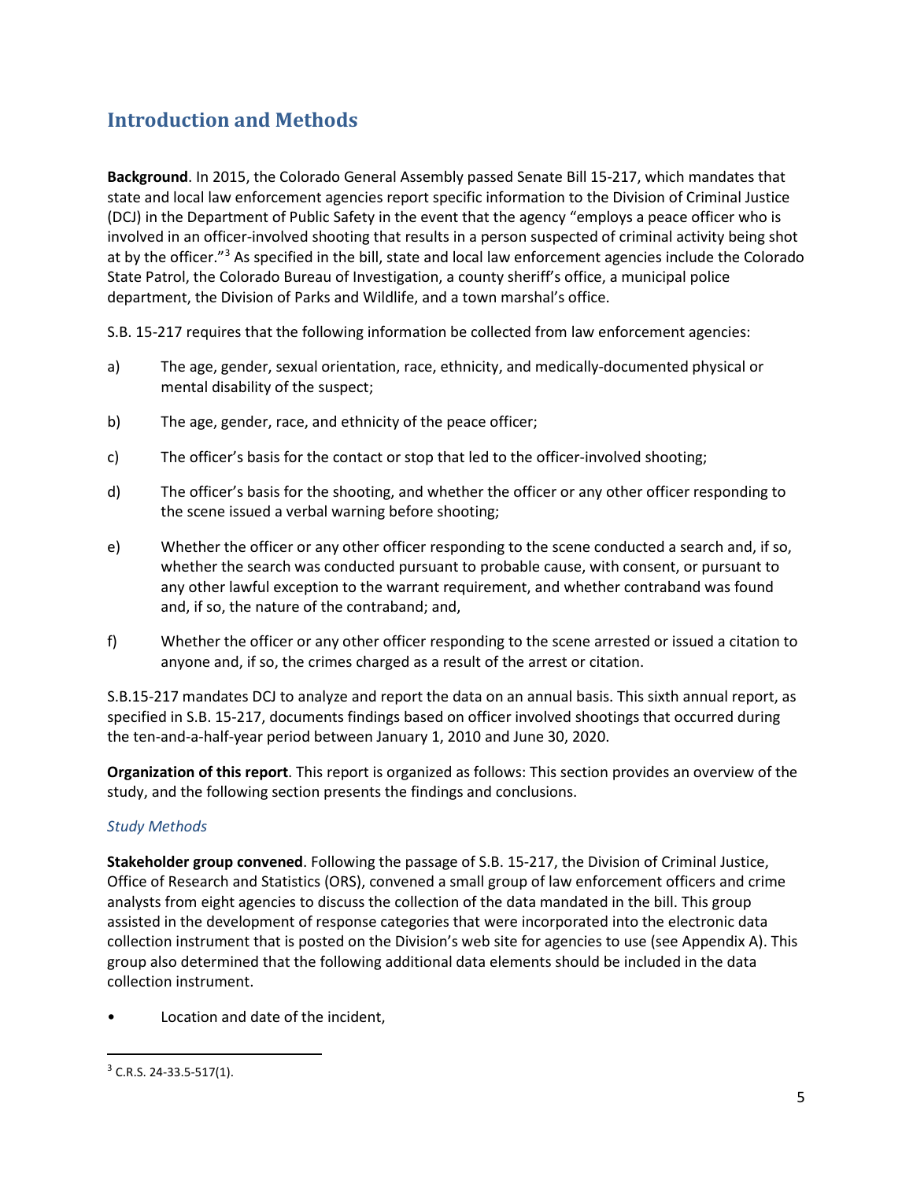## Introduction and Methods

**Background**. In 2015, the Colorado General Assembly passed Senate Bill 15-217, which mandates that state and local law enforcement agencies report specific information to the Division of Criminal Justice (DCJ) in the Department of Public Safety in the event that the agency "employs a peace officer who is involved in an officer-involved shooting that results in a person suspected of criminal activity being shot at by the officer."[3] As specified in the bill, state and local law enforcement agencies include the Colorado State Patrol, the Colorado Bureau of Investigation, a county sheriff's office, a municipal police department, the Division of Parks and Wildlife, and a town marshal's office.

S.B. 15-217 requires that the following information be collected from law enforcement agencies:

a) The age, gender, sexual orientation, race, ethnicity, and medically-documented physical or mental disability of the suspect;

b) The age, gender, race, and ethnicity of the peace officer;

c) The officer's basis for the contact or stop that led to the officer-involved shooting;

d) The officer's basis for the shooting, and whether the officer or any other officer responding to the scene issued a verbal warning before shooting;

e) Whether the officer or any other officer responding to the scene conducted a search and, if so, whether the search was conducted pursuant to probable cause, with consent, or pursuant to any other lawful exception to the warrant requirement, and whether contraband was found and, if so, the nature of the contraband; and,

f) Whether the officer or any other officer responding to the scene arrested or issued a citation to anyone and, if so, the crimes charged as a result of the arrest or citation.

S.B.15-217 mandates DCJ to analyze and report the data on an annual basis. This sixth annual report, as specified in S.B. 15-217, documents findings based on officer involved shootings that occurred during the ten-and-a-half-year period between January 1, 2010 and June 30, 2020.

**Organization of this report**. This report is organized as follows: This section provides an overview of the study, and the following section presents the findings and conclusions.

### *Study Methods*

**Stakeholder group convened**. Following the passage of S.B. 15-217, the Division of Criminal Justice, Office of Research and Statistics (ORS), convened a small group of law enforcement officers and crime analysts from eight agencies to discuss the collection of the data mandated in the bill. This group assisted in the development of response categories that were incorporated into the electronic data collection instrument that is posted on the Division's web site for agencies to use (see Appendix A). This group also determined that the following additional data elements should be included in the data collection instrument.

- Location and date of the incident,

---

[3] C.R.S. 24-33.5-517(1).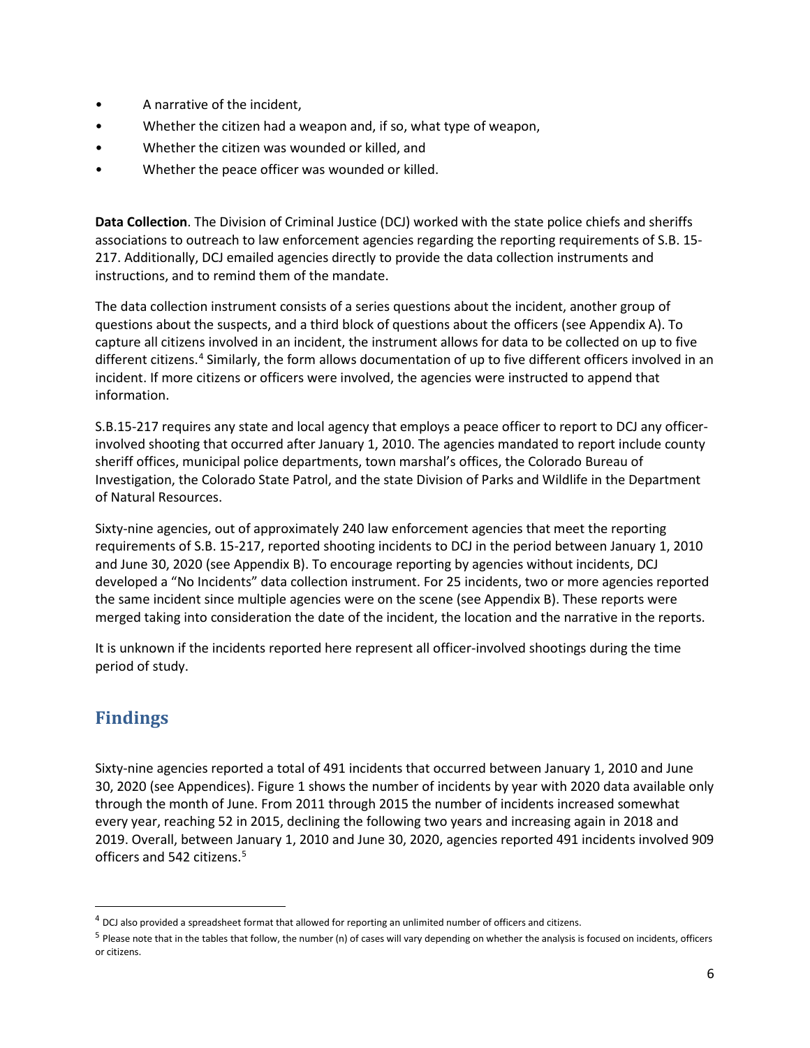- A narrative of the incident,
- Whether the citizen had a weapon and, if so, what type of weapon,
- Whether the citizen was wounded or killed, and
- Whether the peace officer was wounded or killed.

**Data Collection**. The Division of Criminal Justice (DCJ) worked with the state police chiefs and sheriffs associations to outreach to law enforcement agencies regarding the reporting requirements of S.B. 15-217. Additionally, DCJ emailed agencies directly to provide the data collection instruments and instructions, and to remind them of the mandate.

The data collection instrument consists of a series questions about the incident, another group of questions about the suspects, and a third block of questions about the officers (see Appendix A). To capture all citizens involved in an incident, the instrument allows for data to be collected on up to five different citizens.[4] Similarly, the form allows documentation of up to five different officers involved in an incident. If more citizens or officers were involved, the agencies were instructed to append that information.

S.B.15-217 requires any state and local agency that employs a peace officer to report to DCJ any officer-involved shooting that occurred after January 1, 2010. The agencies mandated to report include county sheriff offices, municipal police departments, town marshal's offices, the Colorado Bureau of Investigation, the Colorado State Patrol, and the state Division of Parks and Wildlife in the Department of Natural Resources.

Sixty-nine agencies, out of approximately 240 law enforcement agencies that meet the reporting requirements of S.B. 15-217, reported shooting incidents to DCJ in the period between January 1, 2010 and June 30, 2020 (see Appendix B). To encourage reporting by agencies without incidents, DCJ developed a "No Incidents" data collection instrument. For 25 incidents, two or more agencies reported the same incident since multiple agencies were on the scene (see Appendix B). These reports were merged taking into consideration the date of the incident, the location and the narrative in the reports.

It is unknown if the incidents reported here represent all officer-involved shootings during the time period of study.

## Findings

Sixty-nine agencies reported a total of 491 incidents that occurred between January 1, 2010 and June 30, 2020 (see Appendices). Figure 1 shows the number of incidents by year with 2020 data available only through the month of June. From 2011 through 2015 the number of incidents increased somewhat every year, reaching 52 in 2015, declining the following two years and increasing again in 2018 and 2019. Overall, between January 1, 2010 and June 30, 2020, agencies reported 491 incidents involved 909 officers and 542 citizens.[5]

[4] DCJ also provided a spreadsheet format that allowed for reporting an unlimited number of officers and citizens.

[5] Please note that in the tables that follow, the number (n) of cases will vary depending on whether the analysis is focused on incidents, officers or citizens.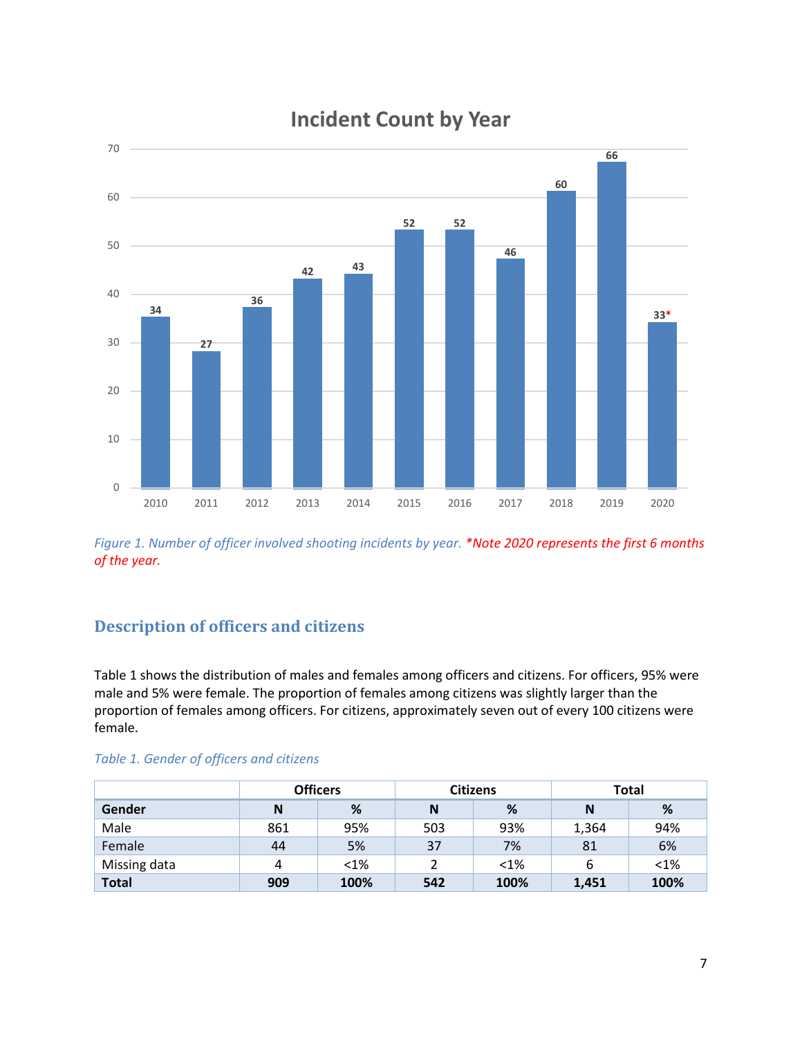Incident Count by Year

Figure 1. Number of officer involved shooting incidents by year. *Note 2020 represents the first 6 months of the year.

## Description of officers and citizens

Table 1 shows the distribution of males and females among officers and citizens. For officers, 95% were male and 5% were female. The proportion of females among citizens was slightly larger than the proportion of females among officers. For citizens, approximately seven out of every 100 citizens were female.

*Table 1. Gender of officers and citizens*

| | Officers | | Citizens | | Total | |
|---|---|---|---|---|---|---|
| **Gender** | **N** | **%** | **N** | **%** | **N** | **%** |
| Male | 861 | 95% | 503 | 93% | 1,364 | 94% |
| Female | 44 | 5% | 37 | 7% | 81 | 6% |
| Missing data | 4 | <1% | 2 | <1% | 6 | <1% |
| **Total** | **909** | **100%** | **542** | **100%** | **1,451** | **100%** |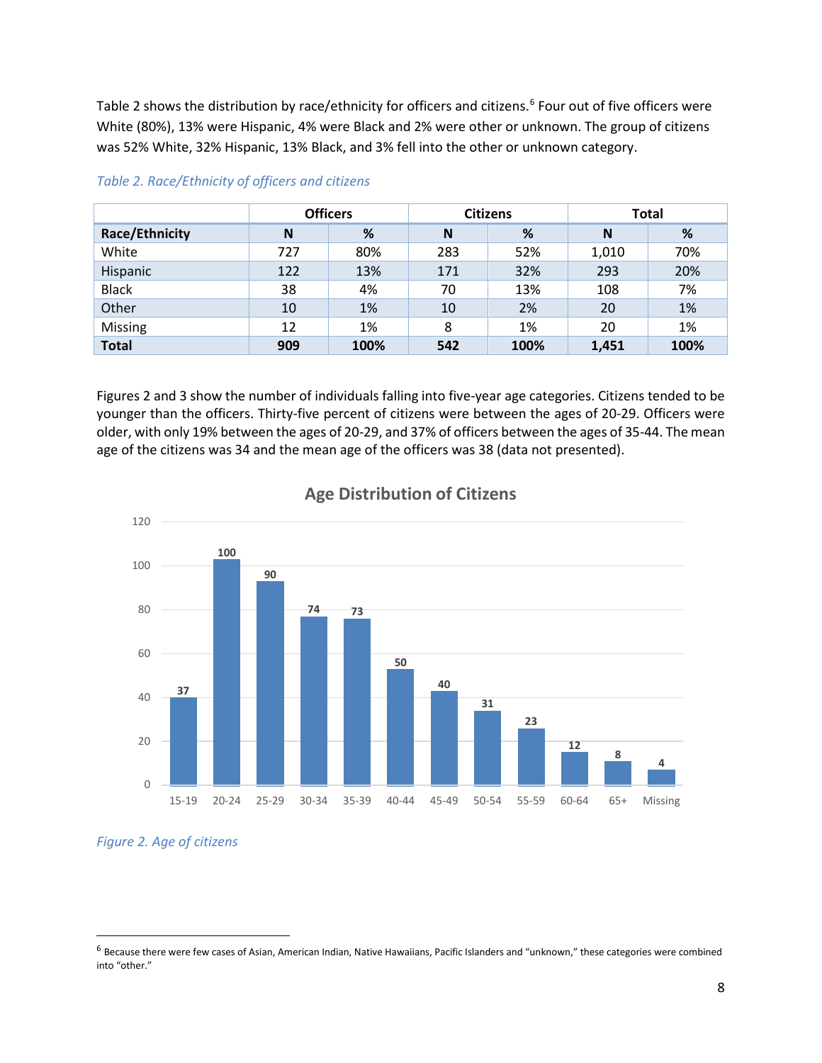Table 2 shows the distribution by race/ethnicity for officers and citizens.[6] Four out of five officers were White (80%), 13% were Hispanic, 4% were Black and 2% were other or unknown. The group of citizens was 52% White, 32% Hispanic, 13% Black, and 3% fell into the other or unknown category.

*Table 2. Race/Ethnicity of officers and citizens*

| | Officers | | Citizens | | Total | |
|---|---|---|---|---|---|---|
| **Race/Ethnicity** | **N** | **%** | **N** | **%** | **N** | **%** |
| White | 727 | 80% | 283 | 52% | 1,010 | 70% |
| Hispanic | 122 | 13% | 171 | 32% | 293 | 20% |
| Black | 38 | 4% | 70 | 13% | 108 | 7% |
| Other | 10 | 1% | 10 | 2% | 20 | 1% |
| Missing | 12 | 1% | 8 | 1% | 20 | 1% |
| **Total** | **909** | **100%** | **542** | **100%** | **1,451** | **100%** |

Figures 2 and 3 show the number of individuals falling into five-year age categories. Citizens tended to be younger than the officers. Thirty-five percent of citizens were between the ages of 20-29. Officers were older, with only 19% between the ages of 20-29, and 37% of officers between the ages of 35-44. The mean age of the citizens was 34 and the mean age of the officers was 38 (data not presented).

**Age Distribution of Citizens**

| Age | Count |
|---|---|
| 15-19 | 37 |
| 20-24 | 100 |
| 25-29 | 90 |
| 30-34 | 74 |
| 35-39 | 73 |
| 40-44 | 50 |
| 45-49 | 40 |
| 50-54 | 31 |
| 55-59 | 23 |
| 60-64 | 12 |
| 65+ | 8 |
| Missing | 4 |

*Figure 2. Age of citizens*

---

[6] Because there were few cases of Asian, American Indian, Native Hawaiians, Pacific Islanders and "unknown," these categories were combined into "other."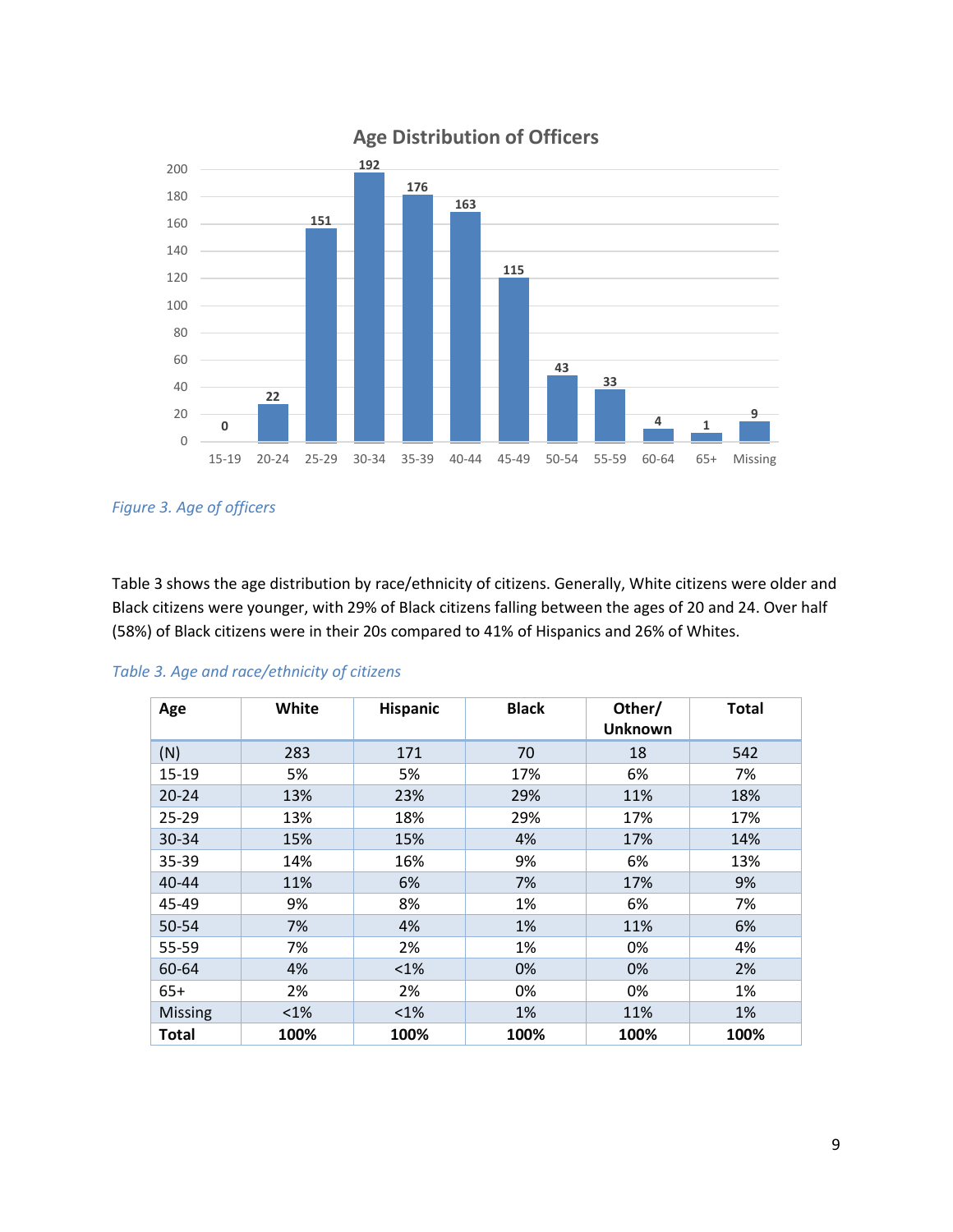Figure 3. Age of officers

Table 3 shows the age distribution by race/ethnicity of citizens. Generally, White citizens were older and Black citizens were younger, with 29% of Black citizens falling between the ages of 20 and 24. Over half (58%) of Black citizens were in their 20s compared to 41% of Hispanics and 26% of Whites.

*Table 3. Age and race/ethnicity of citizens*

| Age | White | Hispanic | Black | Other/ Unknown | Total |
|---|---|---|---|---|---|
| (N) | 283 | 171 | 70 | 18 | 542 |
| 15-19 | 5% | 5% | 17% | 6% | 7% |
| 20-24 | 13% | 23% | 29% | 11% | 18% |
| 25-29 | 13% | 18% | 29% | 17% | 17% |
| 30-34 | 15% | 15% | 4% | 17% | 14% |
| 35-39 | 14% | 16% | 9% | 6% | 13% |
| 40-44 | 11% | 6% | 7% | 17% | 9% |
| 45-49 | 9% | 8% | 1% | 6% | 7% |
| 50-54 | 7% | 4% | 1% | 11% | 6% |
| 55-59 | 7% | 2% | 1% | 0% | 4% |
| 60-64 | 4% | <1% | 0% | 0% | 2% |
| 65+ | 2% | 2% | 0% | 0% | 1% |
| Missing | <1% | <1% | 1% | 11% | 1% |
| **Total** | **100%** | **100%** | **100%** | **100%** | **100%** |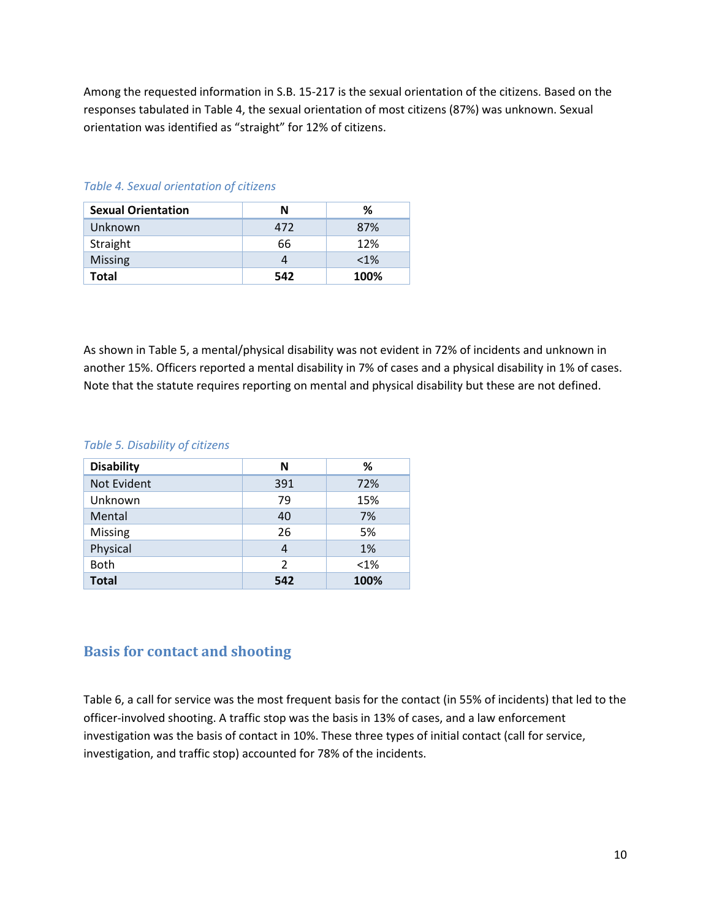Among the requested information in S.B. 15-217 is the sexual orientation of the citizens. Based on the responses tabulated in Table 4, the sexual orientation of most citizens (87%) was unknown. Sexual orientation was identified as "straight" for 12% of citizens.

*Table 4. Sexual orientation of citizens*

| Sexual Orientation | N | % |
|---|---|---|
| Unknown | 472 | 87% |
| Straight | 66 | 12% |
| Missing | 4 | <1% |
| **Total** | **542** | **100%** |

As shown in Table 5, a mental/physical disability was not evident in 72% of incidents and unknown in another 15%. Officers reported a mental disability in 7% of cases and a physical disability in 1% of cases. Note that the statute requires reporting on mental and physical disability but these are not defined.

*Table 5. Disability of citizens*

| Disability | N | % |
|---|---|---|
| Not Evident | 391 | 72% |
| Unknown | 79 | 15% |
| Mental | 40 | 7% |
| Missing | 26 | 5% |
| Physical | 4 | 1% |
| Both | 2 | <1% |
| **Total** | **542** | **100%** |

## Basis for contact and shooting

Table 6, a call for service was the most frequent basis for the contact (in 55% of incidents) that led to the officer-involved shooting. A traffic stop was the basis in 13% of cases, and a law enforcement investigation was the basis of contact in 10%. These three types of initial contact (call for service, investigation, and traffic stop) accounted for 78% of the incidents.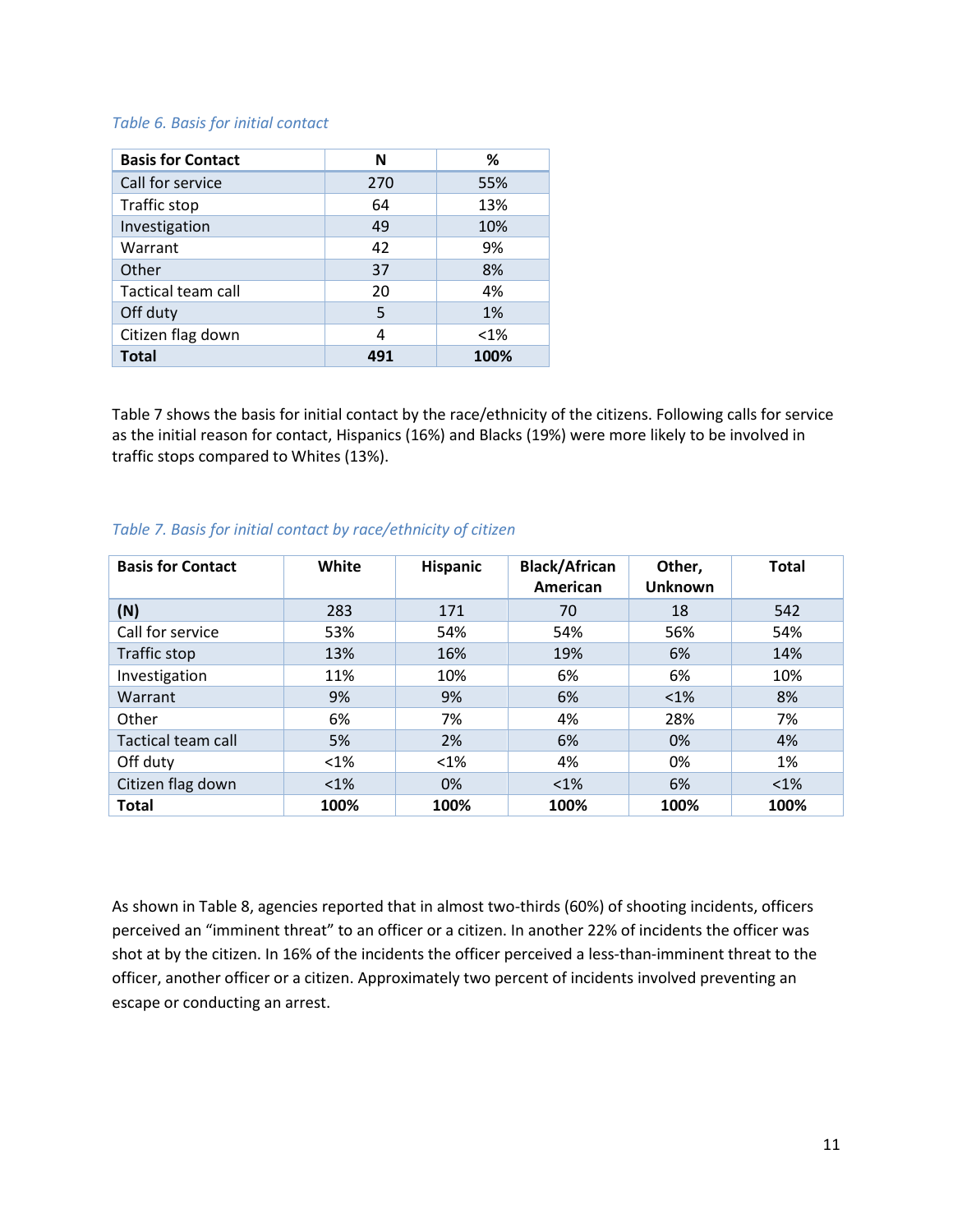*Table 6. Basis for initial contact*

| Basis for Contact | N | % |
|---|---|---|
| Call for service | 270 | 55% |
| Traffic stop | 64 | 13% |
| Investigation | 49 | 10% |
| Warrant | 42 | 9% |
| Other | 37 | 8% |
| Tactical team call | 20 | 4% |
| Off duty | 5 | 1% |
| Citizen flag down | 4 | <1% |
| **Total** | **491** | **100%** |

Table 7 shows the basis for initial contact by the race/ethnicity of the citizens. Following calls for service as the initial reason for contact, Hispanics (16%) and Blacks (19%) were more likely to be involved in traffic stops compared to Whites (13%).

*Table 7. Basis for initial contact by race/ethnicity of citizen*

| Basis for Contact | White | Hispanic | Black/African American | Other, Unknown | Total |
|---|---|---|---|---|---|
| **(N)** | 283 | 171 | 70 | 18 | 542 |
| Call for service | 53% | 54% | 54% | 56% | 54% |
| Traffic stop | 13% | 16% | 19% | 6% | 14% |
| Investigation | 11% | 10% | 6% | 6% | 10% |
| Warrant | 9% | 9% | 6% | <1% | 8% |
| Other | 6% | 7% | 4% | 28% | 7% |
| Tactical team call | 5% | 2% | 6% | 0% | 4% |
| Off duty | <1% | <1% | 4% | 0% | 1% |
| Citizen flag down | <1% | 0% | <1% | 6% | <1% |
| **Total** | **100%** | **100%** | **100%** | **100%** | **100%** |

As shown in Table 8, agencies reported that in almost two-thirds (60%) of shooting incidents, officers perceived an "imminent threat" to an officer or a citizen. In another 22% of incidents the officer was shot at by the citizen. In 16% of the incidents the officer perceived a less-than-imminent threat to the officer, another officer or a citizen. Approximately two percent of incidents involved preventing an escape or conducting an arrest.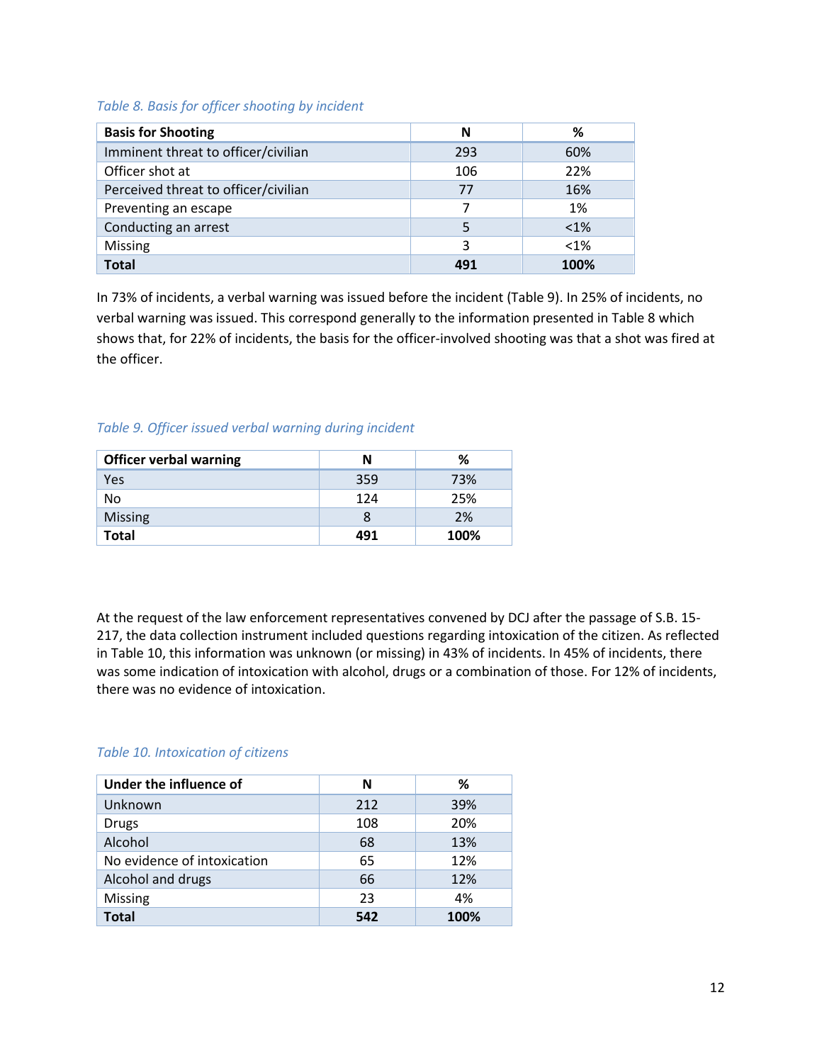*Table 8. Basis for officer shooting by incident*

| Basis for Shooting | N | % |
|---|---|---|
| Imminent threat to officer/civilian | 293 | 60% |
| Officer shot at | 106 | 22% |
| Perceived threat to officer/civilian | 77 | 16% |
| Preventing an escape | 7 | 1% |
| Conducting an arrest | 5 | <1% |
| Missing | 3 | <1% |
| **Total** | **491** | **100%** |

In 73% of incidents, a verbal warning was issued before the incident (Table 9). In 25% of incidents, no verbal warning was issued. This correspond generally to the information presented in Table 8 which shows that, for 22% of incidents, the basis for the officer-involved shooting was that a shot was fired at the officer.

*Table 9. Officer issued verbal warning during incident*

| Officer verbal warning | N | % |
|---|---|---|
| Yes | 359 | 73% |
| No | 124 | 25% |
| Missing | 8 | 2% |
| **Total** | **491** | **100%** |

At the request of the law enforcement representatives convened by DCJ after the passage of S.B. 15-217, the data collection instrument included questions regarding intoxication of the citizen. As reflected in Table 10, this information was unknown (or missing) in 43% of incidents. In 45% of incidents, there was some indication of intoxication with alcohol, drugs or a combination of those. For 12% of incidents, there was no evidence of intoxication.

*Table 10. Intoxication of citizens*

| Under the influence of | N | % |
|---|---|---|
| Unknown | 212 | 39% |
| Drugs | 108 | 20% |
| Alcohol | 68 | 13% |
| No evidence of intoxication | 65 | 12% |
| Alcohol and drugs | 66 | 12% |
| Missing | 23 | 4% |
| **Total** | **542** | **100%** |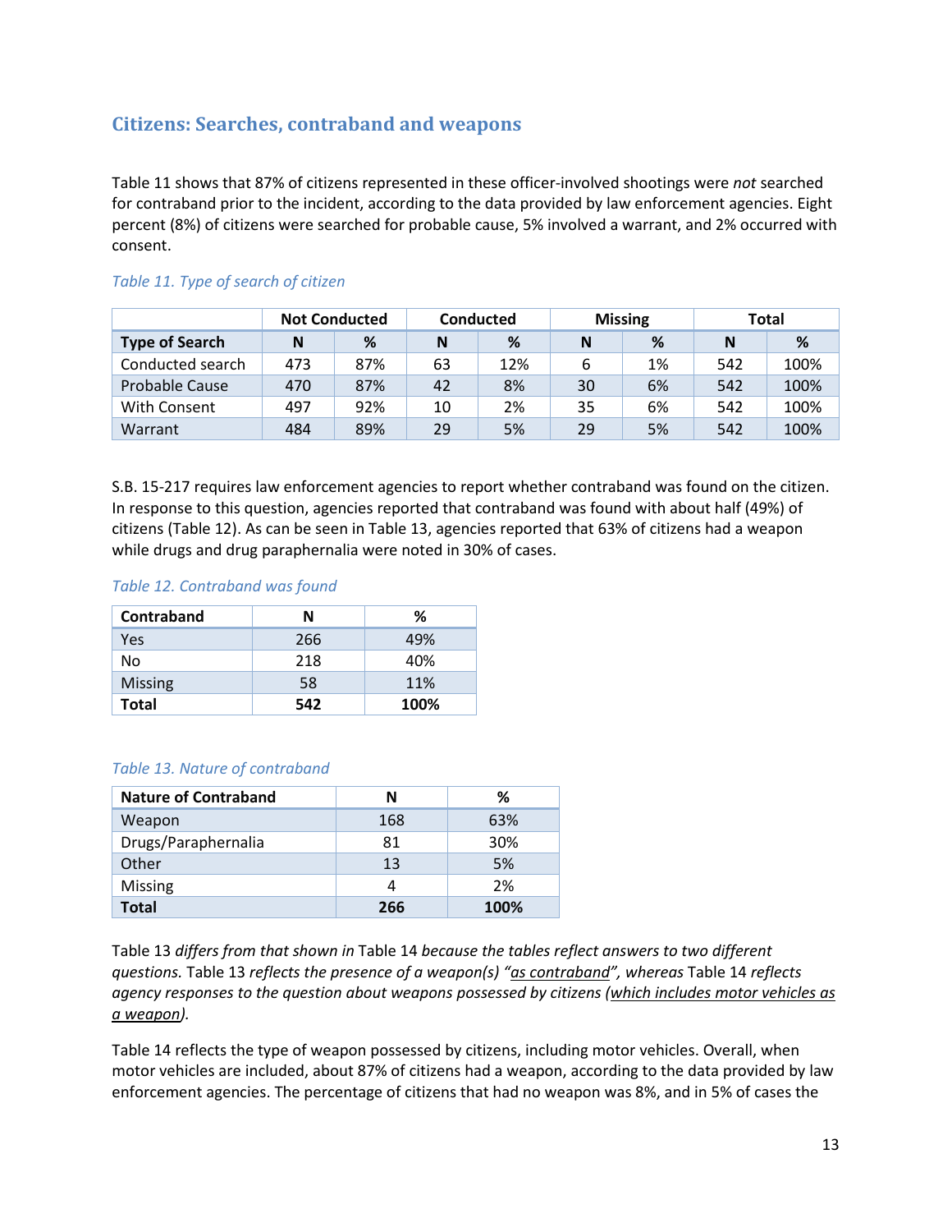## Citizens: Searches, contraband and weapons

Table 11 shows that 87% of citizens represented in these officer-involved shootings were *not* searched for contraband prior to the incident, according to the data provided by law enforcement agencies. Eight percent (8%) of citizens were searched for probable cause, 5% involved a warrant, and 2% occurred with consent.

*Table 11. Type of search of citizen*

| | Not Conducted | | Conducted | | Missing | | Total | |
|---|---|---|---|---|---|---|---|---|
| **Type of Search** | **N** | **%** | **N** | **%** | **N** | **%** | **N** | **%** |
| Conducted search | 473 | 87% | 63 | 12% | 6 | 1% | 542 | 100% |
| Probable Cause | 470 | 87% | 42 | 8% | 30 | 6% | 542 | 100% |
| With Consent | 497 | 92% | 10 | 2% | 35 | 6% | 542 | 100% |
| Warrant | 484 | 89% | 29 | 5% | 29 | 5% | 542 | 100% |

S.B. 15-217 requires law enforcement agencies to report whether contraband was found on the citizen. In response to this question, agencies reported that contraband was found with about half (49%) of citizens (Table 12). As can be seen in Table 13, agencies reported that 63% of citizens had a weapon while drugs and drug paraphernalia were noted in 30% of cases.

*Table 12. Contraband was found*

| Contraband | N | % |
|---|---|---|
| Yes | 266 | 49% |
| No | 218 | 40% |
| Missing | 58 | 11% |
| **Total** | **542** | **100%** |

*Table 13. Nature of contraband*

| Nature of Contraband | N | % |
|---|---|---|
| Weapon | 168 | 63% |
| Drugs/Paraphernalia | 81 | 30% |
| Other | 13 | 5% |
| Missing | 4 | 2% |
| **Total** | **266** | **100%** |

Table 13 *differs from that shown in* Table 14 *because the tables reflect answers to two different questions.* Table 13 *reflects the presence of a weapon(s) "as contraband", whereas* Table 14 *reflects agency responses to the question about weapons possessed by citizens (which includes motor vehicles as a weapon).*

Table 14 reflects the type of weapon possessed by citizens, including motor vehicles. Overall, when motor vehicles are included, about 87% of citizens had a weapon, according to the data provided by law enforcement agencies. The percentage of citizens that had no weapon was 8%, and in 5% of cases the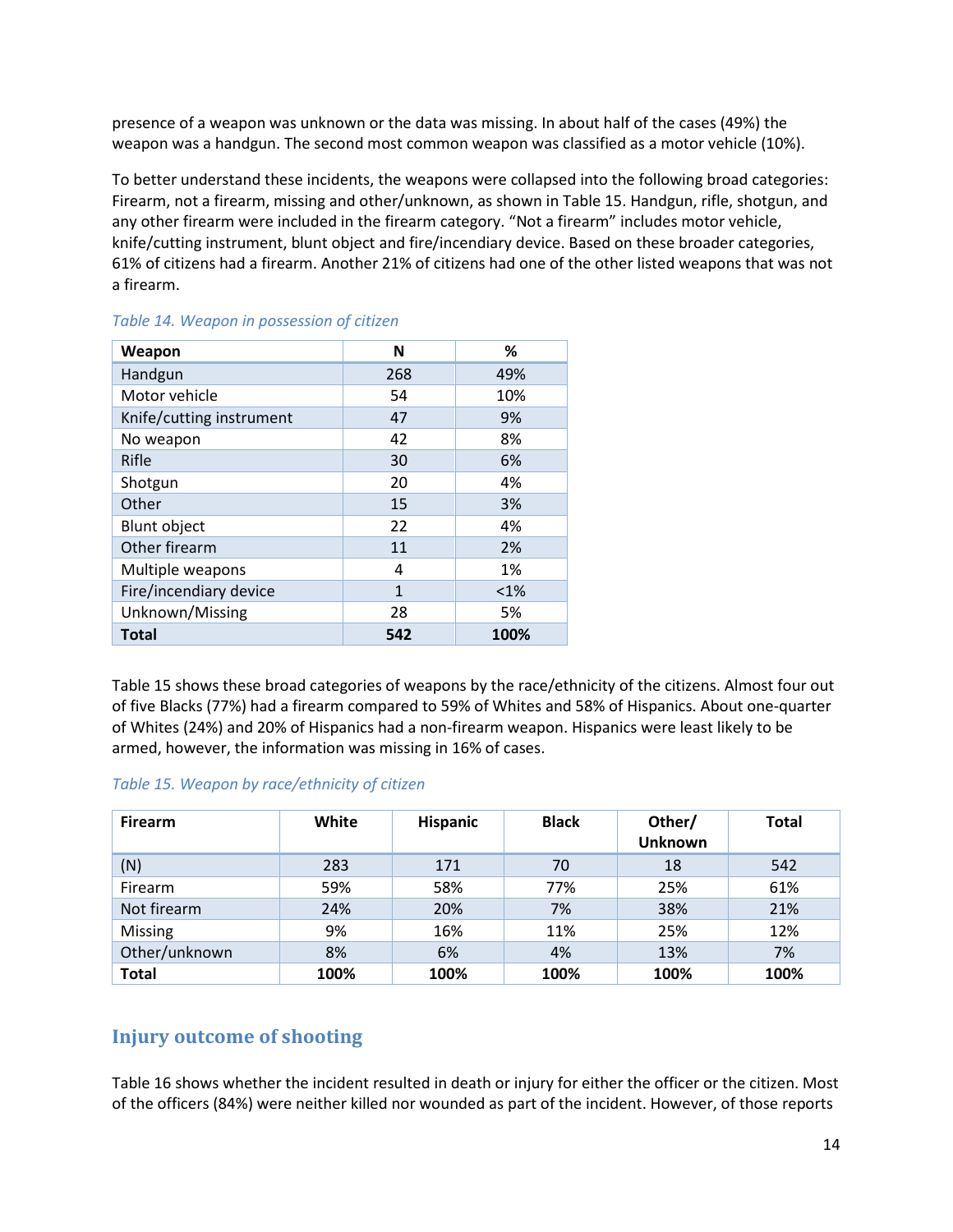presence of a weapon was unknown or the data was missing. In about half of the cases (49%) the weapon was a handgun. The second most common weapon was classified as a motor vehicle (10%).

To better understand these incidents, the weapons were collapsed into the following broad categories: Firearm, not a firearm, missing and other/unknown, as shown in Table 15. Handgun, rifle, shotgun, and any other firearm were included in the firearm category. "Not a firearm" includes motor vehicle, knife/cutting instrument, blunt object and fire/incendiary device. Based on these broader categories, 61% of citizens had a firearm. Another 21% of citizens had one of the other listed weapons that was not a firearm.

*Table 14. Weapon in possession of citizen*

| Weapon | N | % |
|---|---|---|
| Handgun | 268 | 49% |
| Motor vehicle | 54 | 10% |
| Knife/cutting instrument | 47 | 9% |
| No weapon | 42 | 8% |
| Rifle | 30 | 6% |
| Shotgun | 20 | 4% |
| Other | 15 | 3% |
| Blunt object | 22 | 4% |
| Other firearm | 11 | 2% |
| Multiple weapons | 4 | 1% |
| Fire/incendiary device | 1 | <1% |
| Unknown/Missing | 28 | 5% |
| **Total** | **542** | **100%** |

Table 15 shows these broad categories of weapons by the race/ethnicity of the citizens. Almost four out of five Blacks (77%) had a firearm compared to 59% of Whites and 58% of Hispanics. About one-quarter of Whites (24%) and 20% of Hispanics had a non-firearm weapon. Hispanics were least likely to be armed, however, the information was missing in 16% of cases.

*Table 15. Weapon by race/ethnicity of citizen*

| Firearm | White | Hispanic | Black | Other/ Unknown | Total |
|---|---|---|---|---|---|
| (N) | 283 | 171 | 70 | 18 | 542 |
| Firearm | 59% | 58% | 77% | 25% | 61% |
| Not firearm | 24% | 20% | 7% | 38% | 21% |
| Missing | 9% | 16% | 11% | 25% | 12% |
| Other/unknown | 8% | 6% | 4% | 13% | 7% |
| **Total** | **100%** | **100%** | **100%** | **100%** | **100%** |

## Injury outcome of shooting

Table 16 shows whether the incident resulted in death or injury for either the officer or the citizen. Most of the officers (84%) were neither killed nor wounded as part of the incident. However, of those reports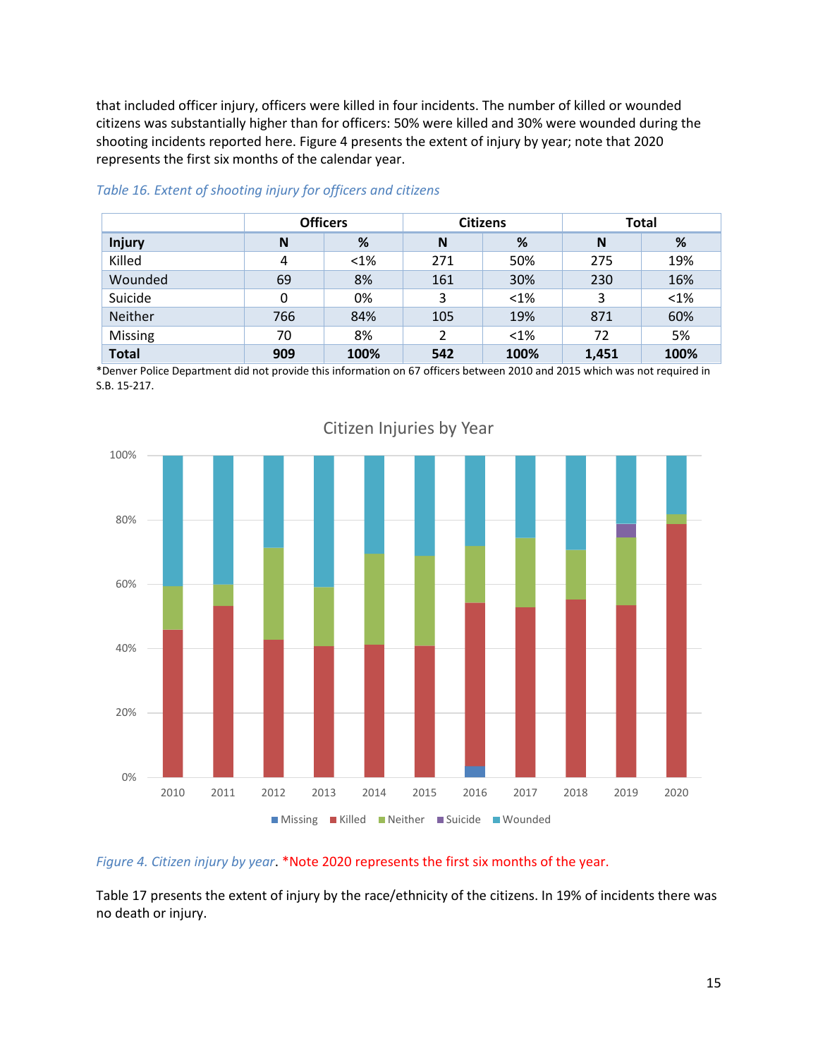that included officer injury, officers were killed in four incidents. The number of killed or wounded citizens was substantially higher than for officers: 50% were killed and 30% were wounded during the shooting incidents reported here. Figure 4 presents the extent of injury by year; note that 2020 represents the first six months of the calendar year.

*Table 16. Extent of shooting injury for officers and citizens*

| | Officers | | Citizens | | Total | |
|---|---|---|---|---|---|---|
| **Injury** | **N** | **%** | **N** | **%** | **N** | **%** |
| Killed | 4 | <1% | 271 | 50% | 275 | 19% |
| Wounded | 69 | 8% | 161 | 30% | 230 | 16% |
| Suicide | 0 | 0% | 3 | <1% | 3 | <1% |
| Neither | 766 | 84% | 105 | 19% | 871 | 60% |
| Missing | 70 | 8% | 2 | <1% | 72 | 5% |
| **Total** | **909** | **100%** | **542** | **100%** | **1,451** | **100%** |

*Denver Police Department did not provide this information on 67 officers between 2010 and 2015 which was not required in S.B. 15-217.

*Figure 4. Citizen injury by year*. *Note 2020 represents the first six months of the year.

Table 17 presents the extent of injury by the race/ethnicity of the citizens. In 19% of incidents there was no death or injury.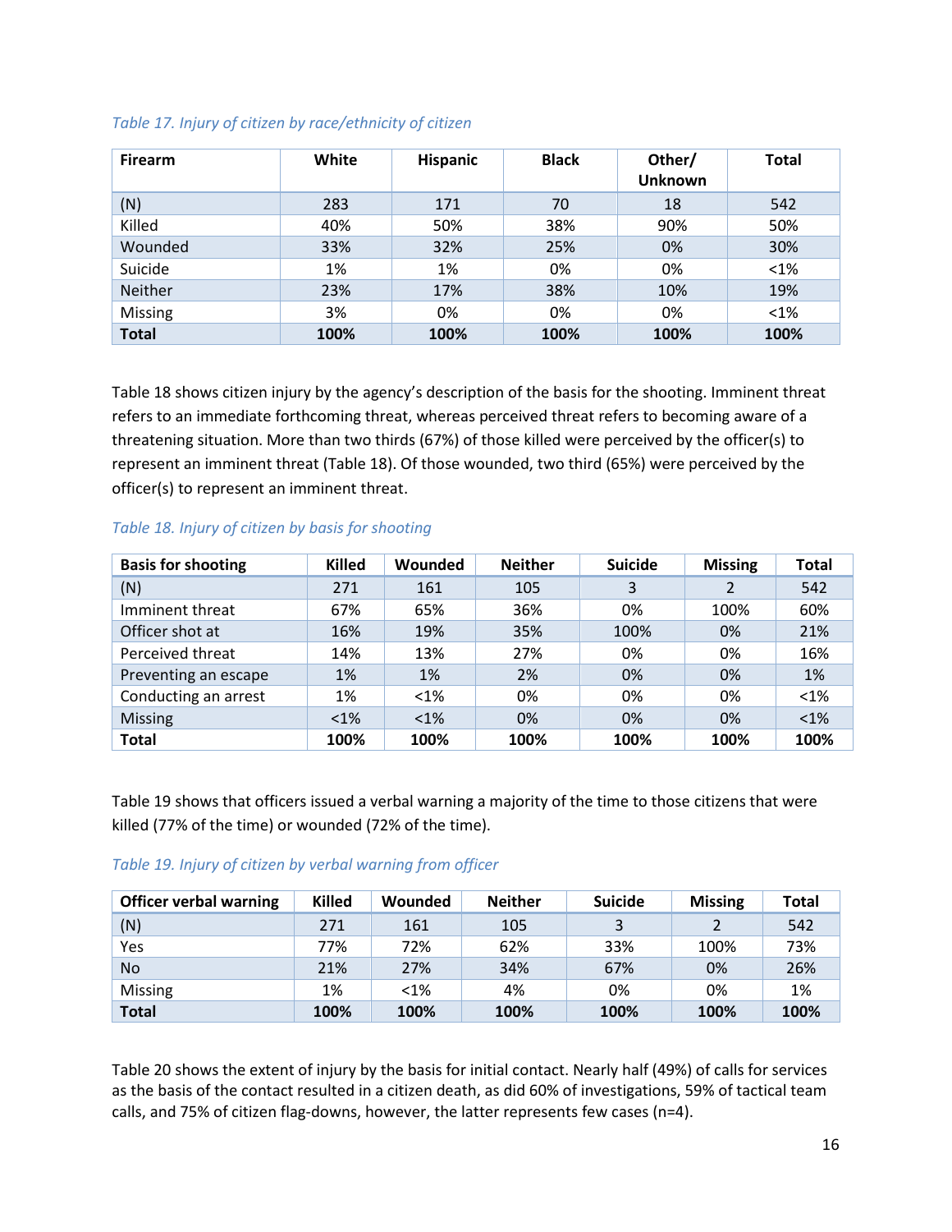*Table 17. Injury of citizen by race/ethnicity of citizen*

| Firearm | White | Hispanic | Black | Other/ Unknown | Total |
|---|---|---|---|---|---|
| (N) | 283 | 171 | 70 | 18 | 542 |
| Killed | 40% | 50% | 38% | 90% | 50% |
| Wounded | 33% | 32% | 25% | 0% | 30% |
| Suicide | 1% | 1% | 0% | 0% | <1% |
| Neither | 23% | 17% | 38% | 10% | 19% |
| Missing | 3% | 0% | 0% | 0% | <1% |
| **Total** | **100%** | **100%** | **100%** | **100%** | **100%** |

Table 18 shows citizen injury by the agency's description of the basis for the shooting. Imminent threat refers to an immediate forthcoming threat, whereas perceived threat refers to becoming aware of a threatening situation. More than two thirds (67%) of those killed were perceived by the officer(s) to represent an imminent threat (Table 18). Of those wounded, two third (65%) were perceived by the officer(s) to represent an imminent threat.

*Table 18. Injury of citizen by basis for shooting*

| Basis for shooting | Killed | Wounded | Neither | Suicide | Missing | Total |
|---|---|---|---|---|---|---|
| (N) | 271 | 161 | 105 | 3 | 2 | 542 |
| Imminent threat | 67% | 65% | 36% | 0% | 100% | 60% |
| Officer shot at | 16% | 19% | 35% | 100% | 0% | 21% |
| Perceived threat | 14% | 13% | 27% | 0% | 0% | 16% |
| Preventing an escape | 1% | 1% | 2% | 0% | 0% | 1% |
| Conducting an arrest | 1% | <1% | 0% | 0% | 0% | <1% |
| Missing | <1% | <1% | 0% | 0% | 0% | <1% |
| **Total** | **100%** | **100%** | **100%** | **100%** | **100%** | **100%** |

Table 19 shows that officers issued a verbal warning a majority of the time to those citizens that were killed (77% of the time) or wounded (72% of the time).

*Table 19. Injury of citizen by verbal warning from officer*

| Officer verbal warning | Killed | Wounded | Neither | Suicide | Missing | Total |
|---|---|---|---|---|---|---|
| (N) | 271 | 161 | 105 | 3 | 2 | 542 |
| Yes | 77% | 72% | 62% | 33% | 100% | 73% |
| No | 21% | 27% | 34% | 67% | 0% | 26% |
| Missing | 1% | <1% | 4% | 0% | 0% | 1% |
| **Total** | **100%** | **100%** | **100%** | **100%** | **100%** | **100%** |

Table 20 shows the extent of injury by the basis for initial contact. Nearly half (49%) of calls for services as the basis of the contact resulted in a citizen death, as did 60% of investigations, 59% of tactical team calls, and 75% of citizen flag-downs, however, the latter represents few cases (n=4).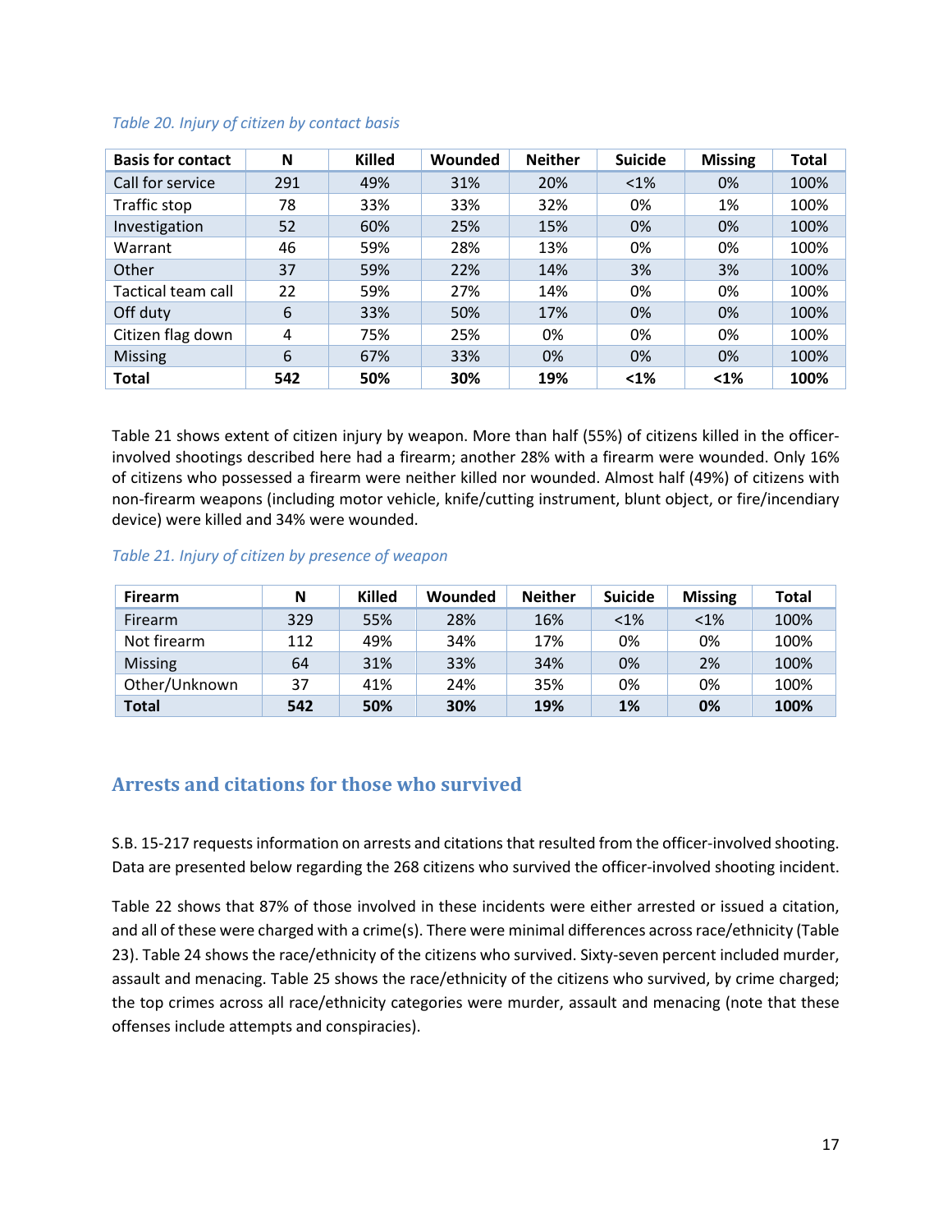*Table 20. Injury of citizen by contact basis*

| Basis for contact | N | Killed | Wounded | Neither | Suicide | Missing | Total |
|---|---|---|---|---|---|---|---|
| Call for service | 291 | 49% | 31% | 20% | <1% | 0% | 100% |
| Traffic stop | 78 | 33% | 33% | 32% | 0% | 1% | 100% |
| Investigation | 52 | 60% | 25% | 15% | 0% | 0% | 100% |
| Warrant | 46 | 59% | 28% | 13% | 0% | 0% | 100% |
| Other | 37 | 59% | 22% | 14% | 3% | 3% | 100% |
| Tactical team call | 22 | 59% | 27% | 14% | 0% | 0% | 100% |
| Off duty | 6 | 33% | 50% | 17% | 0% | 0% | 100% |
| Citizen flag down | 4 | 75% | 25% | 0% | 0% | 0% | 100% |
| Missing | 6 | 67% | 33% | 0% | 0% | 0% | 100% |
| **Total** | **542** | **50%** | **30%** | **19%** | **<1%** | **<1%** | **100%** |

Table 21 shows extent of citizen injury by weapon. More than half (55%) of citizens killed in the officer-involved shootings described here had a firearm; another 28% with a firearm were wounded. Only 16% of citizens who possessed a firearm were neither killed nor wounded. Almost half (49%) of citizens with non-firearm weapons (including motor vehicle, knife/cutting instrument, blunt object, or fire/incendiary device) were killed and 34% were wounded.

*Table 21. Injury of citizen by presence of weapon*

| Firearm | N | Killed | Wounded | Neither | Suicide | Missing | Total |
|---|---|---|---|---|---|---|---|
| Firearm | 329 | 55% | 28% | 16% | <1% | <1% | 100% |
| Not firearm | 112 | 49% | 34% | 17% | 0% | 0% | 100% |
| Missing | 64 | 31% | 33% | 34% | 0% | 2% | 100% |
| Other/Unknown | 37 | 41% | 24% | 35% | 0% | 0% | 100% |
| **Total** | **542** | **50%** | **30%** | **19%** | **1%** | **0%** | **100%** |

## Arrests and citations for those who survived

S.B. 15-217 requests information on arrests and citations that resulted from the officer-involved shooting. Data are presented below regarding the 268 citizens who survived the officer-involved shooting incident.

Table 22 shows that 87% of those involved in these incidents were either arrested or issued a citation, and all of these were charged with a crime(s). There were minimal differences across race/ethnicity (Table 23). Table 24 shows the race/ethnicity of the citizens who survived. Sixty-seven percent included murder, assault and menacing. Table 25 shows the race/ethnicity of the citizens who survived, by crime charged; the top crimes across all race/ethnicity categories were murder, assault and menacing (note that these offenses include attempts and conspiracies).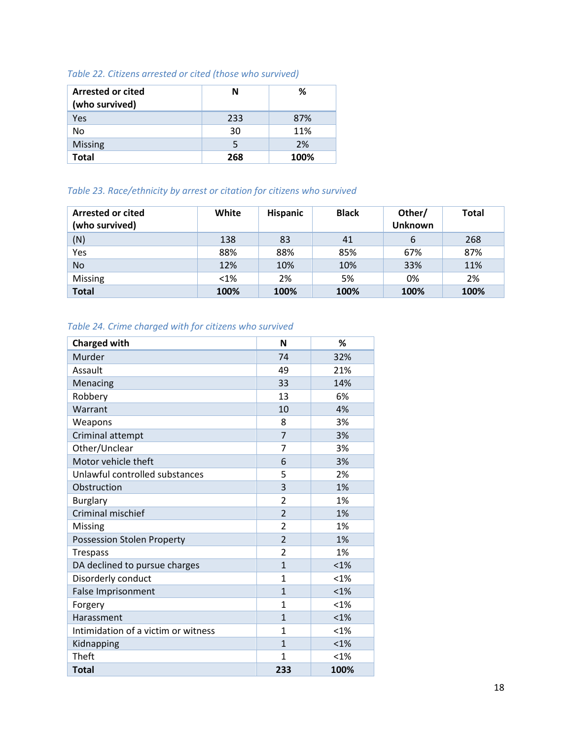*Table 22. Citizens arrested or cited (those who survived)*

| Arrested or cited (who survived) | N | % |
|---|---|---|
| Yes | 233 | 87% |
| No | 30 | 11% |
| Missing | 5 | 2% |
| **Total** | **268** | **100%** |

*Table 23. Race/ethnicity by arrest or citation for citizens who survived*

| Arrested or cited (who survived) | White | Hispanic | Black | Other/ Unknown | Total |
|---|---|---|---|---|---|
| (N) | 138 | 83 | 41 | 6 | 268 |
| Yes | 88% | 88% | 85% | 67% | 87% |
| No | 12% | 10% | 10% | 33% | 11% |
| Missing | <1% | 2% | 5% | 0% | 2% |
| **Total** | **100%** | **100%** | **100%** | **100%** | **100%** |

*Table 24. Crime charged with for citizens who survived*

| Charged with | N | % |
|---|---|---|
| Murder | 74 | 32% |
| Assault | 49 | 21% |
| Menacing | 33 | 14% |
| Robbery | 13 | 6% |
| Warrant | 10 | 4% |
| Weapons | 8 | 3% |
| Criminal attempt | 7 | 3% |
| Other/Unclear | 7 | 3% |
| Motor vehicle theft | 6 | 3% |
| Unlawful controlled substances | 5 | 2% |
| Obstruction | 3 | 1% |
| Burglary | 2 | 1% |
| Criminal mischief | 2 | 1% |
| Missing | 2 | 1% |
| Possession Stolen Property | 2 | 1% |
| Trespass | 2 | 1% |
| DA declined to pursue charges | 1 | <1% |
| Disorderly conduct | 1 | <1% |
| False Imprisonment | 1 | <1% |
| Forgery | 1 | <1% |
| Harassment | 1 | <1% |
| Intimidation of a victim or witness | 1 | <1% |
| Kidnapping | 1 | <1% |
| Theft | 1 | <1% |
| **Total** | **233** | **100%** |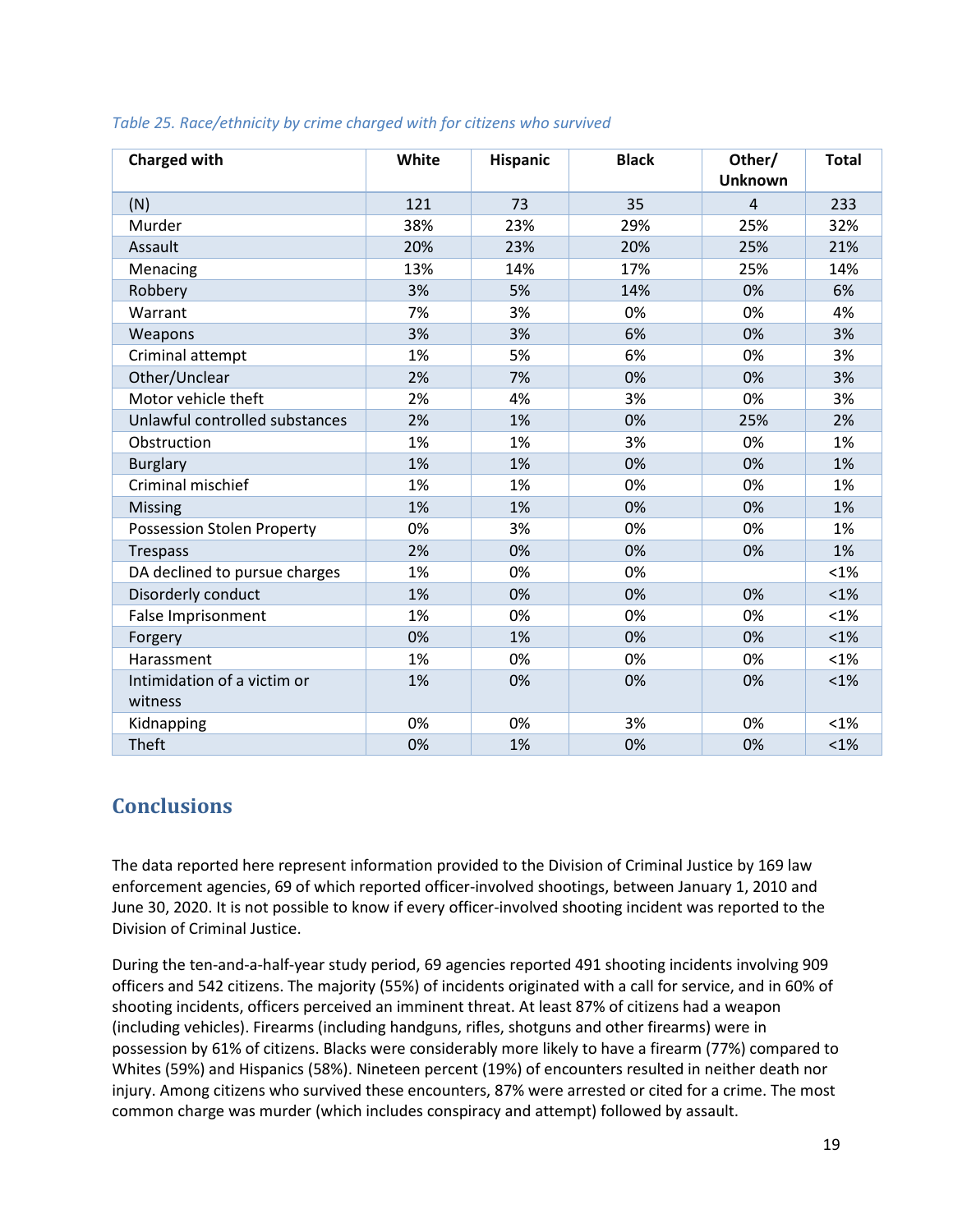*Table 25. Race/ethnicity by crime charged with for citizens who survived*

| Charged with | White | Hispanic | Black | Other/ Unknown | Total |
|---|---|---|---|---|---|
| (N) | 121 | 73 | 35 | 4 | 233 |
| Murder | 38% | 23% | 29% | 25% | 32% |
| Assault | 20% | 23% | 20% | 25% | 21% |
| Menacing | 13% | 14% | 17% | 25% | 14% |
| Robbery | 3% | 5% | 14% | 0% | 6% |
| Warrant | 7% | 3% | 0% | 0% | 4% |
| Weapons | 3% | 3% | 6% | 0% | 3% |
| Criminal attempt | 1% | 5% | 6% | 0% | 3% |
| Other/Unclear | 2% | 7% | 0% | 0% | 3% |
| Motor vehicle theft | 2% | 4% | 3% | 0% | 3% |
| Unlawful controlled substances | 2% | 1% | 0% | 25% | 2% |
| Obstruction | 1% | 1% | 3% | 0% | 1% |
| Burglary | 1% | 1% | 0% | 0% | 1% |
| Criminal mischief | 1% | 1% | 0% | 0% | 1% |
| Missing | 1% | 1% | 0% | 0% | 1% |
| Possession Stolen Property | 0% | 3% | 0% | 0% | 1% |
| Trespass | 2% | 0% | 0% | 0% | 1% |
| DA declined to pursue charges | 1% | 0% | 0% | | <1% |
| Disorderly conduct | 1% | 0% | 0% | 0% | <1% |
| False Imprisonment | 1% | 0% | 0% | 0% | <1% |
| Forgery | 0% | 1% | 0% | 0% | <1% |
| Harassment | 1% | 0% | 0% | 0% | <1% |
| Intimidation of a victim or witness | 1% | 0% | 0% | 0% | <1% |
| Kidnapping | 0% | 0% | 3% | 0% | <1% |
| Theft | 0% | 1% | 0% | 0% | <1% |

## Conclusions

The data reported here represent information provided to the Division of Criminal Justice by 169 law enforcement agencies, 69 of which reported officer-involved shootings, between January 1, 2010 and June 30, 2020. It is not possible to know if every officer-involved shooting incident was reported to the Division of Criminal Justice.

During the ten-and-a-half-year study period, 69 agencies reported 491 shooting incidents involving 909 officers and 542 citizens. The majority (55%) of incidents originated with a call for service, and in 60% of shooting incidents, officers perceived an imminent threat. At least 87% of citizens had a weapon (including vehicles). Firearms (including handguns, rifles, shotguns and other firearms) were in possession by 61% of citizens. Blacks were considerably more likely to have a firearm (77%) compared to Whites (59%) and Hispanics (58%). Nineteen percent (19%) of encounters resulted in neither death nor injury. Among citizens who survived these encounters, 87% were arrested or cited for a crime. The most common charge was murder (which includes conspiracy and attempt) followed by assault.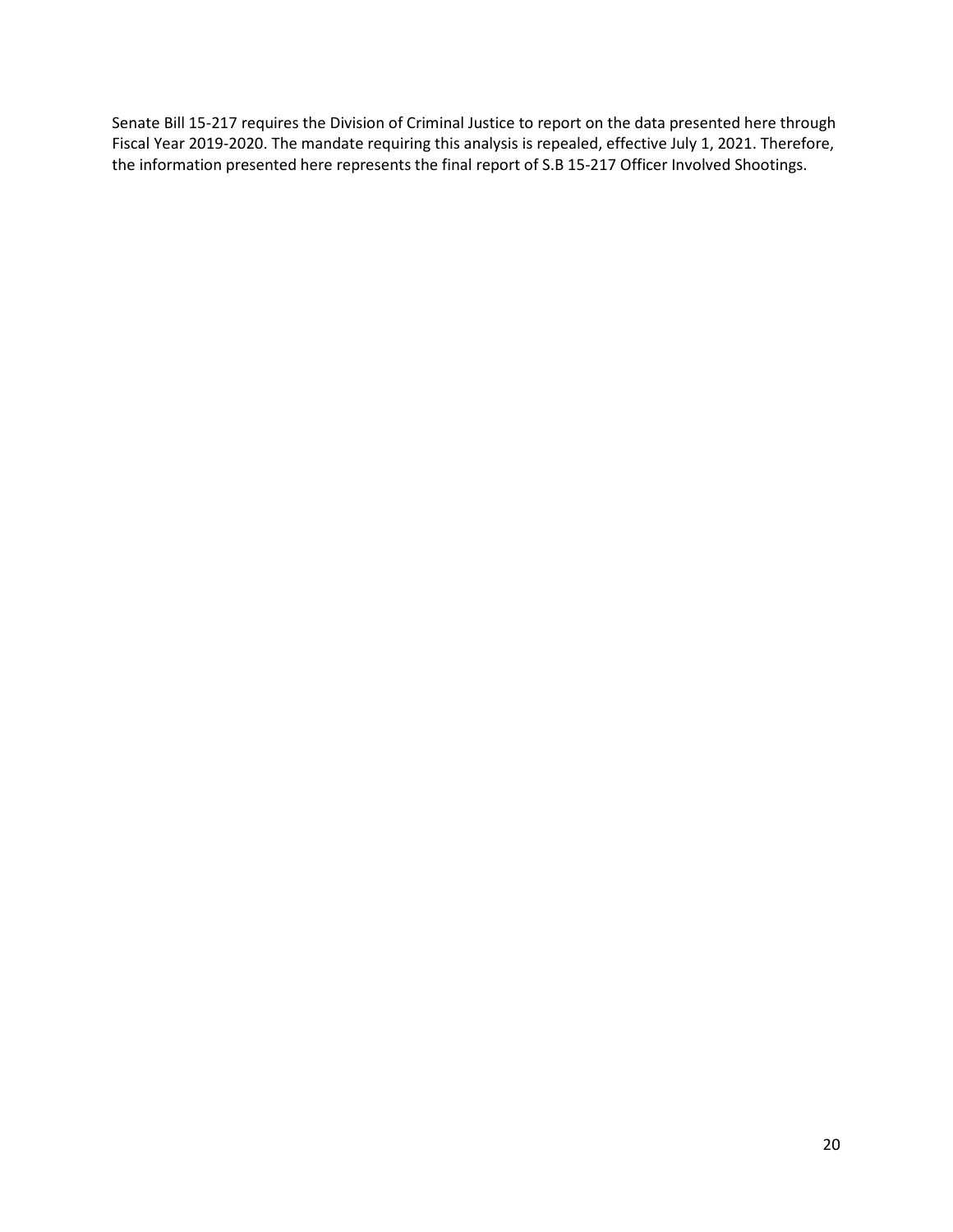Senate Bill 15-217 requires the Division of Criminal Justice to report on the data presented here through Fiscal Year 2019-2020. The mandate requiring this analysis is repealed, effective July 1, 2021. Therefore, the information presented here represents the final report of S.B 15-217 Officer Involved Shootings.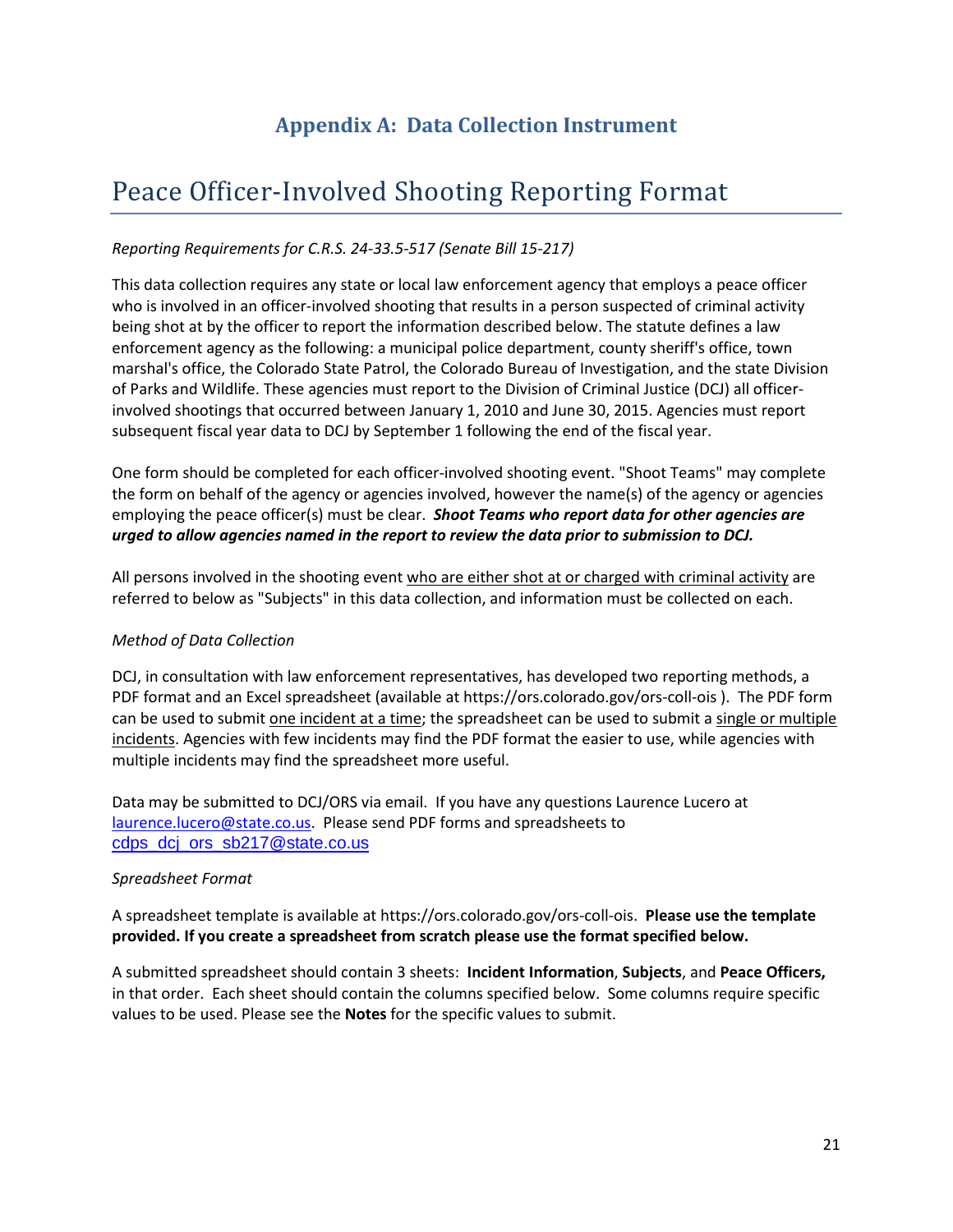# Appendix A: Data Collection Instrument

# Peace Officer-Involved Shooting Reporting Format

*Reporting Requirements for C.R.S. 24-33.5-517 (Senate Bill 15-217)*

This data collection requires any state or local law enforcement agency that employs a peace officer who is involved in an officer-involved shooting that results in a person suspected of criminal activity being shot at by the officer to report the information described below. The statute defines a law enforcement agency as the following: a municipal police department, county sheriff's office, town marshal's office, the Colorado State Patrol, the Colorado Bureau of Investigation, and the state Division of Parks and Wildlife. These agencies must report to the Division of Criminal Justice (DCJ) all officer-involved shootings that occurred between January 1, 2010 and June 30, 2015. Agencies must report subsequent fiscal year data to DCJ by September 1 following the end of the fiscal year.

One form should be completed for each officer-involved shooting event. "Shoot Teams" may complete the form on behalf of the agency or agencies involved, however the name(s) of the agency or agencies employing the peace officer(s) must be clear. ***Shoot Teams who report data for other agencies are urged to allow agencies named in the report to review the data prior to submission to DCJ.***

All persons involved in the shooting event who are either shot at or charged with criminal activity are referred to below as "Subjects" in this data collection, and information must be collected on each.

*Method of Data Collection*

DCJ, in consultation with law enforcement representatives, has developed two reporting methods, a PDF format and an Excel spreadsheet (available at https://ors.colorado.gov/ors-coll-ois ). The PDF form can be used to submit one incident at a time; the spreadsheet can be used to submit a single or multiple incidents. Agencies with few incidents may find the PDF format the easier to use, while agencies with multiple incidents may find the spreadsheet more useful.

Data may be submitted to DCJ/ORS via email. If you have any questions Laurence Lucero at laurence.lucero@state.co.us. Please send PDF forms and spreadsheets to cdps_dcj_ors_sb217@state.co.us

*Spreadsheet Format*

A spreadsheet template is available at https://ors.colorado.gov/ors-coll-ois. **Please use the template provided. If you create a spreadsheet from scratch please use the format specified below.**

A submitted spreadsheet should contain 3 sheets: **Incident Information**, **Subjects**, and **Peace Officers,** in that order. Each sheet should contain the columns specified below. Some columns require specific values to be used. Please see the **Notes** for the specific values to submit.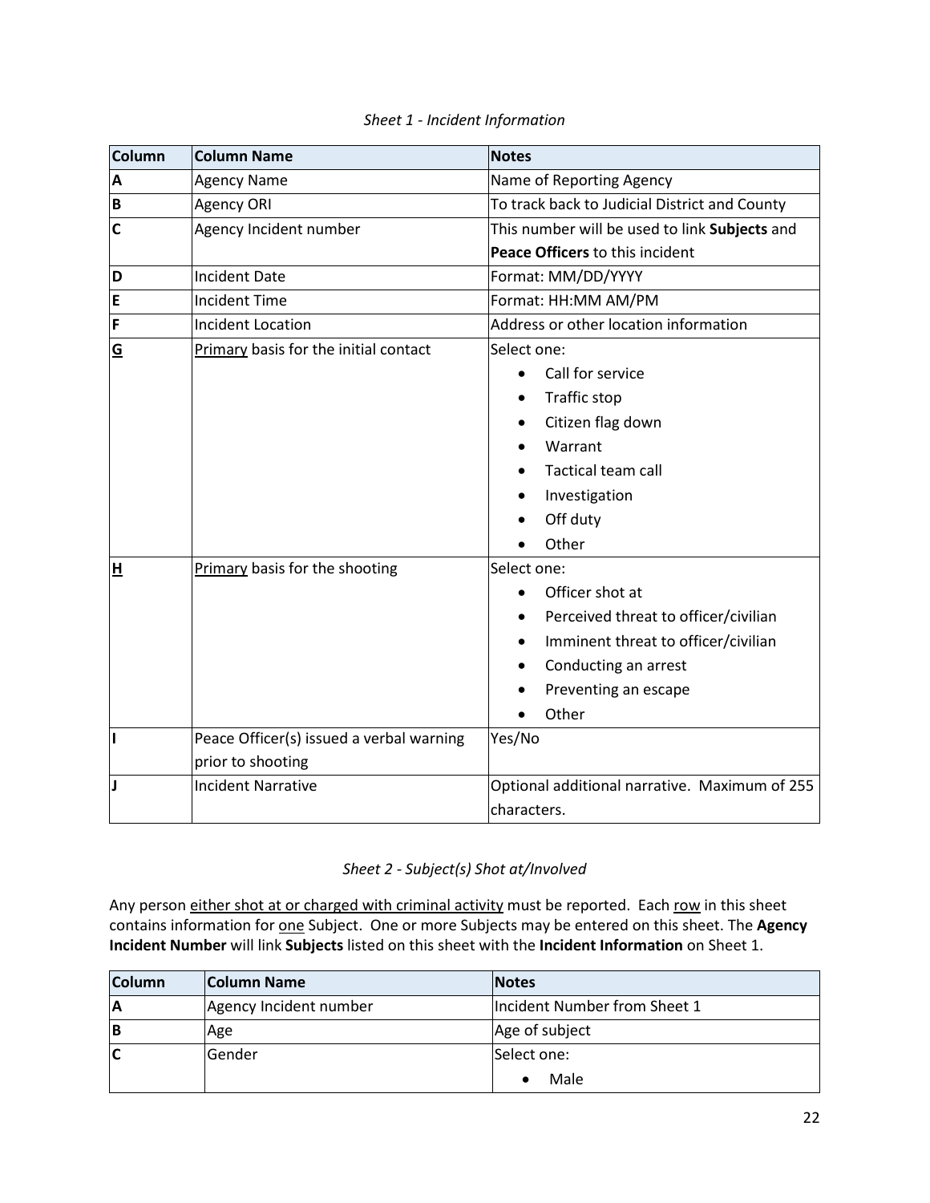*Sheet 1 - Incident Information*

| Column | Column Name | Notes |
|---|---|---|
| **A** | Agency Name | Name of Reporting Agency |
| **B** | Agency ORI | To track back to Judicial District and County |
| **C** | Agency Incident number | This number will be used to link **Subjects** and **Peace Officers** to this incident |
| **D** | Incident Date | Format: MM/DD/YYYY |
| **E** | Incident Time | Format: HH:MM AM/PM |
| **F** | Incident Location | Address or other location information |
| **G** | Primary basis for the initial contact | Select one:<br>• Call for service<br>• Traffic stop<br>• Citizen flag down<br>• Warrant<br>• Tactical team call<br>• Investigation<br>• Off duty<br>• Other |
| **H** | Primary basis for the shooting | Select one:<br>• Officer shot at<br>• Perceived threat to officer/civilian<br>• Imminent threat to officer/civilian<br>• Conducting an arrest<br>• Preventing an escape<br>• Other |
| **I** | Peace Officer(s) issued a verbal warning prior to shooting | Yes/No |
| **J** | Incident Narrative | Optional additional narrative. Maximum of 255 characters. |

*Sheet 2 - Subject(s) Shot at/Involved*

Any person either shot at or charged with criminal activity must be reported. Each row in this sheet contains information for one Subject. One or more Subjects may be entered on this sheet. The **Agency Incident Number** will link **Subjects** listed on this sheet with the **Incident Information** on Sheet 1.

| Column | Column Name | Notes |
|---|---|---|
| **A** | Agency Incident number | Incident Number from Sheet 1 |
| **B** | Age | Age of subject |
| **C** | Gender | Select one:<br>• Male |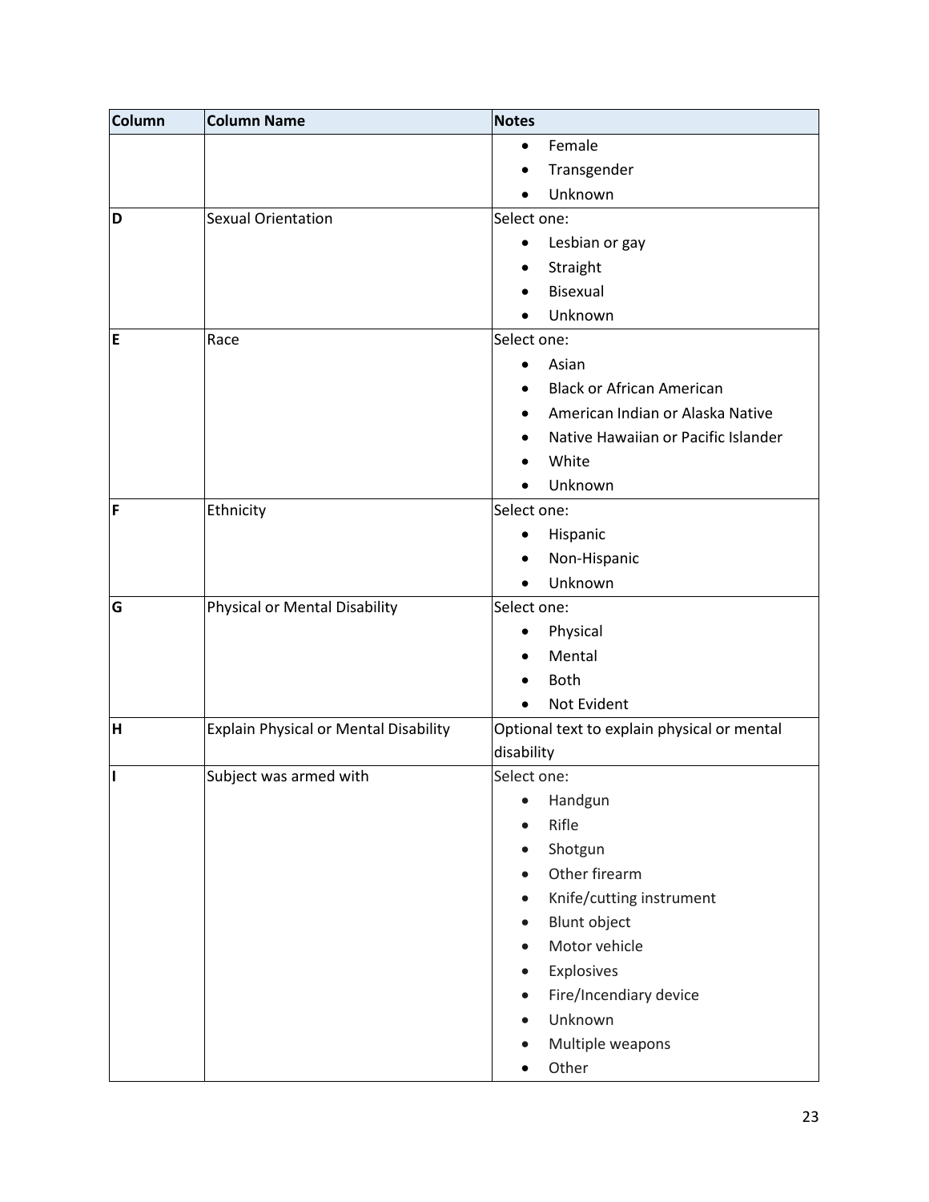| Column | Column Name | Notes |
| --- | --- | --- |
| | | • Female<br>• Transgender<br>• Unknown |
| D | Sexual Orientation | Select one:<br>• Lesbian or gay<br>• Straight<br>• Bisexual<br>• Unknown |
| E | Race | Select one:<br>• Asian<br>• Black or African American<br>• American Indian or Alaska Native<br>• Native Hawaiian or Pacific Islander<br>• White<br>• Unknown |
| F | Ethnicity | Select one:<br>• Hispanic<br>• Non-Hispanic<br>• Unknown |
| G | Physical or Mental Disability | Select one:<br>• Physical<br>• Mental<br>• Both<br>• Not Evident |
| H | Explain Physical or Mental Disability | Optional text to explain physical or mental disability |
| I | Subject was armed with | Select one:<br>• Handgun<br>• Rifle<br>• Shotgun<br>• Other firearm<br>• Knife/cutting instrument<br>• Blunt object<br>• Motor vehicle<br>• Explosives<br>• Fire/Incendiary device<br>• Unknown<br>• Multiple weapons<br>• Other |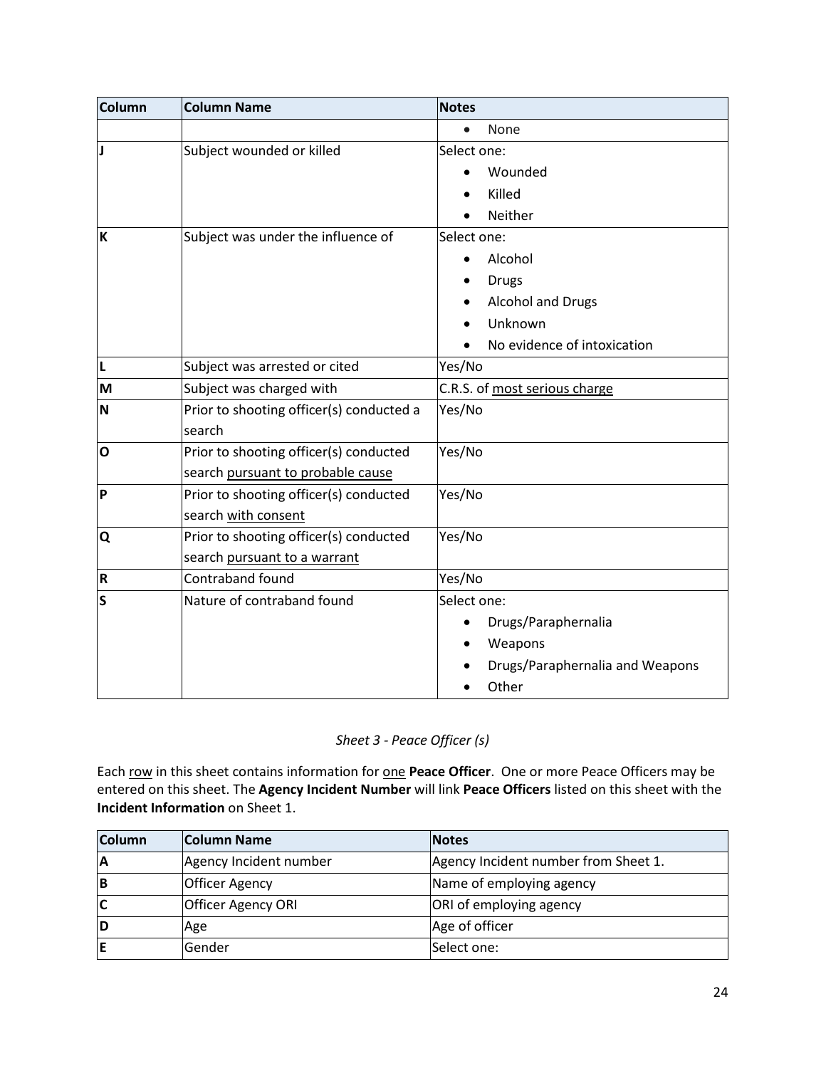| Column | Column Name | Notes |
|---|---|---|
| | | • None |
| **J** | Subject wounded or killed | Select one:<br>• Wounded<br>• Killed<br>• Neither |
| **K** | Subject was under the influence of | Select one:<br>• Alcohol<br>• Drugs<br>• Alcohol and Drugs<br>• Unknown<br>• No evidence of intoxication |
| **L** | Subject was arrested or cited | Yes/No |
| **M** | Subject was charged with | C.R.S. of most serious charge |
| **N** | Prior to shooting officer(s) conducted a search | Yes/No |
| **O** | Prior to shooting officer(s) conducted search pursuant to probable cause | Yes/No |
| **P** | Prior to shooting officer(s) conducted search with consent | Yes/No |
| **Q** | Prior to shooting officer(s) conducted search pursuant to a warrant | Yes/No |
| **R** | Contraband found | Yes/No |
| **S** | Nature of contraband found | Select one:<br>• Drugs/Paraphernalia<br>• Weapons<br>• Drugs/Paraphernalia and Weapons<br>• Other |

*Sheet 3 - Peace Officer (s)*

Each row in this sheet contains information for one **Peace Officer**. One or more Peace Officers may be entered on this sheet. The **Agency Incident Number** will link **Peace Officers** listed on this sheet with the **Incident Information** on Sheet 1.

| Column | Column Name | Notes |
|---|---|---|
| **A** | Agency Incident number | Agency Incident number from Sheet 1. |
| **B** | Officer Agency | Name of employing agency |
| **C** | Officer Agency ORI | ORI of employing agency |
| **D** | Age | Age of officer |
| **E** | Gender | Select one: |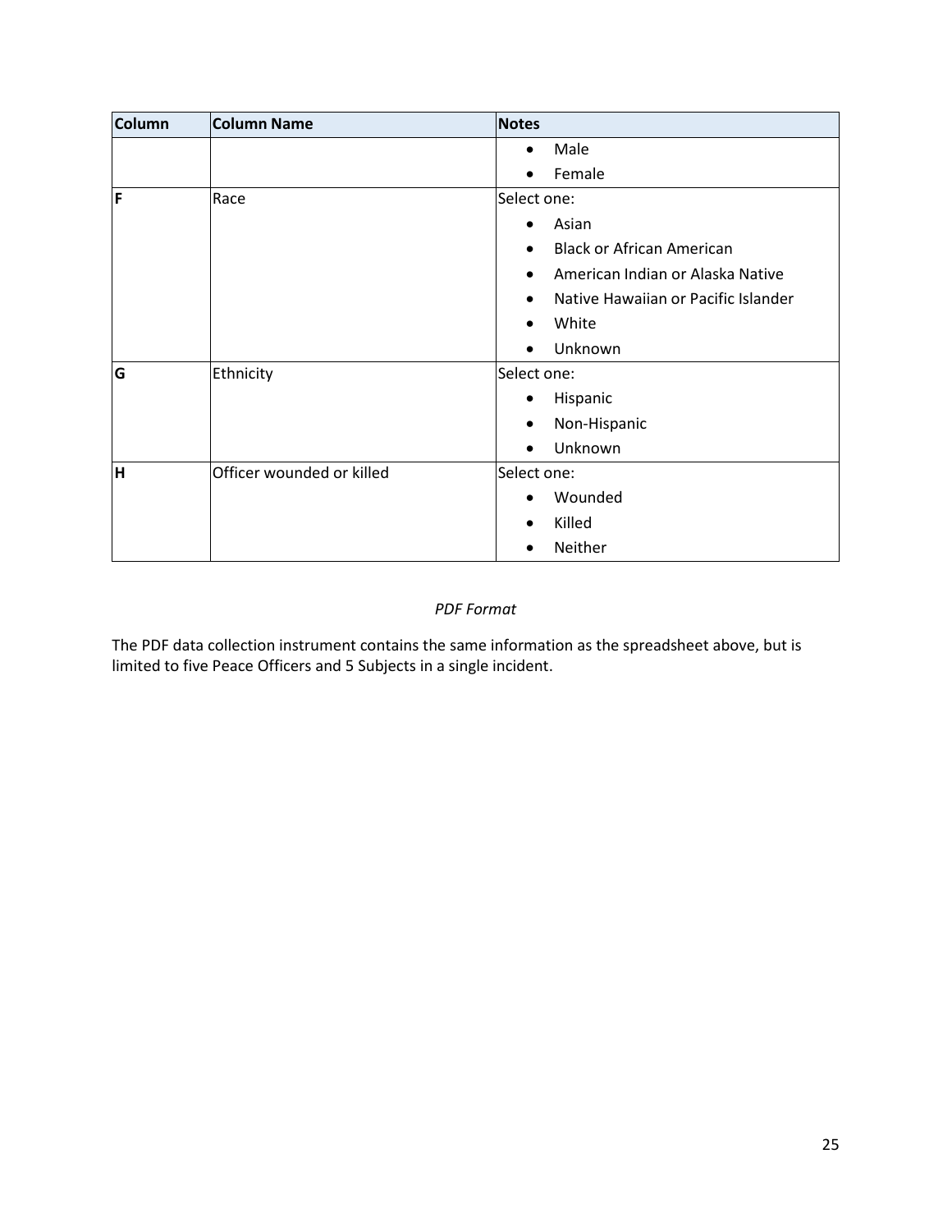| Column | Column Name | Notes |
|---|---|---|
| | | • Male<br>• Female |
| **F** | Race | Select one:<br>• Asian<br>• Black or African American<br>• American Indian or Alaska Native<br>• Native Hawaiian or Pacific Islander<br>• White<br>• Unknown |
| **G** | Ethnicity | Select one:<br>• Hispanic<br>• Non-Hispanic<br>• Unknown |
| **H** | Officer wounded or killed | Select one:<br>• Wounded<br>• Killed<br>• Neither |

*PDF Format*

The PDF data collection instrument contains the same information as the spreadsheet above, but is limited to five Peace Officers and 5 Subjects in a single incident.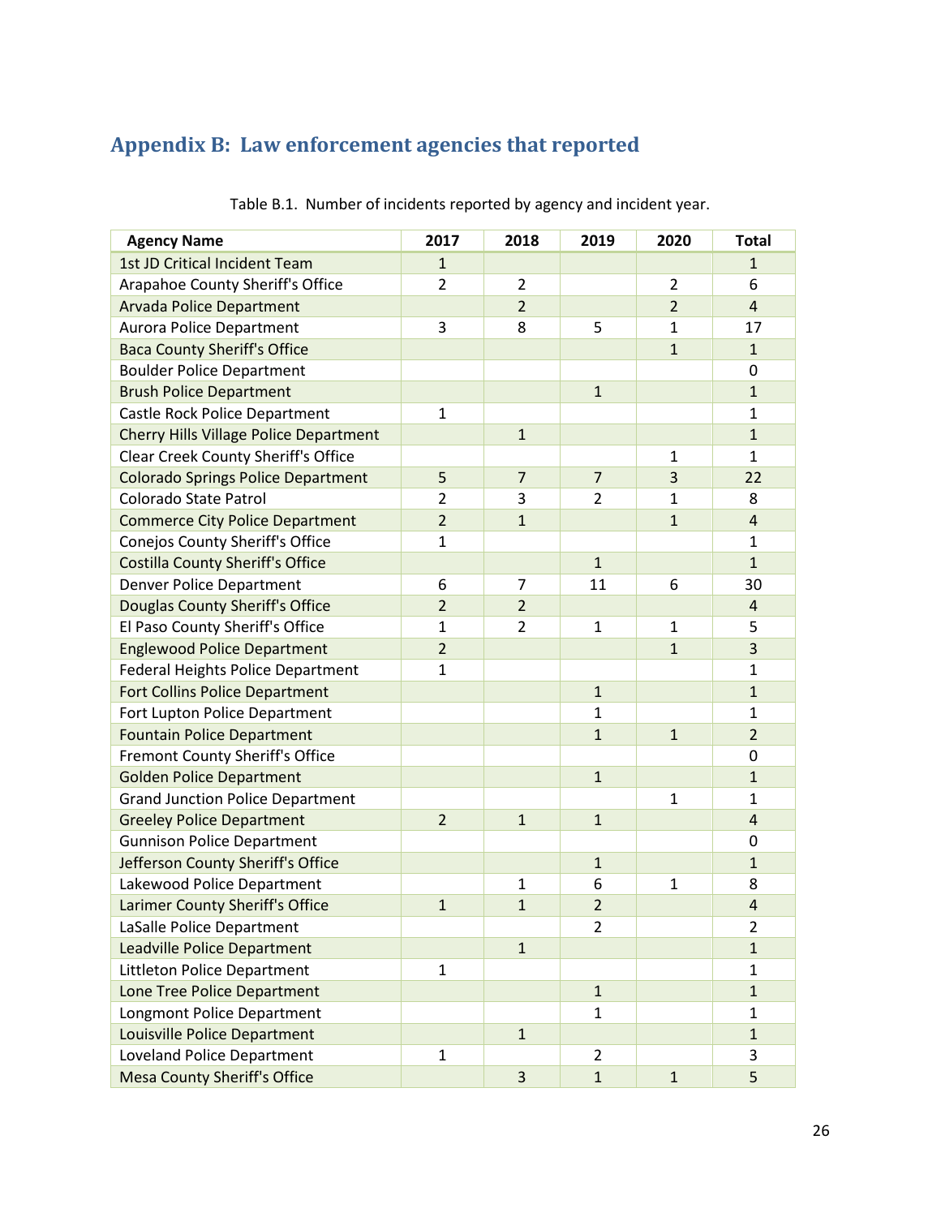## Appendix B: Law enforcement agencies that reported

Table B.1. Number of incidents reported by agency and incident year.

| Agency Name | 2017 | 2018 | 2019 | 2020 | Total |
|---|---|---|---|---|---|
| 1st JD Critical Incident Team | 1 | | | | 1 |
| Arapahoe County Sheriff's Office | 2 | 2 | | 2 | 6 |
| Arvada Police Department | | 2 | | 2 | 4 |
| Aurora Police Department | 3 | 8 | 5 | 1 | 17 |
| Baca County Sheriff's Office | | | | 1 | 1 |
| Boulder Police Department | | | | | 0 |
| Brush Police Department | | | 1 | | 1 |
| Castle Rock Police Department | 1 | | | | 1 |
| Cherry Hills Village Police Department | | 1 | | | 1 |
| Clear Creek County Sheriff's Office | | | | 1 | 1 |
| Colorado Springs Police Department | 5 | 7 | 7 | 3 | 22 |
| Colorado State Patrol | 2 | 3 | 2 | 1 | 8 |
| Commerce City Police Department | 2 | 1 | | 1 | 4 |
| Conejos County Sheriff's Office | 1 | | | | 1 |
| Costilla County Sheriff's Office | | | 1 | | 1 |
| Denver Police Department | 6 | 7 | 11 | 6 | 30 |
| Douglas County Sheriff's Office | 2 | 2 | | | 4 |
| El Paso County Sheriff's Office | 1 | 2 | 1 | 1 | 5 |
| Englewood Police Department | 2 | | | 1 | 3 |
| Federal Heights Police Department | 1 | | | | 1 |
| Fort Collins Police Department | | | 1 | | 1 |
| Fort Lupton Police Department | | | 1 | | 1 |
| Fountain Police Department | | | 1 | 1 | 2 |
| Fremont County Sheriff's Office | | | | | 0 |
| Golden Police Department | | | 1 | | 1 |
| Grand Junction Police Department | | | | 1 | 1 |
| Greeley Police Department | 2 | 1 | 1 | | 4 |
| Gunnison Police Department | | | | | 0 |
| Jefferson County Sheriff's Office | | | 1 | | 1 |
| Lakewood Police Department | | 1 | 6 | 1 | 8 |
| Larimer County Sheriff's Office | 1 | 1 | 2 | | 4 |
| LaSalle Police Department | | | 2 | | 2 |
| Leadville Police Department | | 1 | | | 1 |
| Littleton Police Department | 1 | | | | 1 |
| Lone Tree Police Department | | | 1 | | 1 |
| Longmont Police Department | | | 1 | | 1 |
| Louisville Police Department | | 1 | | | 1 |
| Loveland Police Department | 1 | | 2 | | 3 |
| Mesa County Sheriff's Office | | 3 | 1 | 1 | 5 |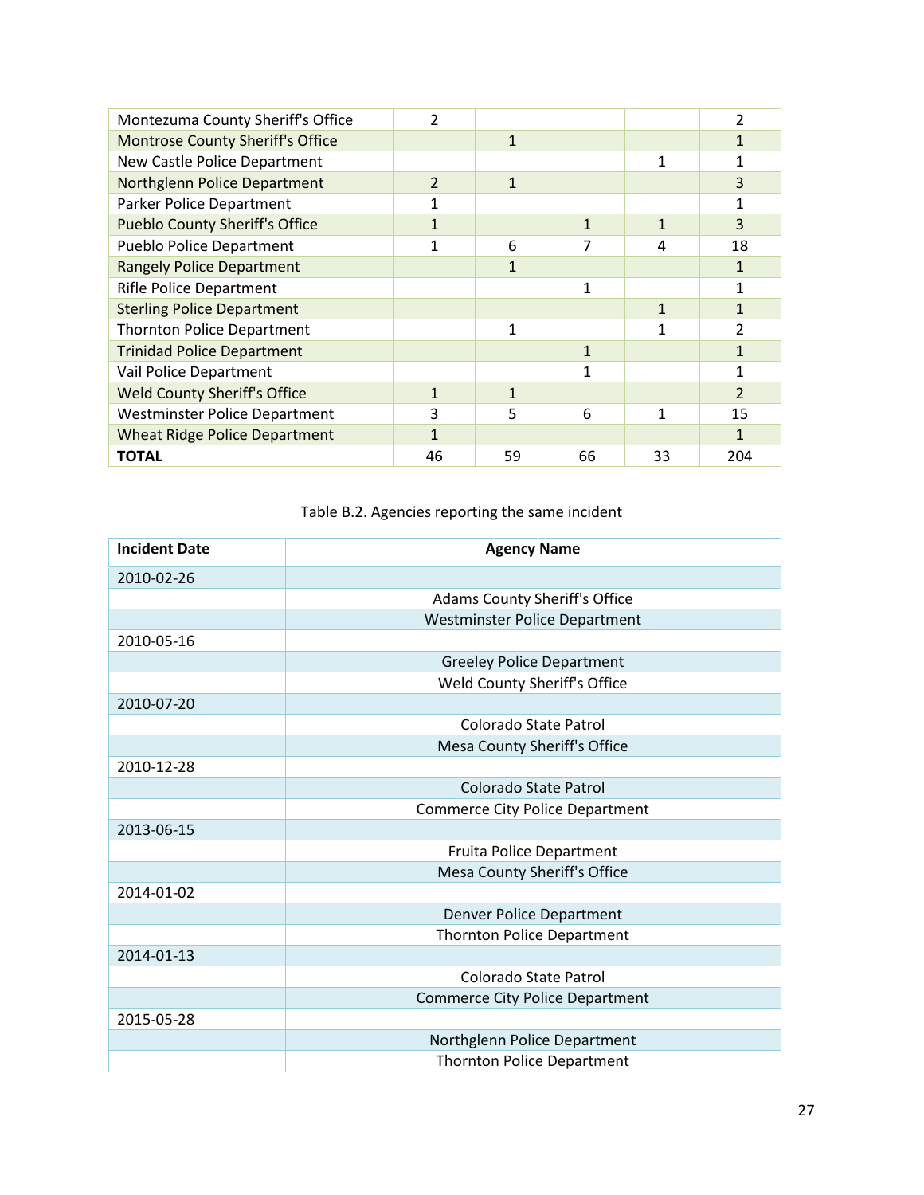| | | | | | |
|---|---|---|---|---|---|
| Montezuma County Sheriff's Office | 2 | | | | 2 |
| Montrose County Sheriff's Office | | 1 | | | 1 |
| New Castle Police Department | | | | 1 | 1 |
| Northglenn Police Department | 2 | 1 | | | 3 |
| Parker Police Department | 1 | | | | 1 |
| Pueblo County Sheriff's Office | 1 | | 1 | 1 | 3 |
| Pueblo Police Department | 1 | 6 | 7 | 4 | 18 |
| Rangely Police Department | | 1 | | | 1 |
| Rifle Police Department | | | 1 | | 1 |
| Sterling Police Department | | | | 1 | 1 |
| Thornton Police Department | | 1 | | 1 | 2 |
| Trinidad Police Department | | | 1 | | 1 |
| Vail Police Department | | | 1 | | 1 |
| Weld County Sheriff's Office | 1 | 1 | | | 2 |
| Westminster Police Department | 3 | 5 | 6 | 1 | 15 |
| Wheat Ridge Police Department | 1 | | | | 1 |
| **TOTAL** | 46 | 59 | 66 | 33 | 204 |

Table B.2. Agencies reporting the same incident

| **Incident Date** | **Agency Name** |
|---|---|
| 2010-02-26 | |
| | Adams County Sheriff's Office |
| | Westminster Police Department |
| 2010-05-16 | |
| | Greeley Police Department |
| | Weld County Sheriff's Office |
| 2010-07-20 | |
| | Colorado State Patrol |
| | Mesa County Sheriff's Office |
| 2010-12-28 | |
| | Colorado State Patrol |
| | Commerce City Police Department |
| 2013-06-15 | |
| | Fruita Police Department |
| | Mesa County Sheriff's Office |
| 2014-01-02 | |
| | Denver Police Department |
| | Thornton Police Department |
| 2014-01-13 | |
| | Colorado State Patrol |
| | Commerce City Police Department |
| 2015-05-28 | |
| | Northglenn Police Department |
| | Thornton Police Department |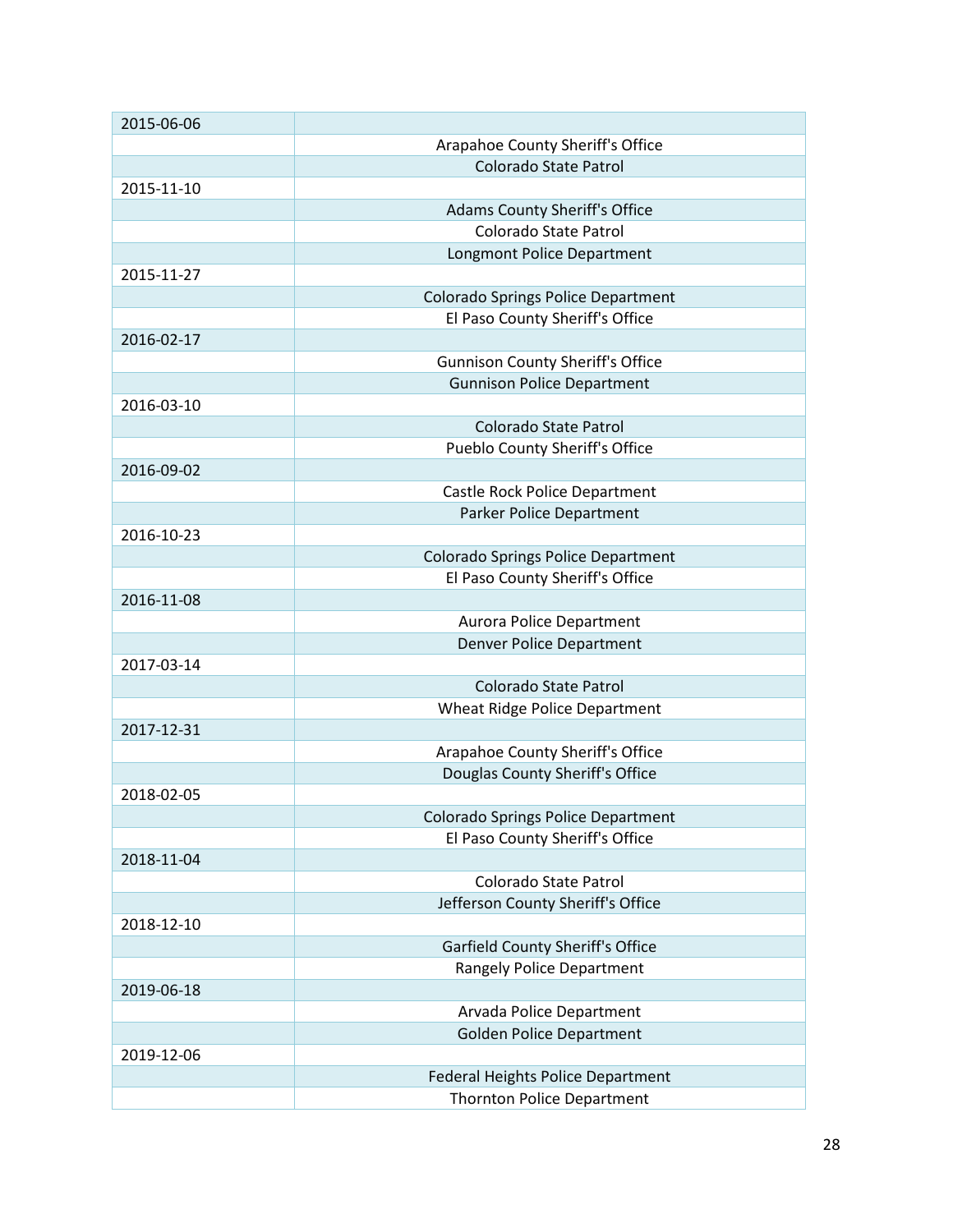| | |
|---|---|
| 2015-06-06 | |
| | Arapahoe County Sheriff's Office |
| | Colorado State Patrol |
| 2015-11-10 | |
| | Adams County Sheriff's Office |
| | Colorado State Patrol |
| | Longmont Police Department |
| 2015-11-27 | |
| | Colorado Springs Police Department |
| | El Paso County Sheriff's Office |
| 2016-02-17 | |
| | Gunnison County Sheriff's Office |
| | Gunnison Police Department |
| 2016-03-10 | |
| | Colorado State Patrol |
| | Pueblo County Sheriff's Office |
| 2016-09-02 | |
| | Castle Rock Police Department |
| | Parker Police Department |
| 2016-10-23 | |
| | Colorado Springs Police Department |
| | El Paso County Sheriff's Office |
| 2016-11-08 | |
| | Aurora Police Department |
| | Denver Police Department |
| 2017-03-14 | |
| | Colorado State Patrol |
| | Wheat Ridge Police Department |
| 2017-12-31 | |
| | Arapahoe County Sheriff's Office |
| | Douglas County Sheriff's Office |
| 2018-02-05 | |
| | Colorado Springs Police Department |
| | El Paso County Sheriff's Office |
| 2018-11-04 | |
| | Colorado State Patrol |
| | Jefferson County Sheriff's Office |
| 2018-12-10 | |
| | Garfield County Sheriff's Office |
| | Rangely Police Department |
| 2019-06-18 | |
| | Arvada Police Department |
| | Golden Police Department |
| 2019-12-06 | |
| | Federal Heights Police Department |
| | Thornton Police Department |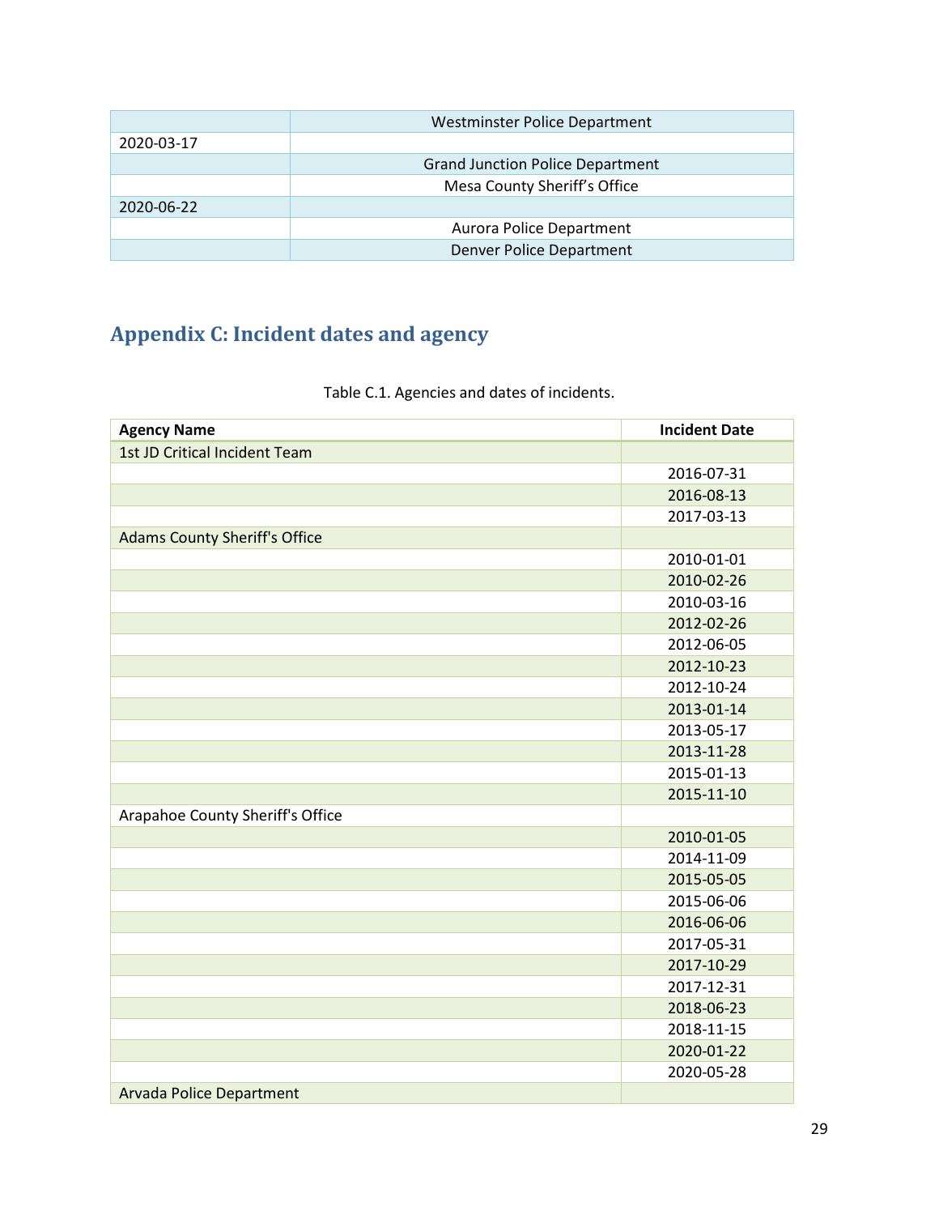| | |
|---|---|
| | Westminster Police Department |
| 2020-03-17 | |
| | Grand Junction Police Department |
| | Mesa County Sheriff’s Office |
| 2020-06-22 | |
| | Aurora Police Department |
| | Denver Police Department |

## Appendix C: Incident dates and agency

Table C.1. Agencies and dates of incidents.

| Agency Name | Incident Date |
|---|---|
| 1st JD Critical Incident Team | |
| | 2016-07-31 |
| | 2016-08-13 |
| | 2017-03-13 |
| Adams County Sheriff's Office | |
| | 2010-01-01 |
| | 2010-02-26 |
| | 2010-03-16 |
| | 2012-02-26 |
| | 2012-06-05 |
| | 2012-10-23 |
| | 2012-10-24 |
| | 2013-01-14 |
| | 2013-05-17 |
| | 2013-11-28 |
| | 2015-01-13 |
| | 2015-11-10 |
| Arapahoe County Sheriff's Office | |
| | 2010-01-05 |
| | 2014-11-09 |
| | 2015-05-05 |
| | 2015-06-06 |
| | 2016-06-06 |
| | 2017-05-31 |
| | 2017-10-29 |
| | 2017-12-31 |
| | 2018-06-23 |
| | 2018-11-15 |
| | 2020-01-22 |
| | 2020-05-28 |
| Arvada Police Department | |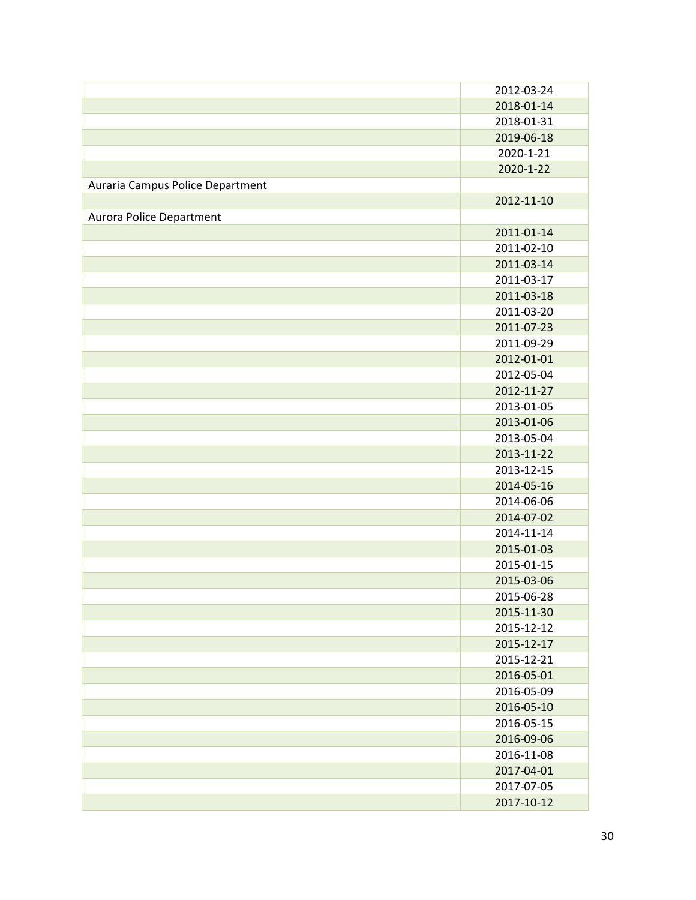| | |
|---|---|
| | 2012-03-24 |
| | 2018-01-14 |
| | 2018-01-31 |
| | 2019-06-18 |
| | 2020-1-21 |
| | 2020-1-22 |
| Auraria Campus Police Department | |
| | 2012-11-10 |
| Aurora Police Department | |
| | 2011-01-14 |
| | 2011-02-10 |
| | 2011-03-14 |
| | 2011-03-17 |
| | 2011-03-18 |
| | 2011-03-20 |
| | 2011-07-23 |
| | 2011-09-29 |
| | 2012-01-01 |
| | 2012-05-04 |
| | 2012-11-27 |
| | 2013-01-05 |
| | 2013-01-06 |
| | 2013-05-04 |
| | 2013-11-22 |
| | 2013-12-15 |
| | 2014-05-16 |
| | 2014-06-06 |
| | 2014-07-02 |
| | 2014-11-14 |
| | 2015-01-03 |
| | 2015-01-15 |
| | 2015-03-06 |
| | 2015-06-28 |
| | 2015-11-30 |
| | 2015-12-12 |
| | 2015-12-17 |
| | 2015-12-21 |
| | 2016-05-01 |
| | 2016-05-09 |
| | 2016-05-10 |
| | 2016-05-15 |
| | 2016-09-06 |
| | 2016-11-08 |
| | 2017-04-01 |
| | 2017-07-05 |
| | 2017-10-12 |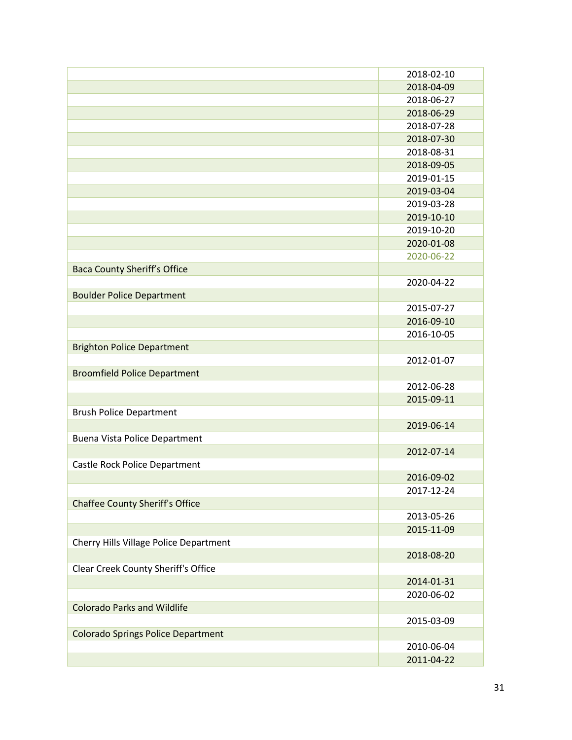| | |
|---|---|
| | 2018-02-10 |
| | 2018-04-09 |
| | 2018-06-27 |
| | 2018-06-29 |
| | 2018-07-28 |
| | 2018-07-30 |
| | 2018-08-31 |
| | 2018-09-05 |
| | 2019-01-15 |
| | 2019-03-04 |
| | 2019-03-28 |
| | 2019-10-10 |
| | 2019-10-20 |
| | 2020-01-08 |
| | 2020-06-22 |
| Baca County Sheriff's Office | |
| | 2020-04-22 |
| Boulder Police Department | |
| | 2015-07-27 |
| | 2016-09-10 |
| | 2016-10-05 |
| Brighton Police Department | |
| | 2012-01-07 |
| Broomfield Police Department | |
| | 2012-06-28 |
| | 2015-09-11 |
| Brush Police Department | |
| | 2019-06-14 |
| Buena Vista Police Department | |
| | 2012-07-14 |
| Castle Rock Police Department | |
| | 2016-09-02 |
| | 2017-12-24 |
| Chaffee County Sheriff's Office | |
| | 2013-05-26 |
| | 2015-11-09 |
| Cherry Hills Village Police Department | |
| | 2018-08-20 |
| Clear Creek County Sheriff's Office | |
| | 2014-01-31 |
| | 2020-06-02 |
| Colorado Parks and Wildlife | |
| | 2015-03-09 |
| Colorado Springs Police Department | |
| | 2010-06-04 |
| | 2011-04-22 |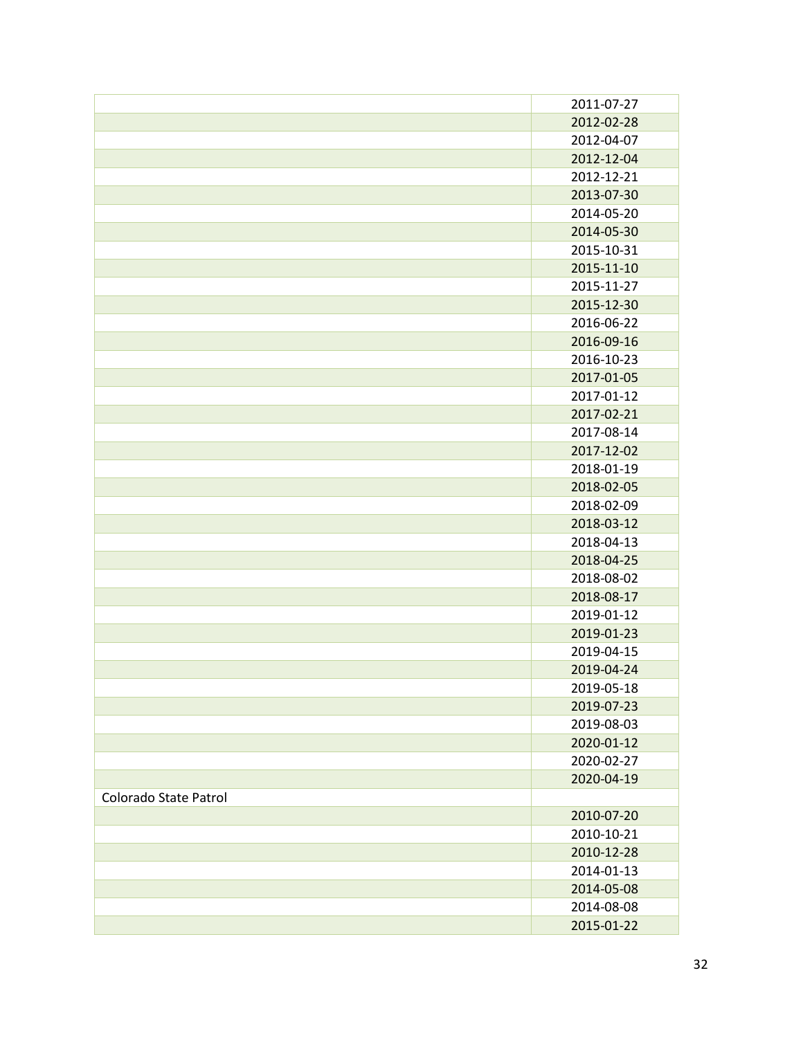| | |
|---|---|
| | 2011-07-27 |
| | 2012-02-28 |
| | 2012-04-07 |
| | 2012-12-04 |
| | 2012-12-21 |
| | 2013-07-30 |
| | 2014-05-20 |
| | 2014-05-30 |
| | 2015-10-31 |
| | 2015-11-10 |
| | 2015-11-27 |
| | 2015-12-30 |
| | 2016-06-22 |
| | 2016-09-16 |
| | 2016-10-23 |
| | 2017-01-05 |
| | 2017-01-12 |
| | 2017-02-21 |
| | 2017-08-14 |
| | 2017-12-02 |
| | 2018-01-19 |
| | 2018-02-05 |
| | 2018-02-09 |
| | 2018-03-12 |
| | 2018-04-13 |
| | 2018-04-25 |
| | 2018-08-02 |
| | 2018-08-17 |
| | 2019-01-12 |
| | 2019-01-23 |
| | 2019-04-15 |
| | 2019-04-24 |
| | 2019-05-18 |
| | 2019-07-23 |
| | 2019-08-03 |
| | 2020-01-12 |
| | 2020-02-27 |
| | 2020-04-19 |
| Colorado State Patrol | |
| | 2010-07-20 |
| | 2010-10-21 |
| | 2010-12-28 |
| | 2014-01-13 |
| | 2014-05-08 |
| | 2014-08-08 |
| | 2015-01-22 |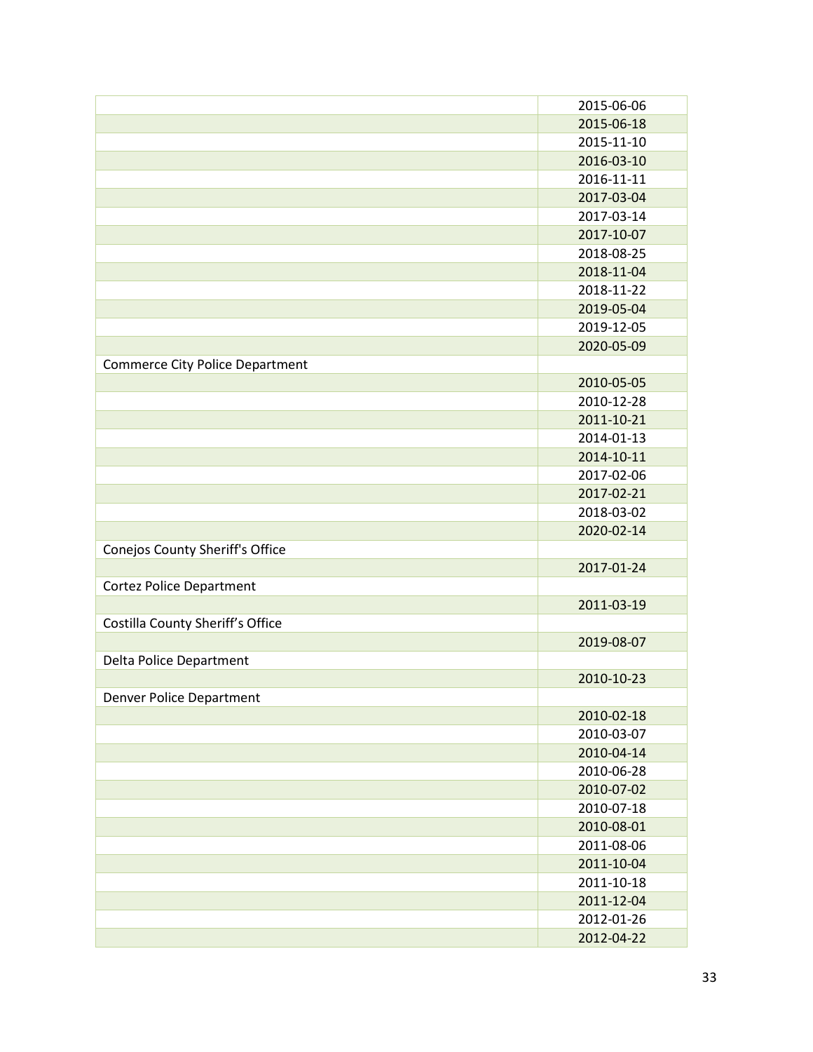| | |
|---|---|
| | 2015-06-06 |
| | 2015-06-18 |
| | 2015-11-10 |
| | 2016-03-10 |
| | 2016-11-11 |
| | 2017-03-04 |
| | 2017-03-14 |
| | 2017-10-07 |
| | 2018-08-25 |
| | 2018-11-04 |
| | 2018-11-22 |
| | 2019-05-04 |
| | 2019-12-05 |
| | 2020-05-09 |
| Commerce City Police Department | |
| | 2010-05-05 |
| | 2010-12-28 |
| | 2011-10-21 |
| | 2014-01-13 |
| | 2014-10-11 |
| | 2017-02-06 |
| | 2017-02-21 |
| | 2018-03-02 |
| | 2020-02-14 |
| Conejos County Sheriff's Office | |
| | 2017-01-24 |
| Cortez Police Department | |
| | 2011-03-19 |
| Costilla County Sheriff’s Office | |
| | 2019-08-07 |
| Delta Police Department | |
| | 2010-10-23 |
| Denver Police Department | |
| | 2010-02-18 |
| | 2010-03-07 |
| | 2010-04-14 |
| | 2010-06-28 |
| | 2010-07-02 |
| | 2010-07-18 |
| | 2010-08-01 |
| | 2011-08-06 |
| | 2011-10-04 |
| | 2011-10-18 |
| | 2011-12-04 |
| | 2012-01-26 |
| | 2012-04-22 |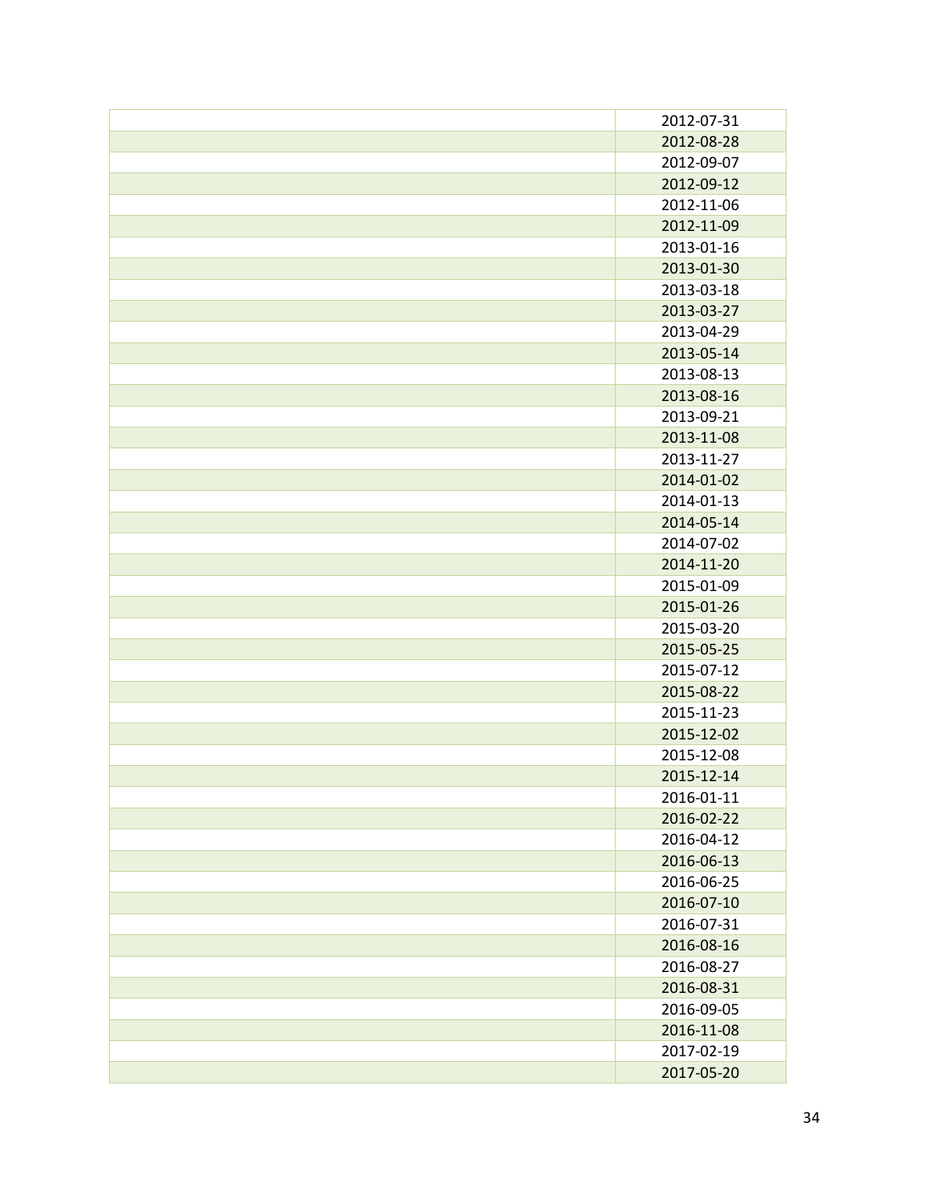| | |
|---|---|
| | 2012-07-31 |
| | 2012-08-28 |
| | 2012-09-07 |
| | 2012-09-12 |
| | 2012-11-06 |
| | 2012-11-09 |
| | 2013-01-16 |
| | 2013-01-30 |
| | 2013-03-18 |
| | 2013-03-27 |
| | 2013-04-29 |
| | 2013-05-14 |
| | 2013-08-13 |
| | 2013-08-16 |
| | 2013-09-21 |
| | 2013-11-08 |
| | 2013-11-27 |
| | 2014-01-02 |
| | 2014-01-13 |
| | 2014-05-14 |
| | 2014-07-02 |
| | 2014-11-20 |
| | 2015-01-09 |
| | 2015-01-26 |
| | 2015-03-20 |
| | 2015-05-25 |
| | 2015-07-12 |
| | 2015-08-22 |
| | 2015-11-23 |
| | 2015-12-02 |
| | 2015-12-08 |
| | 2015-12-14 |
| | 2016-01-11 |
| | 2016-02-22 |
| | 2016-04-12 |
| | 2016-06-13 |
| | 2016-06-25 |
| | 2016-07-10 |
| | 2016-07-31 |
| | 2016-08-16 |
| | 2016-08-27 |
| | 2016-08-31 |
| | 2016-09-05 |
| | 2016-11-08 |
| | 2017-02-19 |
| | 2017-05-20 |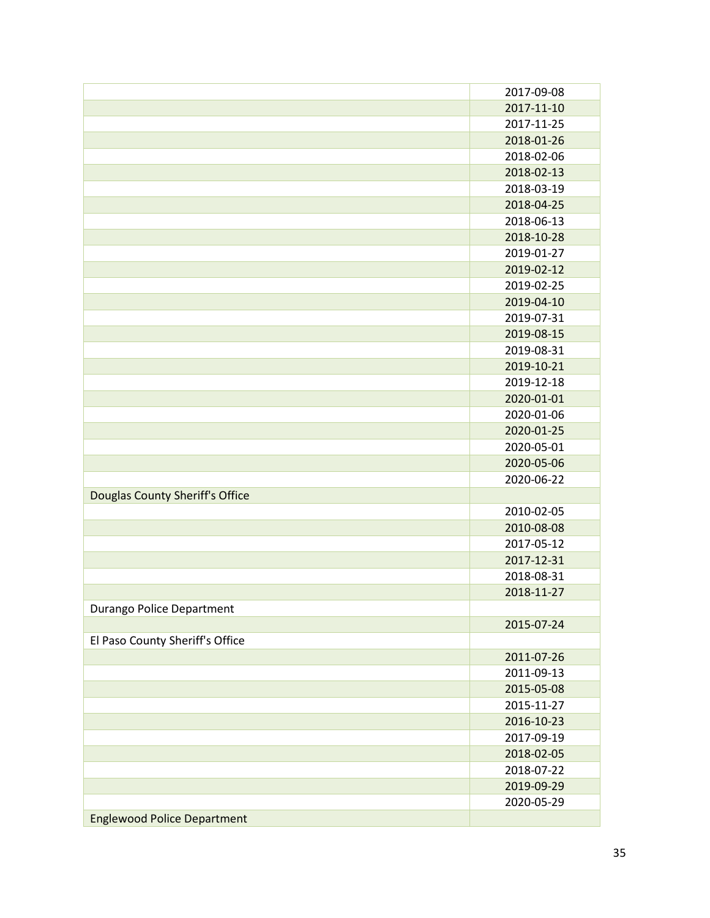| | |
|---|---|
| | 2017-09-08 |
| | 2017-11-10 |
| | 2017-11-25 |
| | 2018-01-26 |
| | 2018-02-06 |
| | 2018-02-13 |
| | 2018-03-19 |
| | 2018-04-25 |
| | 2018-06-13 |
| | 2018-10-28 |
| | 2019-01-27 |
| | 2019-02-12 |
| | 2019-02-25 |
| | 2019-04-10 |
| | 2019-07-31 |
| | 2019-08-15 |
| | 2019-08-31 |
| | 2019-10-21 |
| | 2019-12-18 |
| | 2020-01-01 |
| | 2020-01-06 |
| | 2020-01-25 |
| | 2020-05-01 |
| | 2020-05-06 |
| | 2020-06-22 |
| Douglas County Sheriff's Office | |
| | 2010-02-05 |
| | 2010-08-08 |
| | 2017-05-12 |
| | 2017-12-31 |
| | 2018-08-31 |
| | 2018-11-27 |
| Durango Police Department | |
| | 2015-07-24 |
| El Paso County Sheriff's Office | |
| | 2011-07-26 |
| | 2011-09-13 |
| | 2015-05-08 |
| | 2015-11-27 |
| | 2016-10-23 |
| | 2017-09-19 |
| | 2018-02-05 |
| | 2018-07-22 |
| | 2019-09-29 |
| | 2020-05-29 |
| Englewood Police Department | |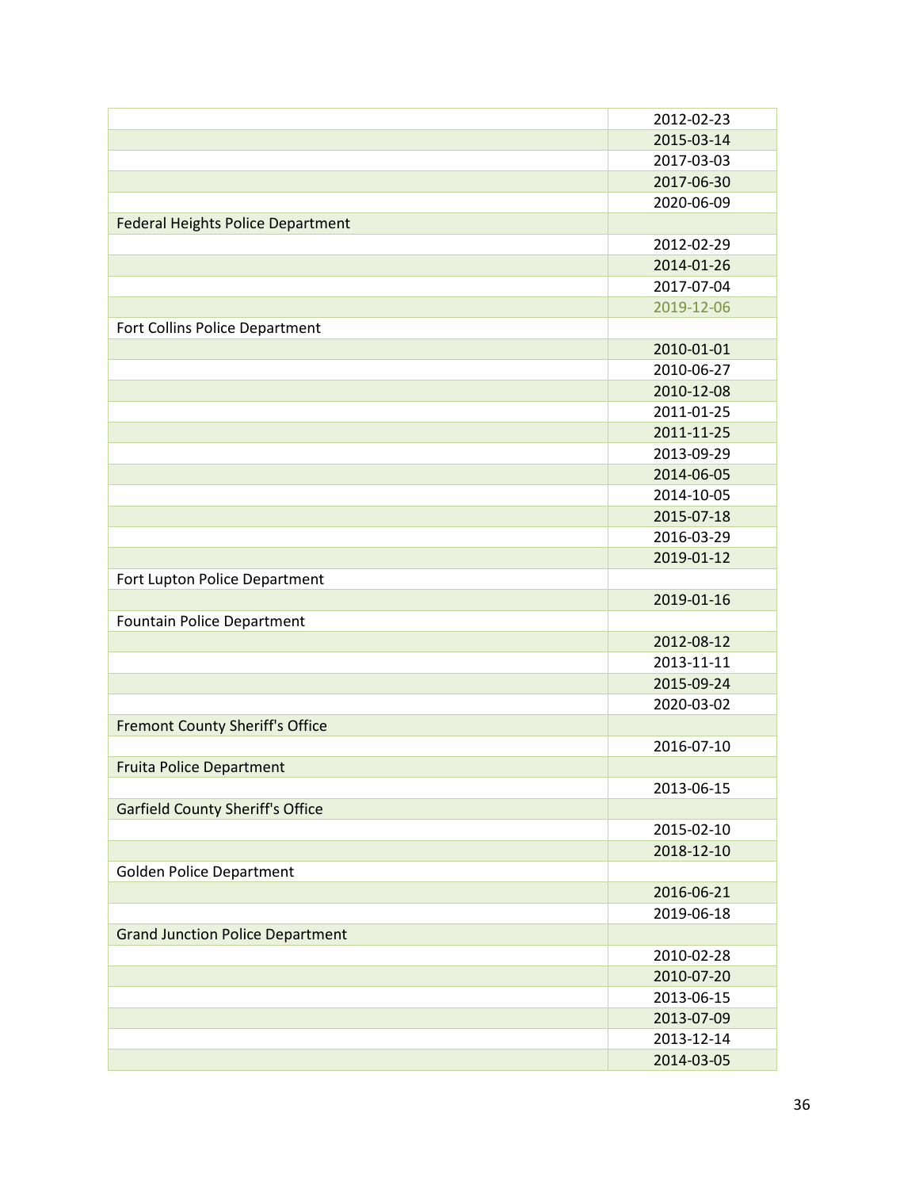| | |
|---|---|
| | 2012-02-23 |
| | 2015-03-14 |
| | 2017-03-03 |
| | 2017-06-30 |
| | 2020-06-09 |
| Federal Heights Police Department | |
| | 2012-02-29 |
| | 2014-01-26 |
| | 2017-07-04 |
| | 2019-12-06 |
| Fort Collins Police Department | |
| | 2010-01-01 |
| | 2010-06-27 |
| | 2010-12-08 |
| | 2011-01-25 |
| | 2011-11-25 |
| | 2013-09-29 |
| | 2014-06-05 |
| | 2014-10-05 |
| | 2015-07-18 |
| | 2016-03-29 |
| | 2019-01-12 |
| Fort Lupton Police Department | |
| | 2019-01-16 |
| Fountain Police Department | |
| | 2012-08-12 |
| | 2013-11-11 |
| | 2015-09-24 |
| | 2020-03-02 |
| Fremont County Sheriff's Office | |
| | 2016-07-10 |
| Fruita Police Department | |
| | 2013-06-15 |
| Garfield County Sheriff's Office | |
| | 2015-02-10 |
| | 2018-12-10 |
| Golden Police Department | |
| | 2016-06-21 |
| | 2019-06-18 |
| Grand Junction Police Department | |
| | 2010-02-28 |
| | 2010-07-20 |
| | 2013-06-15 |
| | 2013-07-09 |
| | 2013-12-14 |
| | 2014-03-05 |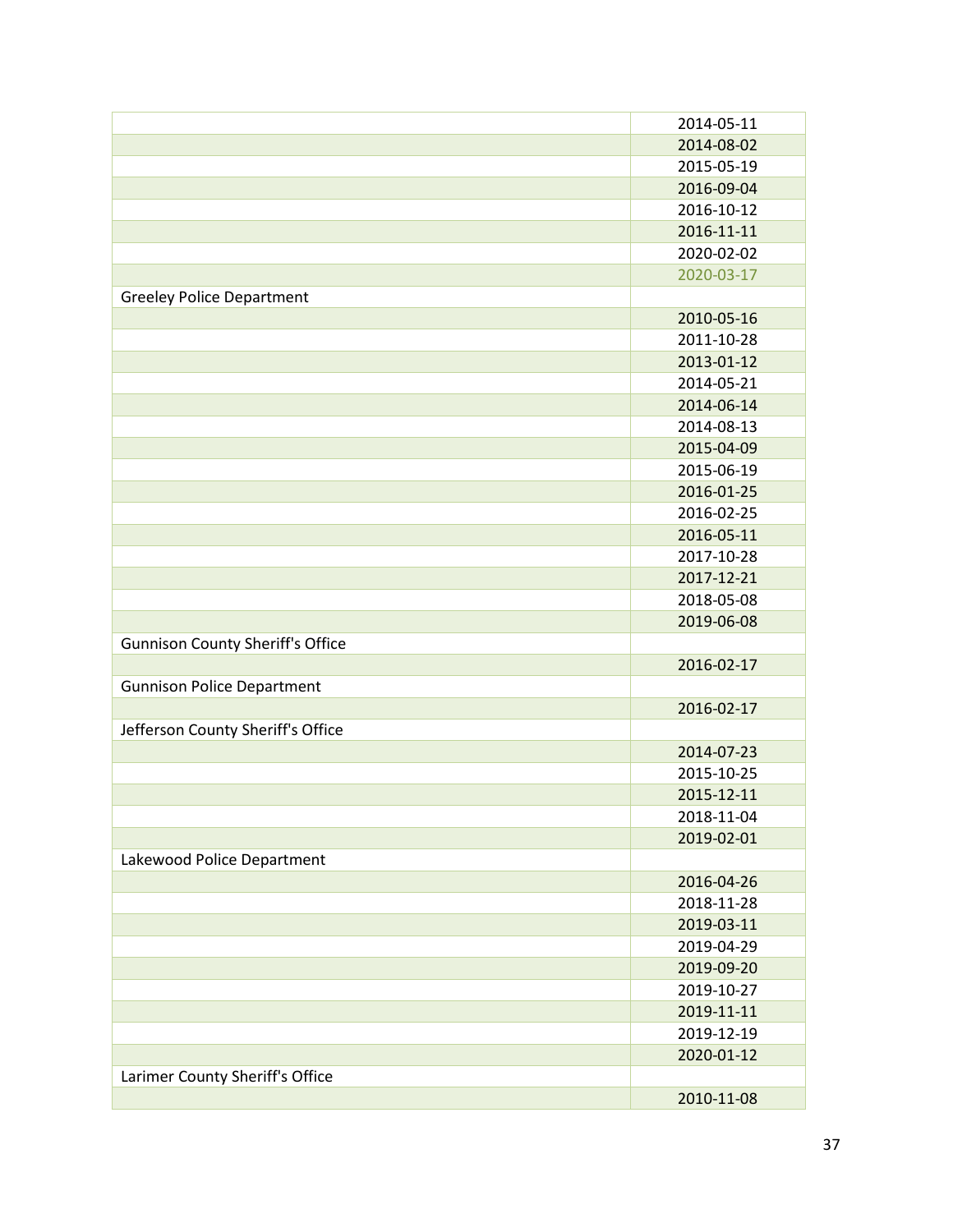| | |
|---|---|
| | 2014-05-11 |
| | 2014-08-02 |
| | 2015-05-19 |
| | 2016-09-04 |
| | 2016-10-12 |
| | 2016-11-11 |
| | 2020-02-02 |
| | 2020-03-17 |
| Greeley Police Department | |
| | 2010-05-16 |
| | 2011-10-28 |
| | 2013-01-12 |
| | 2014-05-21 |
| | 2014-06-14 |
| | 2014-08-13 |
| | 2015-04-09 |
| | 2015-06-19 |
| | 2016-01-25 |
| | 2016-02-25 |
| | 2016-05-11 |
| | 2017-10-28 |
| | 2017-12-21 |
| | 2018-05-08 |
| | 2019-06-08 |
| Gunnison County Sheriff's Office | |
| | 2016-02-17 |
| Gunnison Police Department | |
| | 2016-02-17 |
| Jefferson County Sheriff's Office | |
| | 2014-07-23 |
| | 2015-10-25 |
| | 2015-12-11 |
| | 2018-11-04 |
| | 2019-02-01 |
| Lakewood Police Department | |
| | 2016-04-26 |
| | 2018-11-28 |
| | 2019-03-11 |
| | 2019-04-29 |
| | 2019-09-20 |
| | 2019-10-27 |
| | 2019-11-11 |
| | 2019-12-19 |
| | 2020-01-12 |
| Larimer County Sheriff's Office | |
| | 2010-11-08 |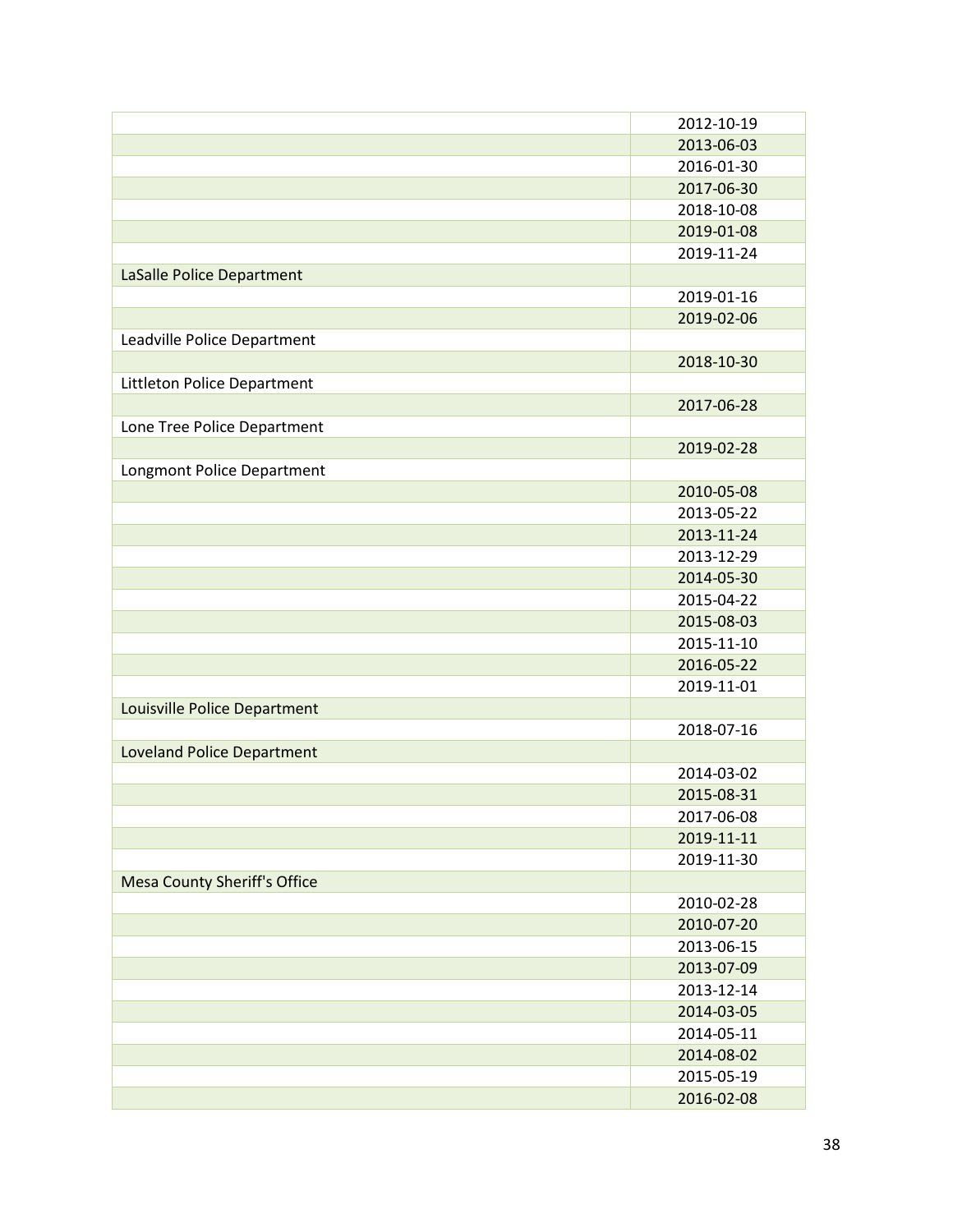| | |
|---|---|
| | 2012-10-19 |
| | 2013-06-03 |
| | 2016-01-30 |
| | 2017-06-30 |
| | 2018-10-08 |
| | 2019-01-08 |
| | 2019-11-24 |
| LaSalle Police Department | |
| | 2019-01-16 |
| | 2019-02-06 |
| Leadville Police Department | |
| | 2018-10-30 |
| Littleton Police Department | |
| | 2017-06-28 |
| Lone Tree Police Department | |
| | 2019-02-28 |
| Longmont Police Department | |
| | 2010-05-08 |
| | 2013-05-22 |
| | 2013-11-24 |
| | 2013-12-29 |
| | 2014-05-30 |
| | 2015-04-22 |
| | 2015-08-03 |
| | 2015-11-10 |
| | 2016-05-22 |
| | 2019-11-01 |
| Louisville Police Department | |
| | 2018-07-16 |
| Loveland Police Department | |
| | 2014-03-02 |
| | 2015-08-31 |
| | 2017-06-08 |
| | 2019-11-11 |
| | 2019-11-30 |
| Mesa County Sheriff's Office | |
| | 2010-02-28 |
| | 2010-07-20 |
| | 2013-06-15 |
| | 2013-07-09 |
| | 2013-12-14 |
| | 2014-03-05 |
| | 2014-05-11 |
| | 2014-08-02 |
| | 2015-05-19 |
| | 2016-02-08 |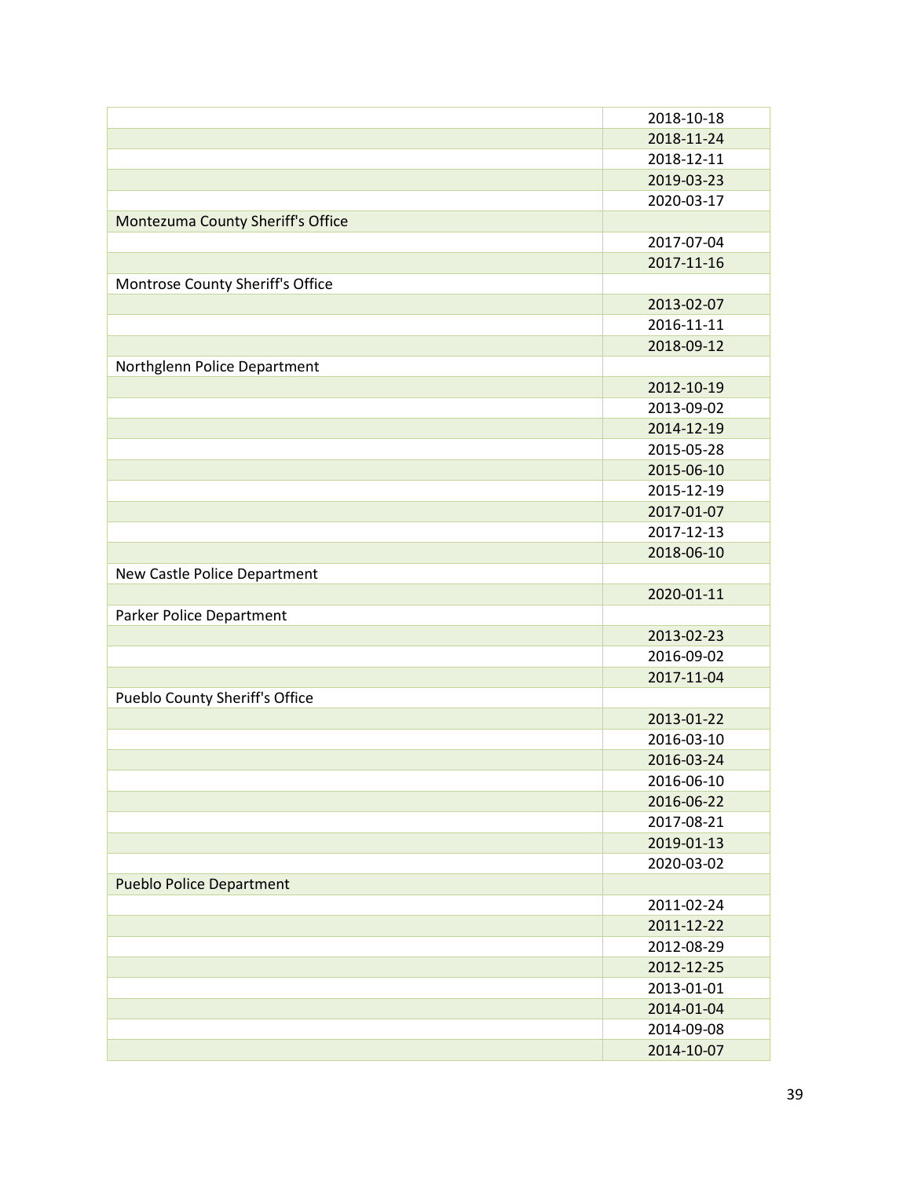| | |
|---|---|
| | 2018-10-18 |
| | 2018-11-24 |
| | 2018-12-11 |
| | 2019-03-23 |
| | 2020-03-17 |
| Montezuma County Sheriff's Office | |
| | 2017-07-04 |
| | 2017-11-16 |
| Montrose County Sheriff's Office | |
| | 2013-02-07 |
| | 2016-11-11 |
| | 2018-09-12 |
| Northglenn Police Department | |
| | 2012-10-19 |
| | 2013-09-02 |
| | 2014-12-19 |
| | 2015-05-28 |
| | 2015-06-10 |
| | 2015-12-19 |
| | 2017-01-07 |
| | 2017-12-13 |
| | 2018-06-10 |
| New Castle Police Department | |
| | 2020-01-11 |
| Parker Police Department | |
| | 2013-02-23 |
| | 2016-09-02 |
| | 2017-11-04 |
| Pueblo County Sheriff's Office | |
| | 2013-01-22 |
| | 2016-03-10 |
| | 2016-03-24 |
| | 2016-06-10 |
| | 2016-06-22 |
| | 2017-08-21 |
| | 2019-01-13 |
| | 2020-03-02 |
| Pueblo Police Department | |
| | 2011-02-24 |
| | 2011-12-22 |
| | 2012-08-29 |
| | 2012-12-25 |
| | 2013-01-01 |
| | 2014-01-04 |
| | 2014-09-08 |
| | 2014-10-07 |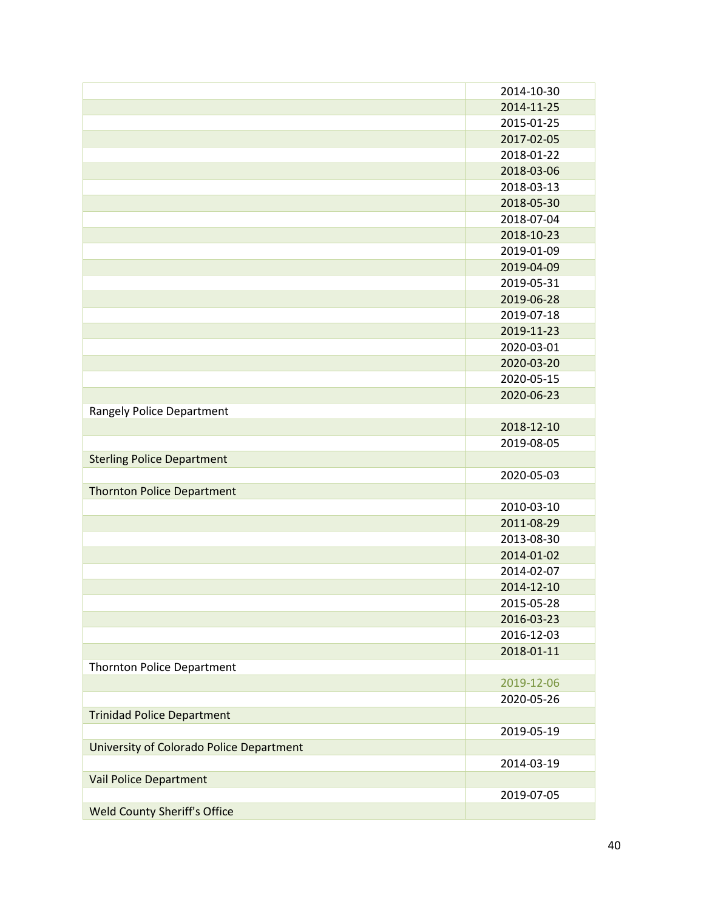| | |
|---|---|
| | 2014-10-30 |
| | 2014-11-25 |
| | 2015-01-25 |
| | 2017-02-05 |
| | 2018-01-22 |
| | 2018-03-06 |
| | 2018-03-13 |
| | 2018-05-30 |
| | 2018-07-04 |
| | 2018-10-23 |
| | 2019-01-09 |
| | 2019-04-09 |
| | 2019-05-31 |
| | 2019-06-28 |
| | 2019-07-18 |
| | 2019-11-23 |
| | 2020-03-01 |
| | 2020-03-20 |
| | 2020-05-15 |
| | 2020-06-23 |
| Rangely Police Department | |
| | 2018-12-10 |
| | 2019-08-05 |
| Sterling Police Department | |
| | 2020-05-03 |
| Thornton Police Department | |
| | 2010-03-10 |
| | 2011-08-29 |
| | 2013-08-30 |
| | 2014-01-02 |
| | 2014-02-07 |
| | 2014-12-10 |
| | 2015-05-28 |
| | 2016-03-23 |
| | 2016-12-03 |
| | 2018-01-11 |
| Thornton Police Department | |
| | 2019-12-06 |
| | 2020-05-26 |
| Trinidad Police Department | |
| | 2019-05-19 |
| University of Colorado Police Department | |
| | 2014-03-19 |
| Vail Police Department | |
| | 2019-07-05 |
| Weld County Sheriff's Office | |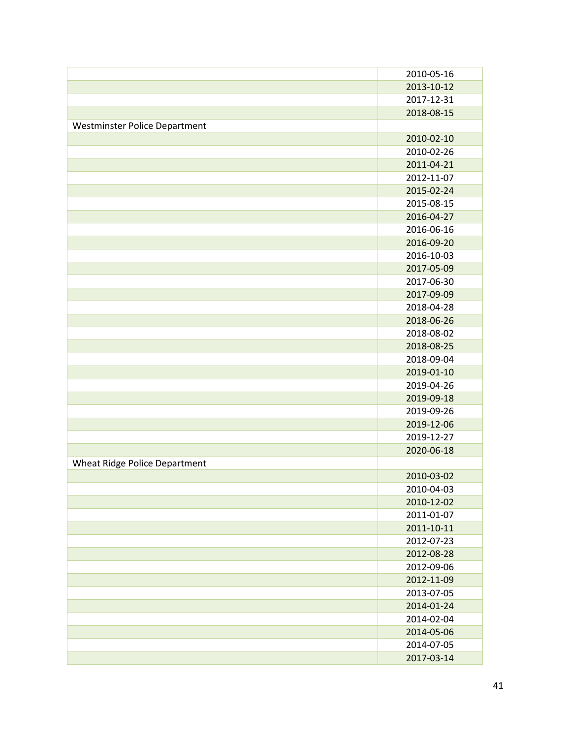| | |
|---|---|
| | 2010-05-16 |
| | 2013-10-12 |
| | 2017-12-31 |
| | 2018-08-15 |
| Westminster Police Department | |
| | 2010-02-10 |
| | 2010-02-26 |
| | 2011-04-21 |
| | 2012-11-07 |
| | 2015-02-24 |
| | 2015-08-15 |
| | 2016-04-27 |
| | 2016-06-16 |
| | 2016-09-20 |
| | 2016-10-03 |
| | 2017-05-09 |
| | 2017-06-30 |
| | 2017-09-09 |
| | 2018-04-28 |
| | 2018-06-26 |
| | 2018-08-02 |
| | 2018-08-25 |
| | 2018-09-04 |
| | 2019-01-10 |
| | 2019-04-26 |
| | 2019-09-18 |
| | 2019-09-26 |
| | 2019-12-06 |
| | 2019-12-27 |
| | 2020-06-18 |
| Wheat Ridge Police Department | |
| | 2010-03-02 |
| | 2010-04-03 |
| | 2010-12-02 |
| | 2011-01-07 |
| | 2011-10-11 |
| | 2012-07-23 |
| | 2012-08-28 |
| | 2012-09-06 |
| | 2012-11-09 |
| | 2013-07-05 |
| | 2014-01-24 |
| | 2014-02-04 |
| | 2014-05-06 |
| | 2014-07-05 |
| | 2017-03-14 |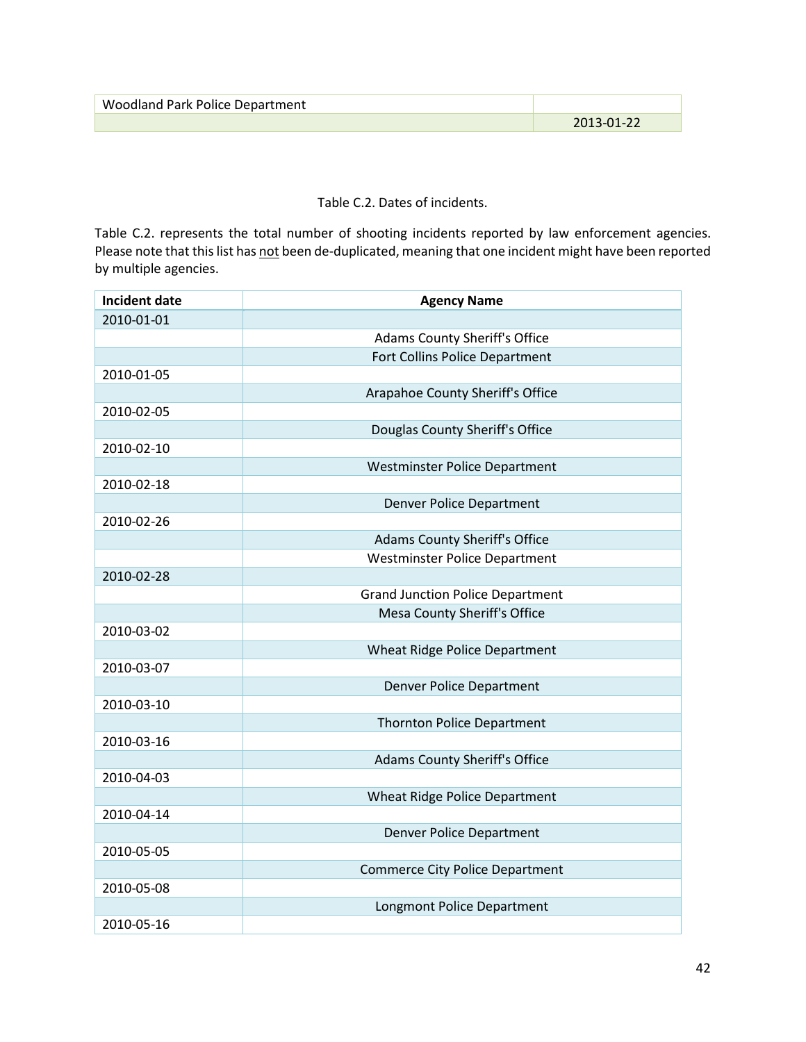| Woodland Park Police Department | |
|---|---|
| | 2013-01-22 |

Table C.2. Dates of incidents.

Table C.2. represents the total number of shooting incidents reported by law enforcement agencies. Please note that this list has not been de-duplicated, meaning that one incident might have been reported by multiple agencies.

| Incident date | Agency Name |
|---|---|
| 2010-01-01 | |
| | Adams County Sheriff's Office |
| | Fort Collins Police Department |
| 2010-01-05 | |
| | Arapahoe County Sheriff's Office |
| 2010-02-05 | |
| | Douglas County Sheriff's Office |
| 2010-02-10 | |
| | Westminster Police Department |
| 2010-02-18 | |
| | Denver Police Department |
| 2010-02-26 | |
| | Adams County Sheriff's Office |
| | Westminster Police Department |
| 2010-02-28 | |
| | Grand Junction Police Department |
| | Mesa County Sheriff's Office |
| 2010-03-02 | |
| | Wheat Ridge Police Department |
| 2010-03-07 | |
| | Denver Police Department |
| 2010-03-10 | |
| | Thornton Police Department |
| 2010-03-16 | |
| | Adams County Sheriff's Office |
| 2010-04-03 | |
| | Wheat Ridge Police Department |
| 2010-04-14 | |
| | Denver Police Department |
| 2010-05-05 | |
| | Commerce City Police Department |
| 2010-05-08 | |
| | Longmont Police Department |
| 2010-05-16 | |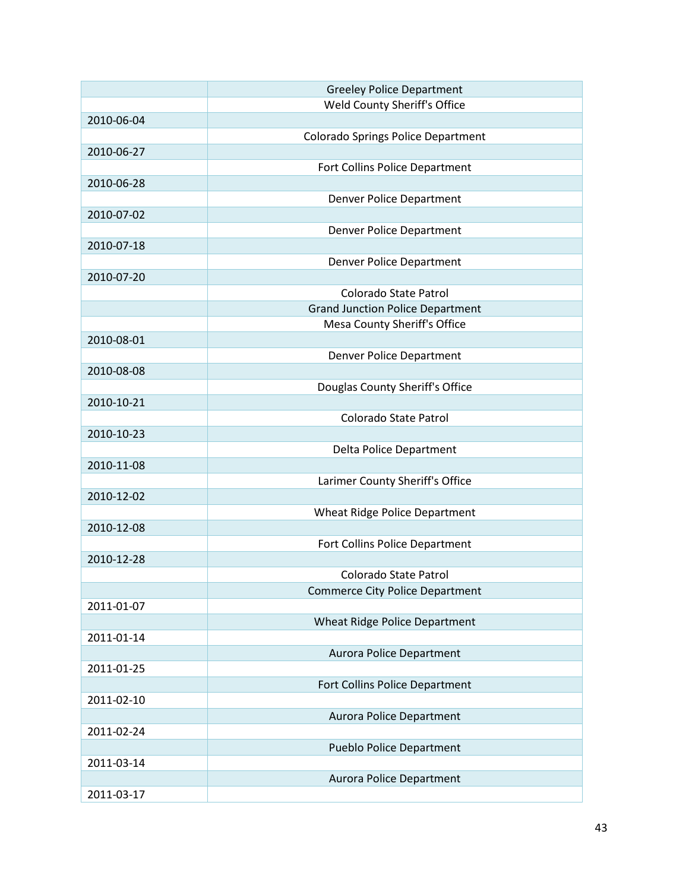| | |
|---|---|
| | Greeley Police Department |
| | Weld County Sheriff's Office |
| 2010-06-04 | |
| | Colorado Springs Police Department |
| 2010-06-27 | |
| | Fort Collins Police Department |
| 2010-06-28 | |
| | Denver Police Department |
| 2010-07-02 | |
| | Denver Police Department |
| 2010-07-18 | |
| | Denver Police Department |
| 2010-07-20 | |
| | Colorado State Patrol |
| | Grand Junction Police Department |
| | Mesa County Sheriff's Office |
| 2010-08-01 | |
| | Denver Police Department |
| 2010-08-08 | |
| | Douglas County Sheriff's Office |
| 2010-10-21 | |
| | Colorado State Patrol |
| 2010-10-23 | |
| | Delta Police Department |
| 2010-11-08 | |
| | Larimer County Sheriff's Office |
| 2010-12-02 | |
| | Wheat Ridge Police Department |
| 2010-12-08 | |
| | Fort Collins Police Department |
| 2010-12-28 | |
| | Colorado State Patrol |
| | Commerce City Police Department |
| 2011-01-07 | |
| | Wheat Ridge Police Department |
| 2011-01-14 | |
| | Aurora Police Department |
| 2011-01-25 | |
| | Fort Collins Police Department |
| 2011-02-10 | |
| | Aurora Police Department |
| 2011-02-24 | |
| | Pueblo Police Department |
| 2011-03-14 | |
| | Aurora Police Department |
| 2011-03-17 | |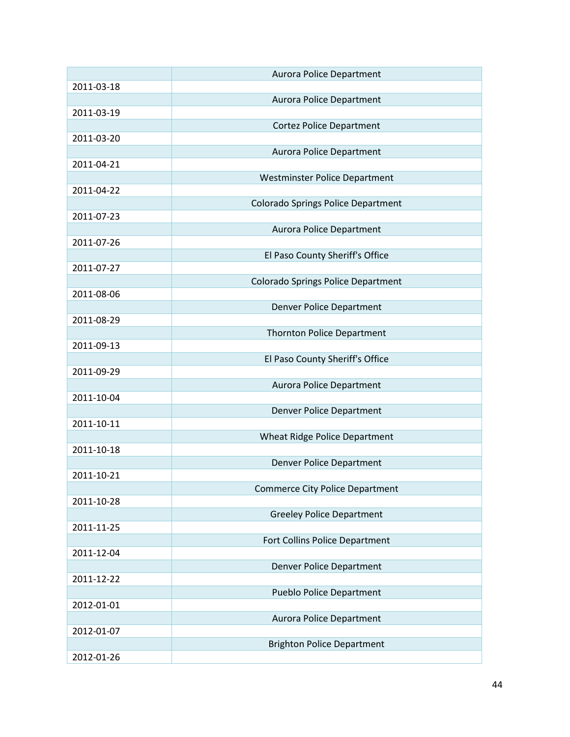| | |
|---|---|
| | Aurora Police Department |
| 2011-03-18 | |
| | Aurora Police Department |
| 2011-03-19 | |
| | Cortez Police Department |
| 2011-03-20 | |
| | Aurora Police Department |
| 2011-04-21 | |
| | Westminster Police Department |
| 2011-04-22 | |
| | Colorado Springs Police Department |
| 2011-07-23 | |
| | Aurora Police Department |
| 2011-07-26 | |
| | El Paso County Sheriff's Office |
| 2011-07-27 | |
| | Colorado Springs Police Department |
| 2011-08-06 | |
| | Denver Police Department |
| 2011-08-29 | |
| | Thornton Police Department |
| 2011-09-13 | |
| | El Paso County Sheriff's Office |
| 2011-09-29 | |
| | Aurora Police Department |
| 2011-10-04 | |
| | Denver Police Department |
| 2011-10-11 | |
| | Wheat Ridge Police Department |
| 2011-10-18 | |
| | Denver Police Department |
| 2011-10-21 | |
| | Commerce City Police Department |
| 2011-10-28 | |
| | Greeley Police Department |
| 2011-11-25 | |
| | Fort Collins Police Department |
| 2011-12-04 | |
| | Denver Police Department |
| 2011-12-22 | |
| | Pueblo Police Department |
| 2012-01-01 | |
| | Aurora Police Department |
| 2012-01-07 | |
| | Brighton Police Department |
| 2012-01-26 | |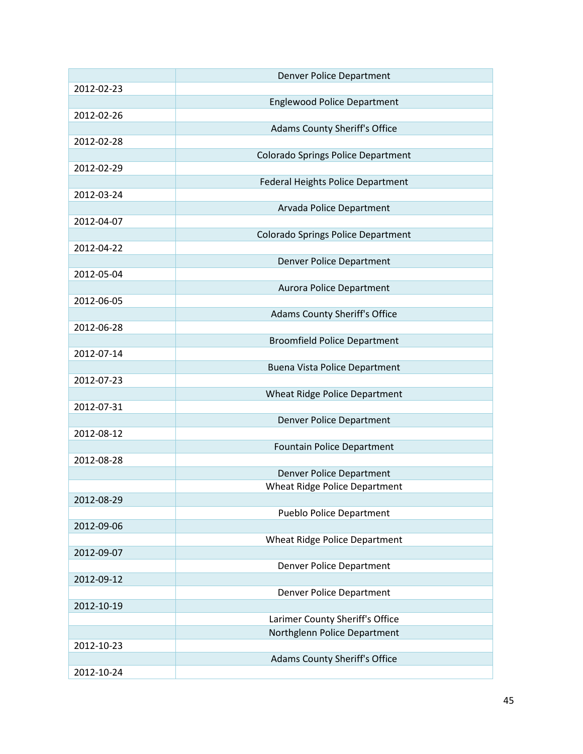| | |
|---|---|
| | Denver Police Department |
| 2012-02-23 | |
| | Englewood Police Department |
| 2012-02-26 | |
| | Adams County Sheriff's Office |
| 2012-02-28 | |
| | Colorado Springs Police Department |
| 2012-02-29 | |
| | Federal Heights Police Department |
| 2012-03-24 | |
| | Arvada Police Department |
| 2012-04-07 | |
| | Colorado Springs Police Department |
| 2012-04-22 | |
| | Denver Police Department |
| 2012-05-04 | |
| | Aurora Police Department |
| 2012-06-05 | |
| | Adams County Sheriff's Office |
| 2012-06-28 | |
| | Broomfield Police Department |
| 2012-07-14 | |
| | Buena Vista Police Department |
| 2012-07-23 | |
| | Wheat Ridge Police Department |
| 2012-07-31 | |
| | Denver Police Department |
| 2012-08-12 | |
| | Fountain Police Department |
| 2012-08-28 | |
| | Denver Police Department |
| | Wheat Ridge Police Department |
| 2012-08-29 | |
| | Pueblo Police Department |
| 2012-09-06 | |
| | Wheat Ridge Police Department |
| 2012-09-07 | |
| | Denver Police Department |
| 2012-09-12 | |
| | Denver Police Department |
| 2012-10-19 | |
| | Larimer County Sheriff's Office |
| | Northglenn Police Department |
| 2012-10-23 | |
| | Adams County Sheriff's Office |
| 2012-10-24 | |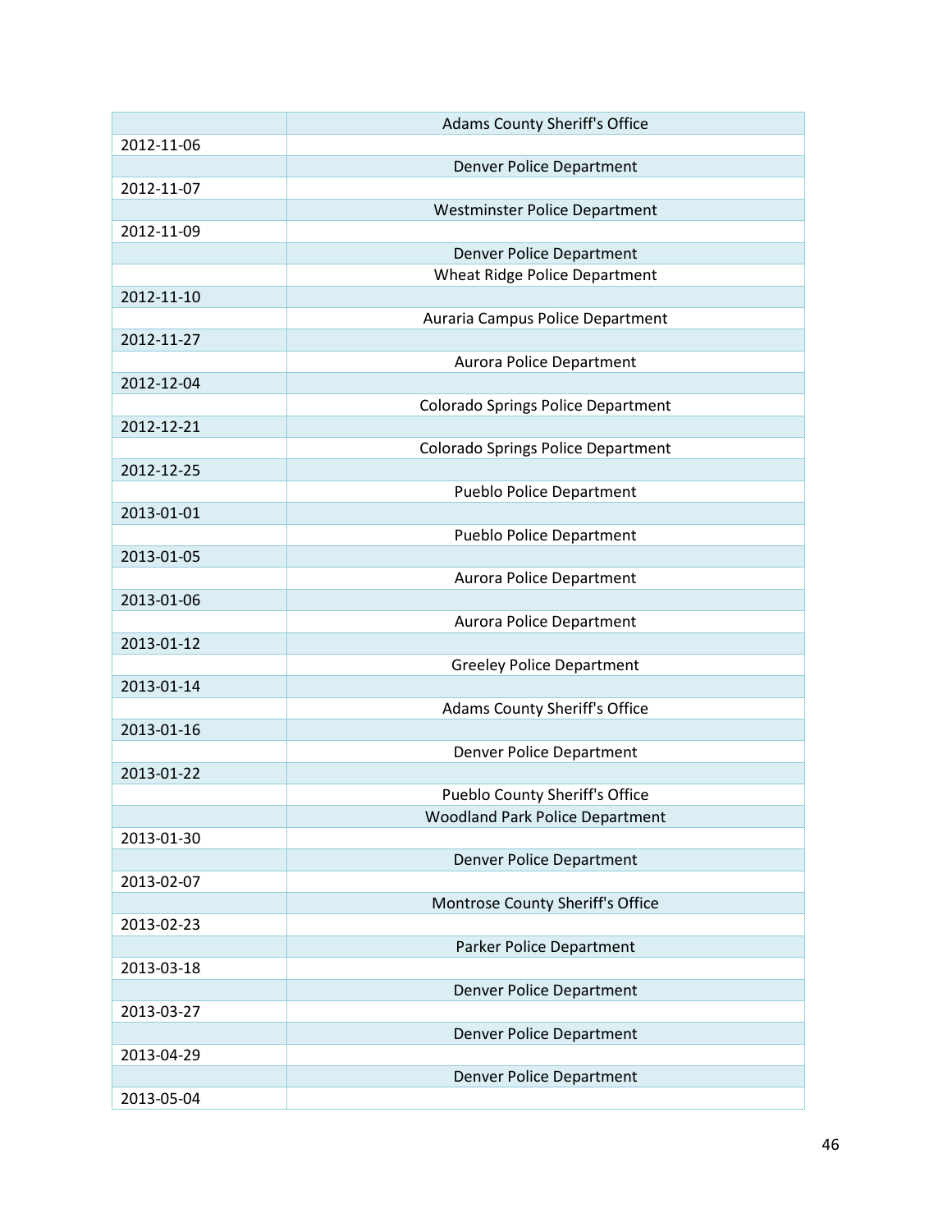| | |
|---|---|
| | Adams County Sheriff's Office |
| 2012-11-06 | |
| | Denver Police Department |
| 2012-11-07 | |
| | Westminster Police Department |
| 2012-11-09 | |
| | Denver Police Department |
| | Wheat Ridge Police Department |
| 2012-11-10 | |
| | Auraria Campus Police Department |
| 2012-11-27 | |
| | Aurora Police Department |
| 2012-12-04 | |
| | Colorado Springs Police Department |
| 2012-12-21 | |
| | Colorado Springs Police Department |
| 2012-12-25 | |
| | Pueblo Police Department |
| 2013-01-01 | |
| | Pueblo Police Department |
| 2013-01-05 | |
| | Aurora Police Department |
| 2013-01-06 | |
| | Aurora Police Department |
| 2013-01-12 | |
| | Greeley Police Department |
| 2013-01-14 | |
| | Adams County Sheriff's Office |
| 2013-01-16 | |
| | Denver Police Department |
| 2013-01-22 | |
| | Pueblo County Sheriff's Office |
| | Woodland Park Police Department |
| 2013-01-30 | |
| | Denver Police Department |
| 2013-02-07 | |
| | Montrose County Sheriff's Office |
| 2013-02-23 | |
| | Parker Police Department |
| 2013-03-18 | |
| | Denver Police Department |
| 2013-03-27 | |
| | Denver Police Department |
| 2013-04-29 | |
| | Denver Police Department |
| 2013-05-04 | |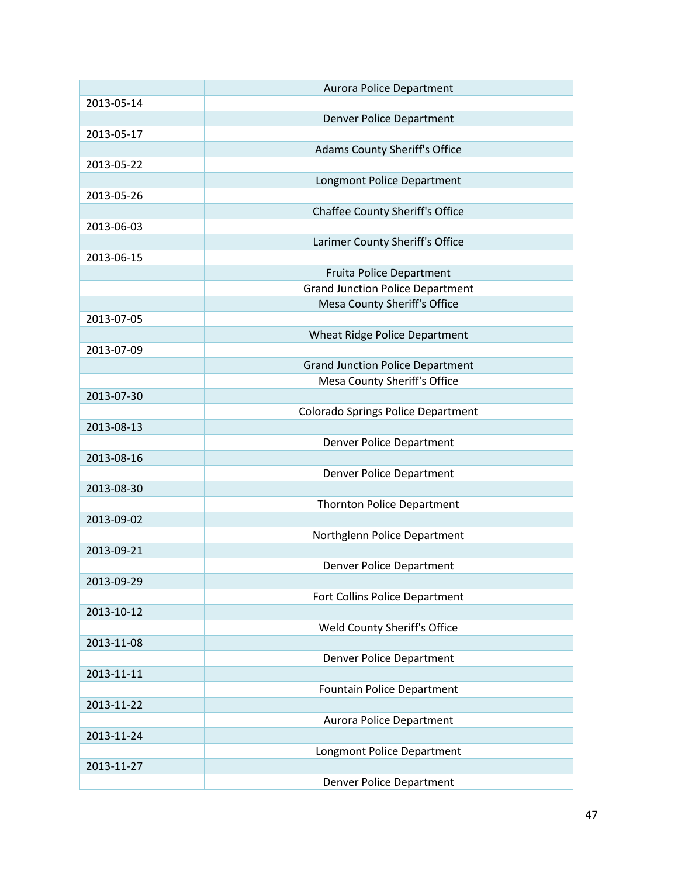| | |
|---|---|
| | Aurora Police Department |
| 2013-05-14 | |
| | Denver Police Department |
| 2013-05-17 | |
| | Adams County Sheriff's Office |
| 2013-05-22 | |
| | Longmont Police Department |
| 2013-05-26 | |
| | Chaffee County Sheriff's Office |
| 2013-06-03 | |
| | Larimer County Sheriff's Office |
| 2013-06-15 | |
| | Fruita Police Department |
| | Grand Junction Police Department |
| | Mesa County Sheriff's Office |
| 2013-07-05 | |
| | Wheat Ridge Police Department |
| 2013-07-09 | |
| | Grand Junction Police Department |
| | Mesa County Sheriff's Office |
| 2013-07-30 | |
| | Colorado Springs Police Department |
| 2013-08-13 | |
| | Denver Police Department |
| 2013-08-16 | |
| | Denver Police Department |
| 2013-08-30 | |
| | Thornton Police Department |
| 2013-09-02 | |
| | Northglenn Police Department |
| 2013-09-21 | |
| | Denver Police Department |
| 2013-09-29 | |
| | Fort Collins Police Department |
| 2013-10-12 | |
| | Weld County Sheriff's Office |
| 2013-11-08 | |
| | Denver Police Department |
| 2013-11-11 | |
| | Fountain Police Department |
| 2013-11-22 | |
| | Aurora Police Department |
| 2013-11-24 | |
| | Longmont Police Department |
| 2013-11-27 | |
| | Denver Police Department |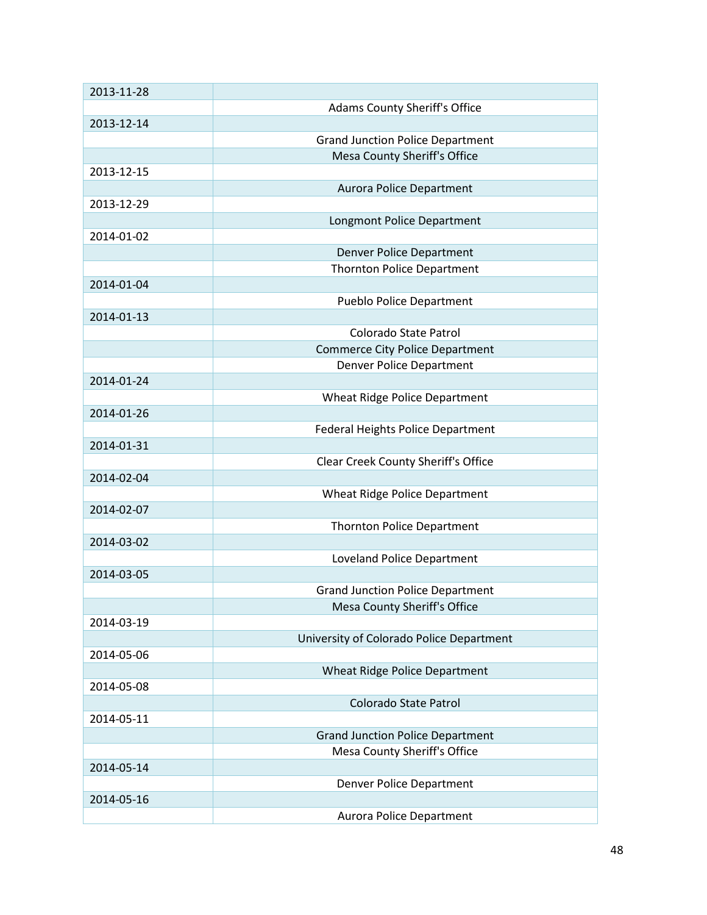| | |
|---|---|
| 2013-11-28 | |
| | Adams County Sheriff's Office |
| 2013-12-14 | |
| | Grand Junction Police Department |
| | Mesa County Sheriff's Office |
| 2013-12-15 | |
| | Aurora Police Department |
| 2013-12-29 | |
| | Longmont Police Department |
| 2014-01-02 | |
| | Denver Police Department |
| | Thornton Police Department |
| 2014-01-04 | |
| | Pueblo Police Department |
| 2014-01-13 | |
| | Colorado State Patrol |
| | Commerce City Police Department |
| | Denver Police Department |
| 2014-01-24 | |
| | Wheat Ridge Police Department |
| 2014-01-26 | |
| | Federal Heights Police Department |
| 2014-01-31 | |
| | Clear Creek County Sheriff's Office |
| 2014-02-04 | |
| | Wheat Ridge Police Department |
| 2014-02-07 | |
| | Thornton Police Department |
| 2014-03-02 | |
| | Loveland Police Department |
| 2014-03-05 | |
| | Grand Junction Police Department |
| | Mesa County Sheriff's Office |
| 2014-03-19 | |
| | University of Colorado Police Department |
| 2014-05-06 | |
| | Wheat Ridge Police Department |
| 2014-05-08 | |
| | Colorado State Patrol |
| 2014-05-11 | |
| | Grand Junction Police Department |
| | Mesa County Sheriff's Office |
| 2014-05-14 | |
| | Denver Police Department |
| 2014-05-16 | |
| | Aurora Police Department |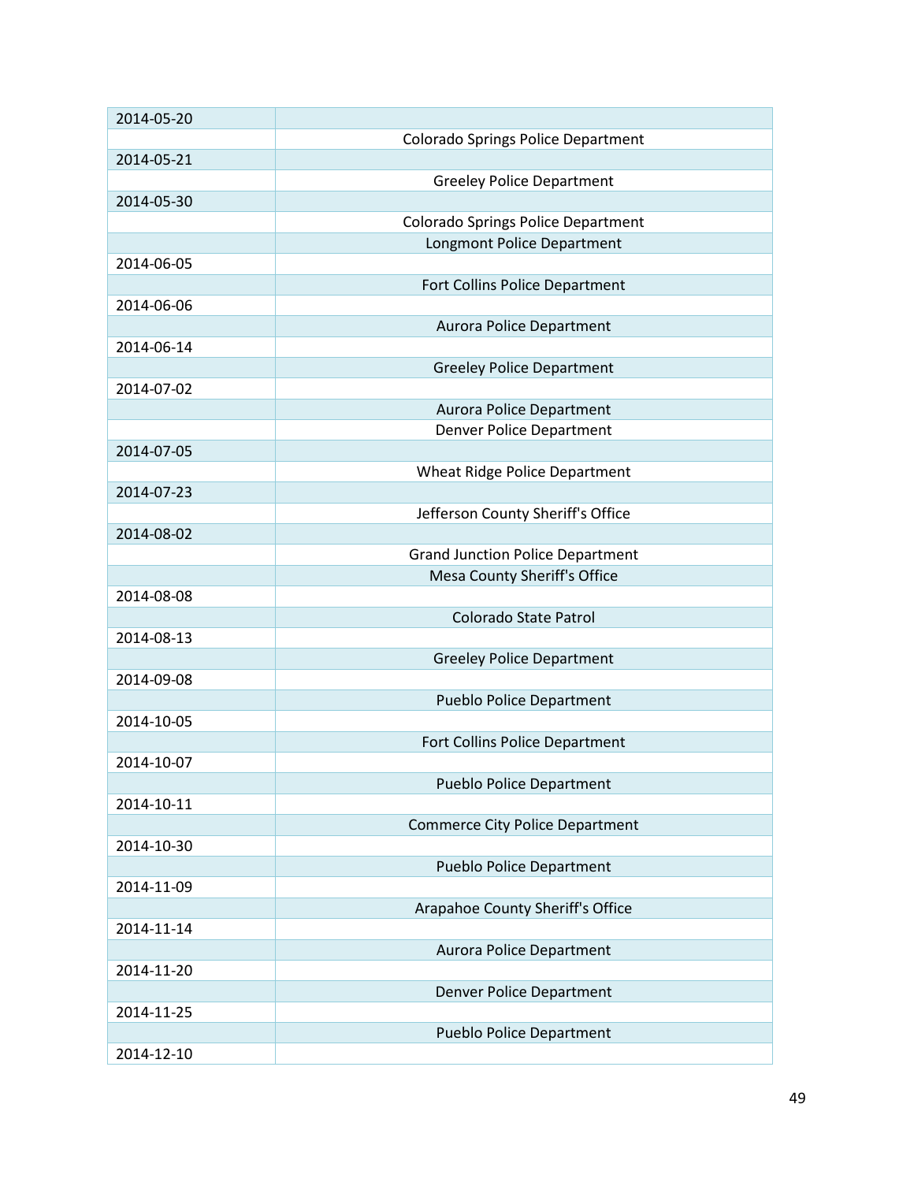| 2014-05-20 | |
|---|---|
| | Colorado Springs Police Department |
| 2014-05-21 | |
| | Greeley Police Department |
| 2014-05-30 | |
| | Colorado Springs Police Department |
| | Longmont Police Department |
| 2014-06-05 | |
| | Fort Collins Police Department |
| 2014-06-06 | |
| | Aurora Police Department |
| 2014-06-14 | |
| | Greeley Police Department |
| 2014-07-02 | |
| | Aurora Police Department |
| | Denver Police Department |
| 2014-07-05 | |
| | Wheat Ridge Police Department |
| 2014-07-23 | |
| | Jefferson County Sheriff's Office |
| 2014-08-02 | |
| | Grand Junction Police Department |
| | Mesa County Sheriff's Office |
| 2014-08-08 | |
| | Colorado State Patrol |
| 2014-08-13 | |
| | Greeley Police Department |
| 2014-09-08 | |
| | Pueblo Police Department |
| 2014-10-05 | |
| | Fort Collins Police Department |
| 2014-10-07 | |
| | Pueblo Police Department |
| 2014-10-11 | |
| | Commerce City Police Department |
| 2014-10-30 | |
| | Pueblo Police Department |
| 2014-11-09 | |
| | Arapahoe County Sheriff's Office |
| 2014-11-14 | |
| | Aurora Police Department |
| 2014-11-20 | |
| | Denver Police Department |
| 2014-11-25 | |
| | Pueblo Police Department |
| 2014-12-10 | |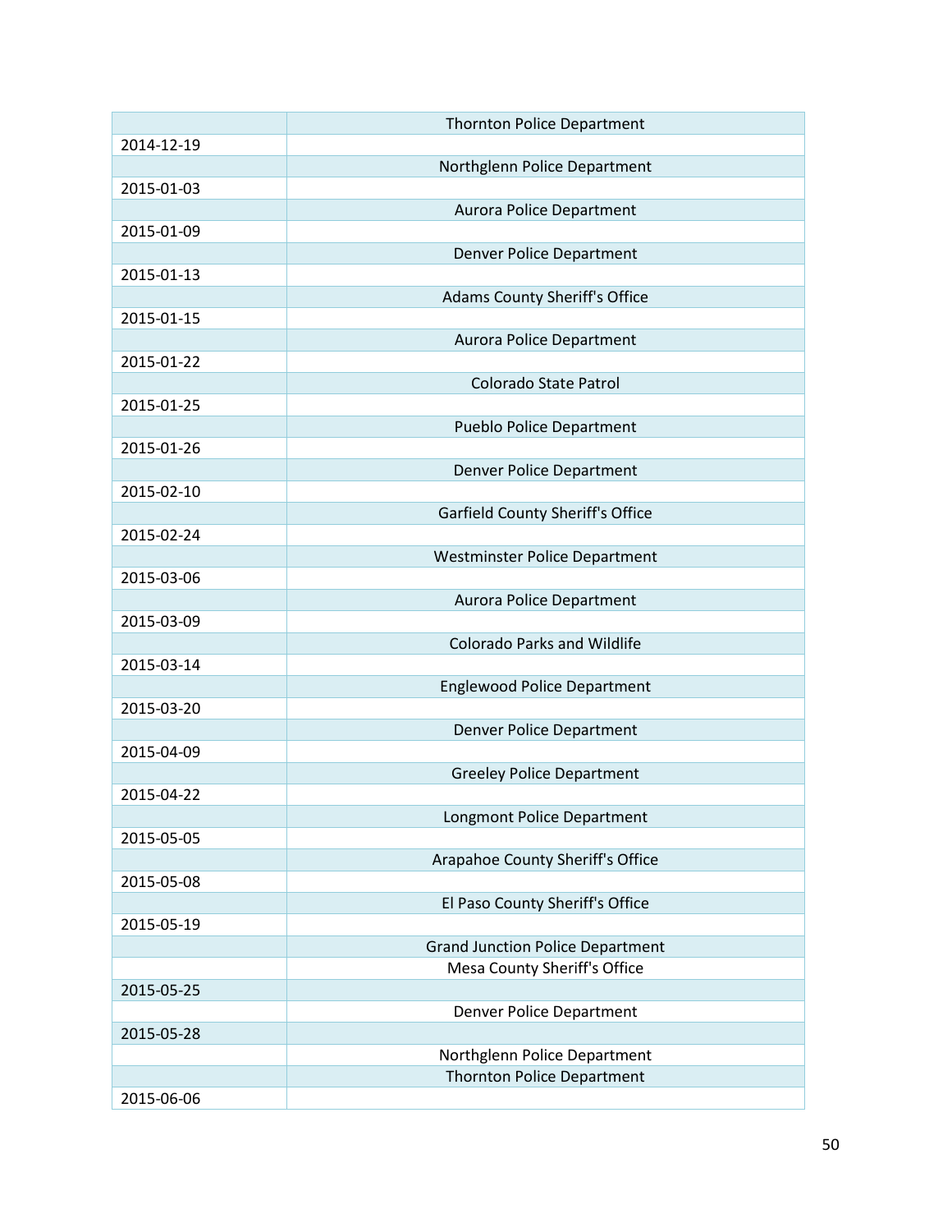| | |
|---|---|
| | Thornton Police Department |
| 2014-12-19 | |
| | Northglenn Police Department |
| 2015-01-03 | |
| | Aurora Police Department |
| 2015-01-09 | |
| | Denver Police Department |
| 2015-01-13 | |
| | Adams County Sheriff's Office |
| 2015-01-15 | |
| | Aurora Police Department |
| 2015-01-22 | |
| | Colorado State Patrol |
| 2015-01-25 | |
| | Pueblo Police Department |
| 2015-01-26 | |
| | Denver Police Department |
| 2015-02-10 | |
| | Garfield County Sheriff's Office |
| 2015-02-24 | |
| | Westminster Police Department |
| 2015-03-06 | |
| | Aurora Police Department |
| 2015-03-09 | |
| | Colorado Parks and Wildlife |
| 2015-03-14 | |
| | Englewood Police Department |
| 2015-03-20 | |
| | Denver Police Department |
| 2015-04-09 | |
| | Greeley Police Department |
| 2015-04-22 | |
| | Longmont Police Department |
| 2015-05-05 | |
| | Arapahoe County Sheriff's Office |
| 2015-05-08 | |
| | El Paso County Sheriff's Office |
| 2015-05-19 | |
| | Grand Junction Police Department |
| | Mesa County Sheriff's Office |
| 2015-05-25 | |
| | Denver Police Department |
| 2015-05-28 | |
| | Northglenn Police Department |
| | Thornton Police Department |
| 2015-06-06 | |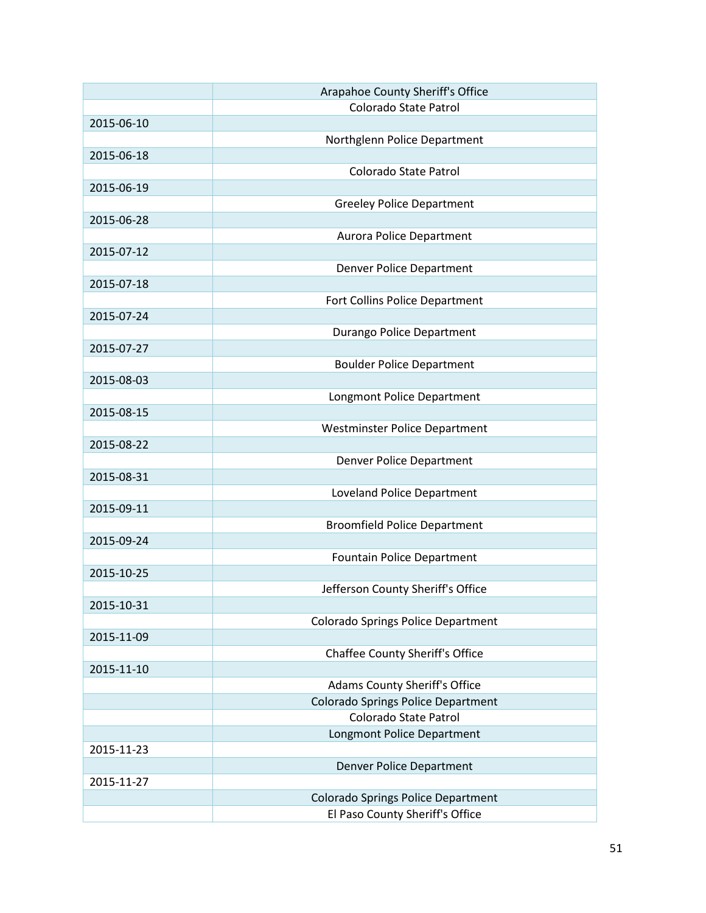| | |
|---|---|
| | Arapahoe County Sheriff's Office |
| | Colorado State Patrol |
| 2015-06-10 | |
| | Northglenn Police Department |
| 2015-06-18 | |
| | Colorado State Patrol |
| 2015-06-19 | |
| | Greeley Police Department |
| 2015-06-28 | |
| | Aurora Police Department |
| 2015-07-12 | |
| | Denver Police Department |
| 2015-07-18 | |
| | Fort Collins Police Department |
| 2015-07-24 | |
| | Durango Police Department |
| 2015-07-27 | |
| | Boulder Police Department |
| 2015-08-03 | |
| | Longmont Police Department |
| 2015-08-15 | |
| | Westminster Police Department |
| 2015-08-22 | |
| | Denver Police Department |
| 2015-08-31 | |
| | Loveland Police Department |
| 2015-09-11 | |
| | Broomfield Police Department |
| 2015-09-24 | |
| | Fountain Police Department |
| 2015-10-25 | |
| | Jefferson County Sheriff's Office |
| 2015-10-31 | |
| | Colorado Springs Police Department |
| 2015-11-09 | |
| | Chaffee County Sheriff's Office |
| 2015-11-10 | |
| | Adams County Sheriff's Office |
| | Colorado Springs Police Department |
| | Colorado State Patrol |
| | Longmont Police Department |
| 2015-11-23 | |
| | Denver Police Department |
| 2015-11-27 | |
| | Colorado Springs Police Department |
| | El Paso County Sheriff's Office |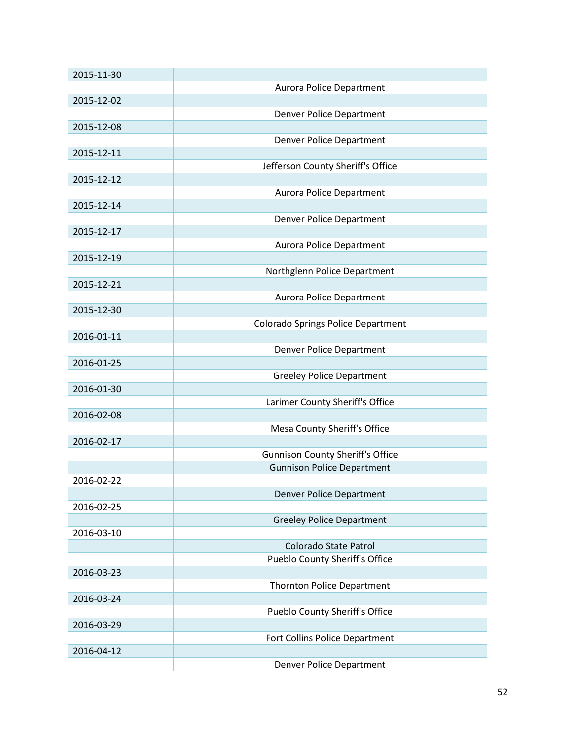| | |
|---|---|
| 2015-11-30 | |
| | Aurora Police Department |
| 2015-12-02 | |
| | Denver Police Department |
| 2015-12-08 | |
| | Denver Police Department |
| 2015-12-11 | |
| | Jefferson County Sheriff's Office |
| 2015-12-12 | |
| | Aurora Police Department |
| 2015-12-14 | |
| | Denver Police Department |
| 2015-12-17 | |
| | Aurora Police Department |
| 2015-12-19 | |
| | Northglenn Police Department |
| 2015-12-21 | |
| | Aurora Police Department |
| 2015-12-30 | |
| | Colorado Springs Police Department |
| 2016-01-11 | |
| | Denver Police Department |
| 2016-01-25 | |
| | Greeley Police Department |
| 2016-01-30 | |
| | Larimer County Sheriff's Office |
| 2016-02-08 | |
| | Mesa County Sheriff's Office |
| 2016-02-17 | |
| | Gunnison County Sheriff's Office |
| | Gunnison Police Department |
| 2016-02-22 | |
| | Denver Police Department |
| 2016-02-25 | |
| | Greeley Police Department |
| 2016-03-10 | |
| | Colorado State Patrol |
| | Pueblo County Sheriff's Office |
| 2016-03-23 | |
| | Thornton Police Department |
| 2016-03-24 | |
| | Pueblo County Sheriff's Office |
| 2016-03-29 | |
| | Fort Collins Police Department |
| 2016-04-12 | |
| | Denver Police Department |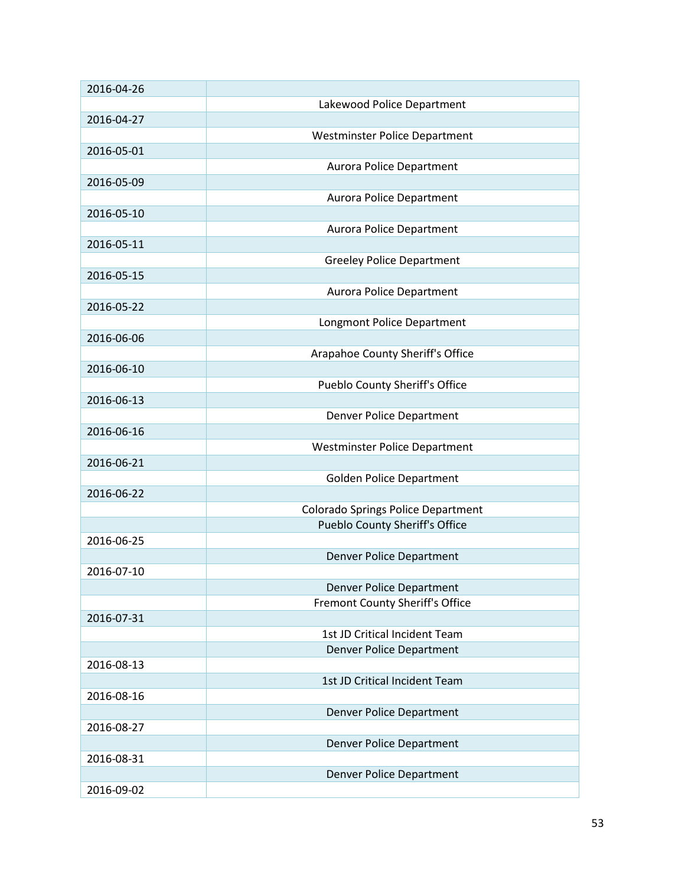| | |
|---|---|
| 2016-04-26 | |
| | Lakewood Police Department |
| 2016-04-27 | |
| | Westminster Police Department |
| 2016-05-01 | |
| | Aurora Police Department |
| 2016-05-09 | |
| | Aurora Police Department |
| 2016-05-10 | |
| | Aurora Police Department |
| 2016-05-11 | |
| | Greeley Police Department |
| 2016-05-15 | |
| | Aurora Police Department |
| 2016-05-22 | |
| | Longmont Police Department |
| 2016-06-06 | |
| | Arapahoe County Sheriff's Office |
| 2016-06-10 | |
| | Pueblo County Sheriff's Office |
| 2016-06-13 | |
| | Denver Police Department |
| 2016-06-16 | |
| | Westminster Police Department |
| 2016-06-21 | |
| | Golden Police Department |
| 2016-06-22 | |
| | Colorado Springs Police Department |
| | Pueblo County Sheriff's Office |
| 2016-06-25 | |
| | Denver Police Department |
| 2016-07-10 | |
| | Denver Police Department |
| | Fremont County Sheriff's Office |
| 2016-07-31 | |
| | 1st JD Critical Incident Team |
| | Denver Police Department |
| 2016-08-13 | |
| | 1st JD Critical Incident Team |
| 2016-08-16 | |
| | Denver Police Department |
| 2016-08-27 | |
| | Denver Police Department |
| 2016-08-31 | |
| | Denver Police Department |
| 2016-09-02 | |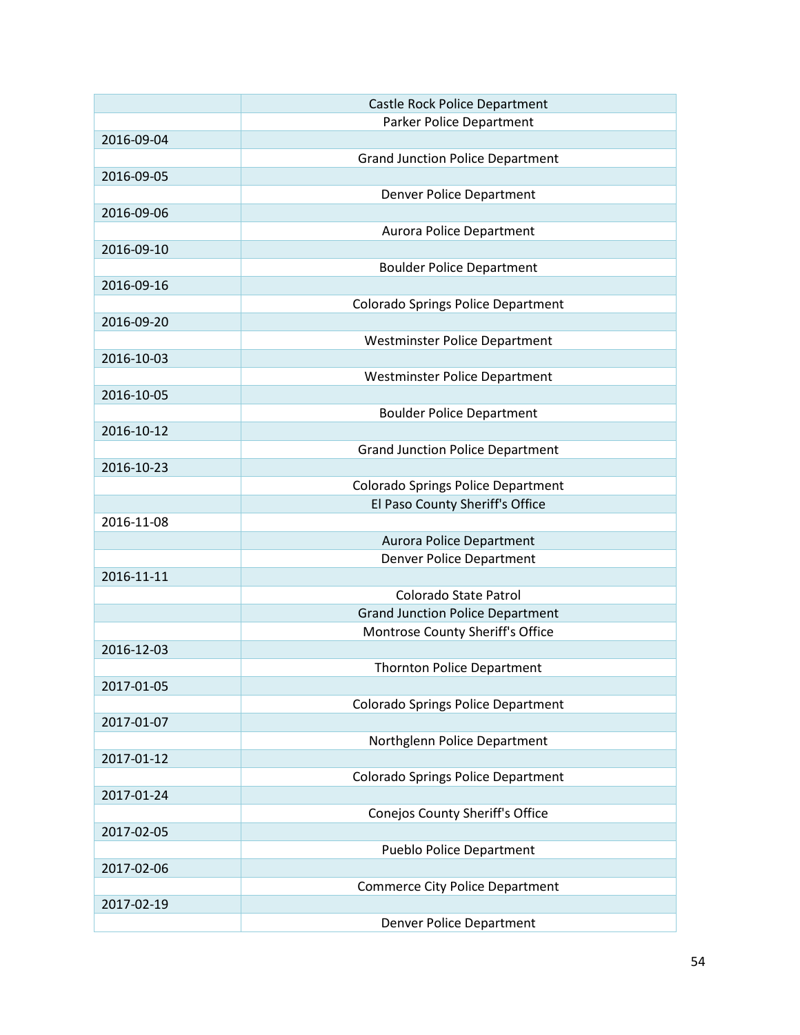| | |
|---|---|
| | Castle Rock Police Department |
| | Parker Police Department |
| 2016-09-04 | |
| | Grand Junction Police Department |
| 2016-09-05 | |
| | Denver Police Department |
| 2016-09-06 | |
| | Aurora Police Department |
| 2016-09-10 | |
| | Boulder Police Department |
| 2016-09-16 | |
| | Colorado Springs Police Department |
| 2016-09-20 | |
| | Westminster Police Department |
| 2016-10-03 | |
| | Westminster Police Department |
| 2016-10-05 | |
| | Boulder Police Department |
| 2016-10-12 | |
| | Grand Junction Police Department |
| 2016-10-23 | |
| | Colorado Springs Police Department |
| | El Paso County Sheriff's Office |
| 2016-11-08 | |
| | Aurora Police Department |
| | Denver Police Department |
| 2016-11-11 | |
| | Colorado State Patrol |
| | Grand Junction Police Department |
| | Montrose County Sheriff's Office |
| 2016-12-03 | |
| | Thornton Police Department |
| 2017-01-05 | |
| | Colorado Springs Police Department |
| 2017-01-07 | |
| | Northglenn Police Department |
| 2017-01-12 | |
| | Colorado Springs Police Department |
| 2017-01-24 | |
| | Conejos County Sheriff's Office |
| 2017-02-05 | |
| | Pueblo Police Department |
| 2017-02-06 | |
| | Commerce City Police Department |
| 2017-02-19 | |
| | Denver Police Department |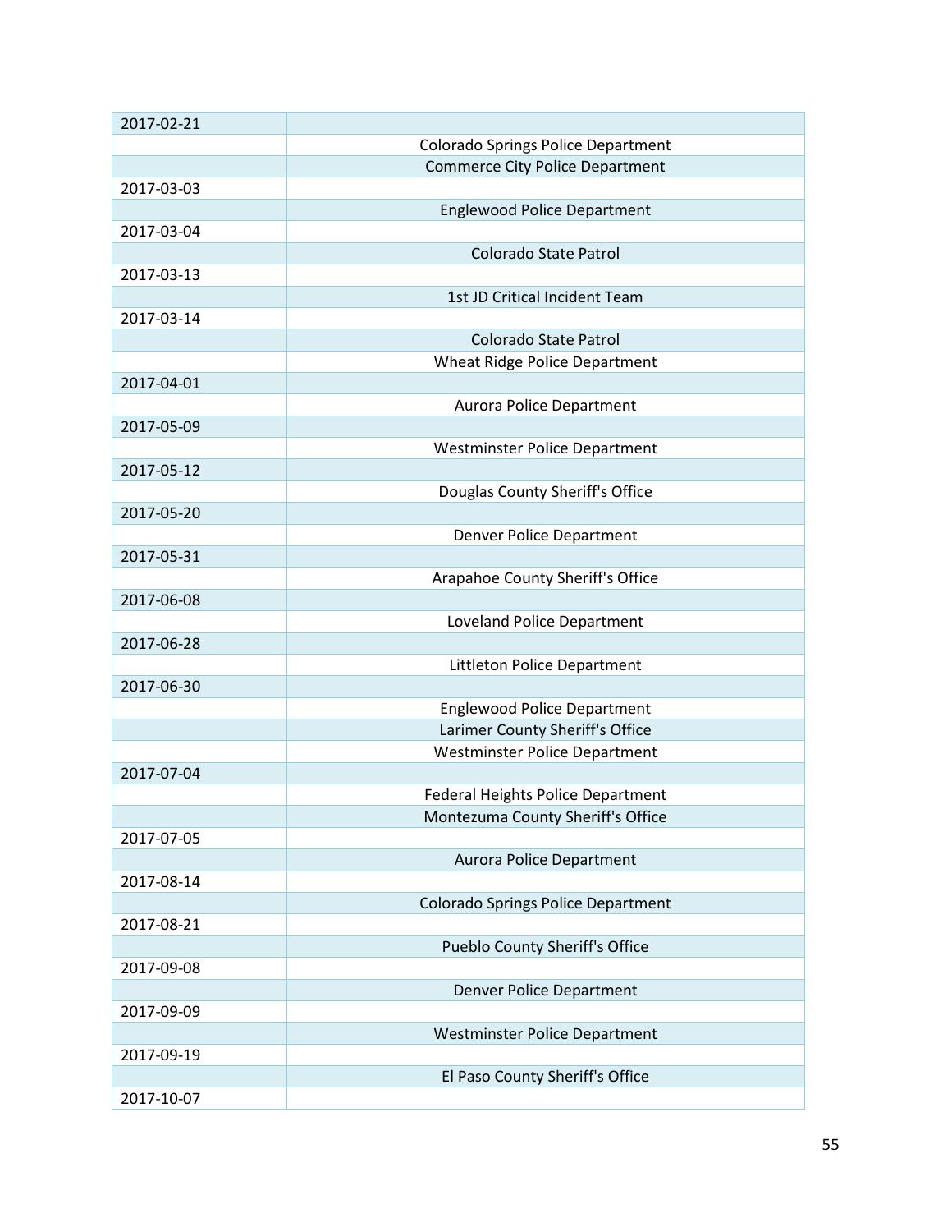| | |
|---|---|
| 2017-02-21 | |
| | Colorado Springs Police Department |
| | Commerce City Police Department |
| 2017-03-03 | |
| | Englewood Police Department |
| 2017-03-04 | |
| | Colorado State Patrol |
| 2017-03-13 | |
| | 1st JD Critical Incident Team |
| 2017-03-14 | |
| | Colorado State Patrol |
| | Wheat Ridge Police Department |
| 2017-04-01 | |
| | Aurora Police Department |
| 2017-05-09 | |
| | Westminster Police Department |
| 2017-05-12 | |
| | Douglas County Sheriff's Office |
| 2017-05-20 | |
| | Denver Police Department |
| 2017-05-31 | |
| | Arapahoe County Sheriff's Office |
| 2017-06-08 | |
| | Loveland Police Department |
| 2017-06-28 | |
| | Littleton Police Department |
| 2017-06-30 | |
| | Englewood Police Department |
| | Larimer County Sheriff's Office |
| | Westminster Police Department |
| 2017-07-04 | |
| | Federal Heights Police Department |
| | Montezuma County Sheriff's Office |
| 2017-07-05 | |
| | Aurora Police Department |
| 2017-08-14 | |
| | Colorado Springs Police Department |
| 2017-08-21 | |
| | Pueblo County Sheriff's Office |
| 2017-09-08 | |
| | Denver Police Department |
| 2017-09-09 | |
| | Westminster Police Department |
| 2017-09-19 | |
| | El Paso County Sheriff's Office |
| 2017-10-07 | |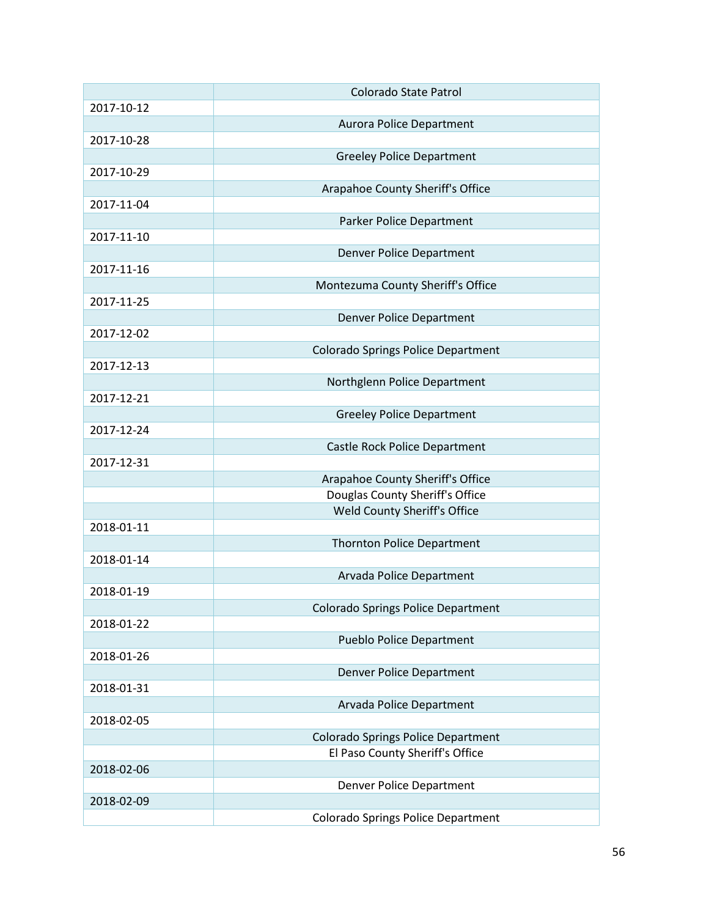| | |
|---|---|
| | Colorado State Patrol |
| 2017-10-12 | |
| | Aurora Police Department |
| 2017-10-28 | |
| | Greeley Police Department |
| 2017-10-29 | |
| | Arapahoe County Sheriff's Office |
| 2017-11-04 | |
| | Parker Police Department |
| 2017-11-10 | |
| | Denver Police Department |
| 2017-11-16 | |
| | Montezuma County Sheriff's Office |
| 2017-11-25 | |
| | Denver Police Department |
| 2017-12-02 | |
| | Colorado Springs Police Department |
| 2017-12-13 | |
| | Northglenn Police Department |
| 2017-12-21 | |
| | Greeley Police Department |
| 2017-12-24 | |
| | Castle Rock Police Department |
| 2017-12-31 | |
| | Arapahoe County Sheriff's Office |
| | Douglas County Sheriff's Office |
| | Weld County Sheriff's Office |
| 2018-01-11 | |
| | Thornton Police Department |
| 2018-01-14 | |
| | Arvada Police Department |
| 2018-01-19 | |
| | Colorado Springs Police Department |
| 2018-01-22 | |
| | Pueblo Police Department |
| 2018-01-26 | |
| | Denver Police Department |
| 2018-01-31 | |
| | Arvada Police Department |
| 2018-02-05 | |
| | Colorado Springs Police Department |
| | El Paso County Sheriff's Office |
| 2018-02-06 | |
| | Denver Police Department |
| 2018-02-09 | |
| | Colorado Springs Police Department |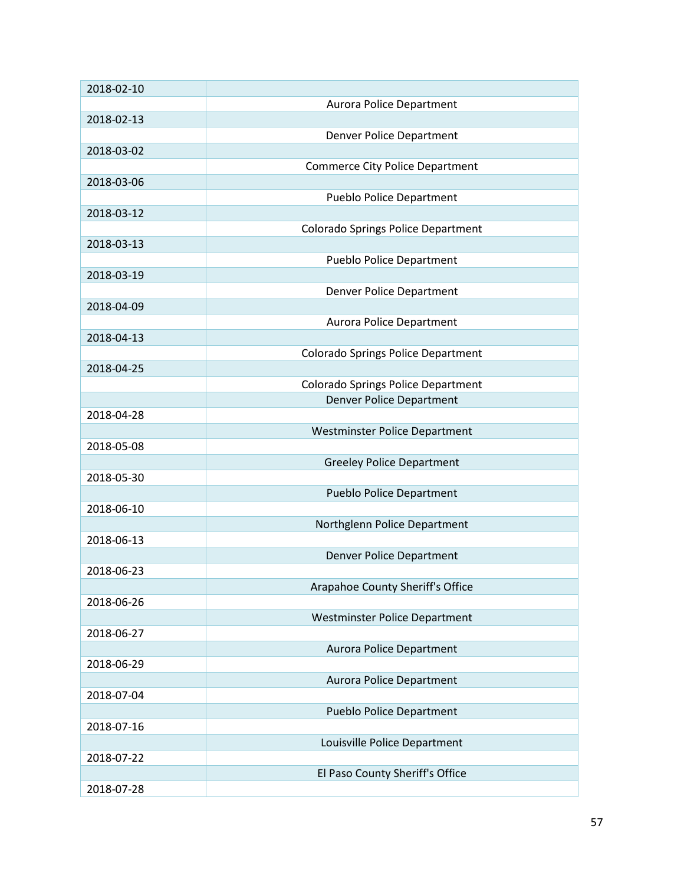| | |
|---|---|
| 2018-02-10 | |
| | Aurora Police Department |
| 2018-02-13 | |
| | Denver Police Department |
| 2018-03-02 | |
| | Commerce City Police Department |
| 2018-03-06 | |
| | Pueblo Police Department |
| 2018-03-12 | |
| | Colorado Springs Police Department |
| 2018-03-13 | |
| | Pueblo Police Department |
| 2018-03-19 | |
| | Denver Police Department |
| 2018-04-09 | |
| | Aurora Police Department |
| 2018-04-13 | |
| | Colorado Springs Police Department |
| 2018-04-25 | |
| | Colorado Springs Police Department |
| | Denver Police Department |
| 2018-04-28 | |
| | Westminster Police Department |
| 2018-05-08 | |
| | Greeley Police Department |
| 2018-05-30 | |
| | Pueblo Police Department |
| 2018-06-10 | |
| | Northglenn Police Department |
| 2018-06-13 | |
| | Denver Police Department |
| 2018-06-23 | |
| | Arapahoe County Sheriff's Office |
| 2018-06-26 | |
| | Westminster Police Department |
| 2018-06-27 | |
| | Aurora Police Department |
| 2018-06-29 | |
| | Aurora Police Department |
| 2018-07-04 | |
| | Pueblo Police Department |
| 2018-07-16 | |
| | Louisville Police Department |
| 2018-07-22 | |
| | El Paso County Sheriff's Office |
| 2018-07-28 | |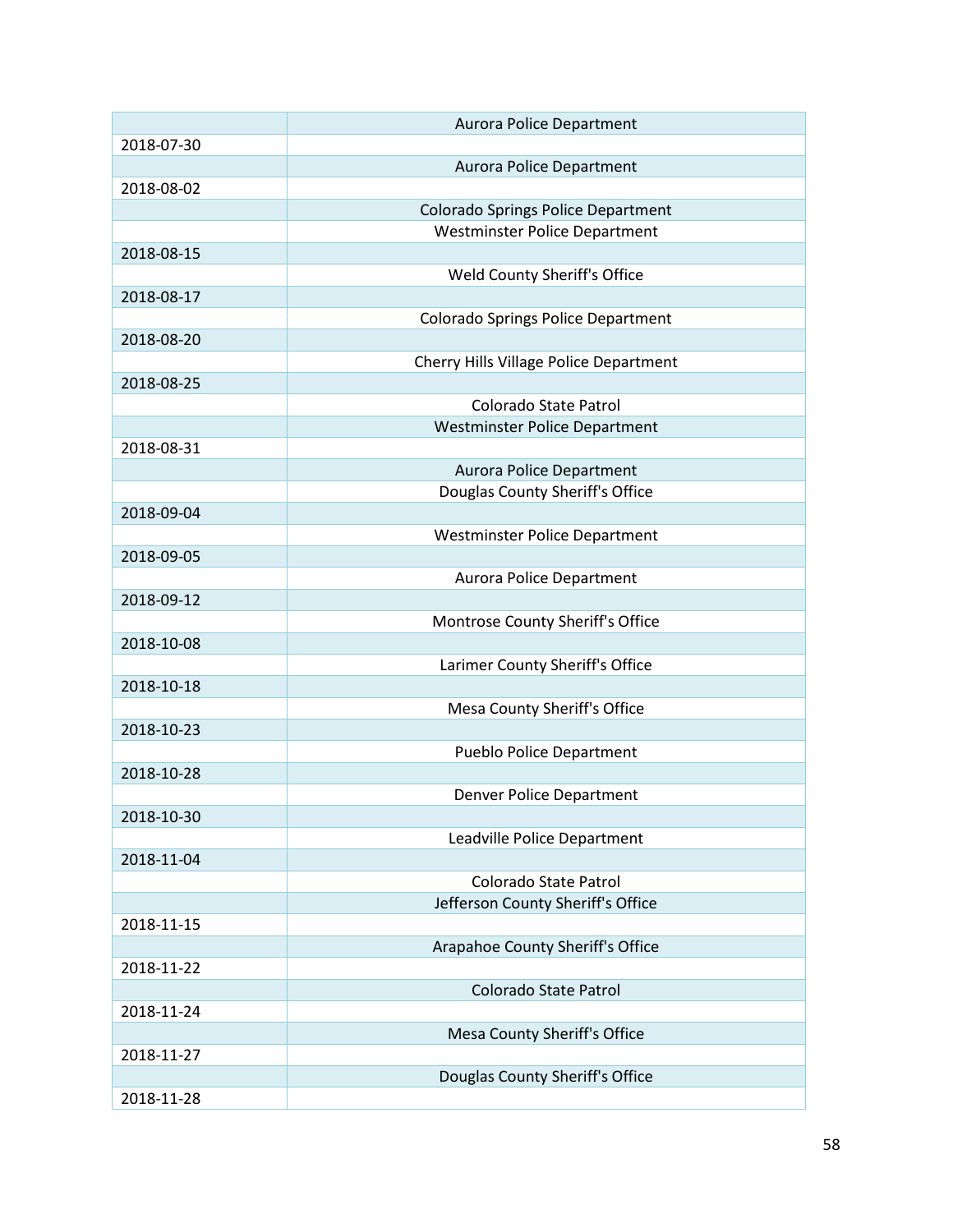| | |
|---|---|
| | Aurora Police Department |
| 2018-07-30 | |
| | Aurora Police Department |
| 2018-08-02 | |
| | Colorado Springs Police Department |
| | Westminster Police Department |
| 2018-08-15 | |
| | Weld County Sheriff's Office |
| 2018-08-17 | |
| | Colorado Springs Police Department |
| 2018-08-20 | |
| | Cherry Hills Village Police Department |
| 2018-08-25 | |
| | Colorado State Patrol |
| | Westminster Police Department |
| 2018-08-31 | |
| | Aurora Police Department |
| | Douglas County Sheriff's Office |
| 2018-09-04 | |
| | Westminster Police Department |
| 2018-09-05 | |
| | Aurora Police Department |
| 2018-09-12 | |
| | Montrose County Sheriff's Office |
| 2018-10-08 | |
| | Larimer County Sheriff's Office |
| 2018-10-18 | |
| | Mesa County Sheriff's Office |
| 2018-10-23 | |
| | Pueblo Police Department |
| 2018-10-28 | |
| | Denver Police Department |
| 2018-10-30 | |
| | Leadville Police Department |
| 2018-11-04 | |
| | Colorado State Patrol |
| | Jefferson County Sheriff's Office |
| 2018-11-15 | |
| | Arapahoe County Sheriff's Office |
| 2018-11-22 | |
| | Colorado State Patrol |
| 2018-11-24 | |
| | Mesa County Sheriff's Office |
| 2018-11-27 | |
| | Douglas County Sheriff's Office |
| 2018-11-28 | |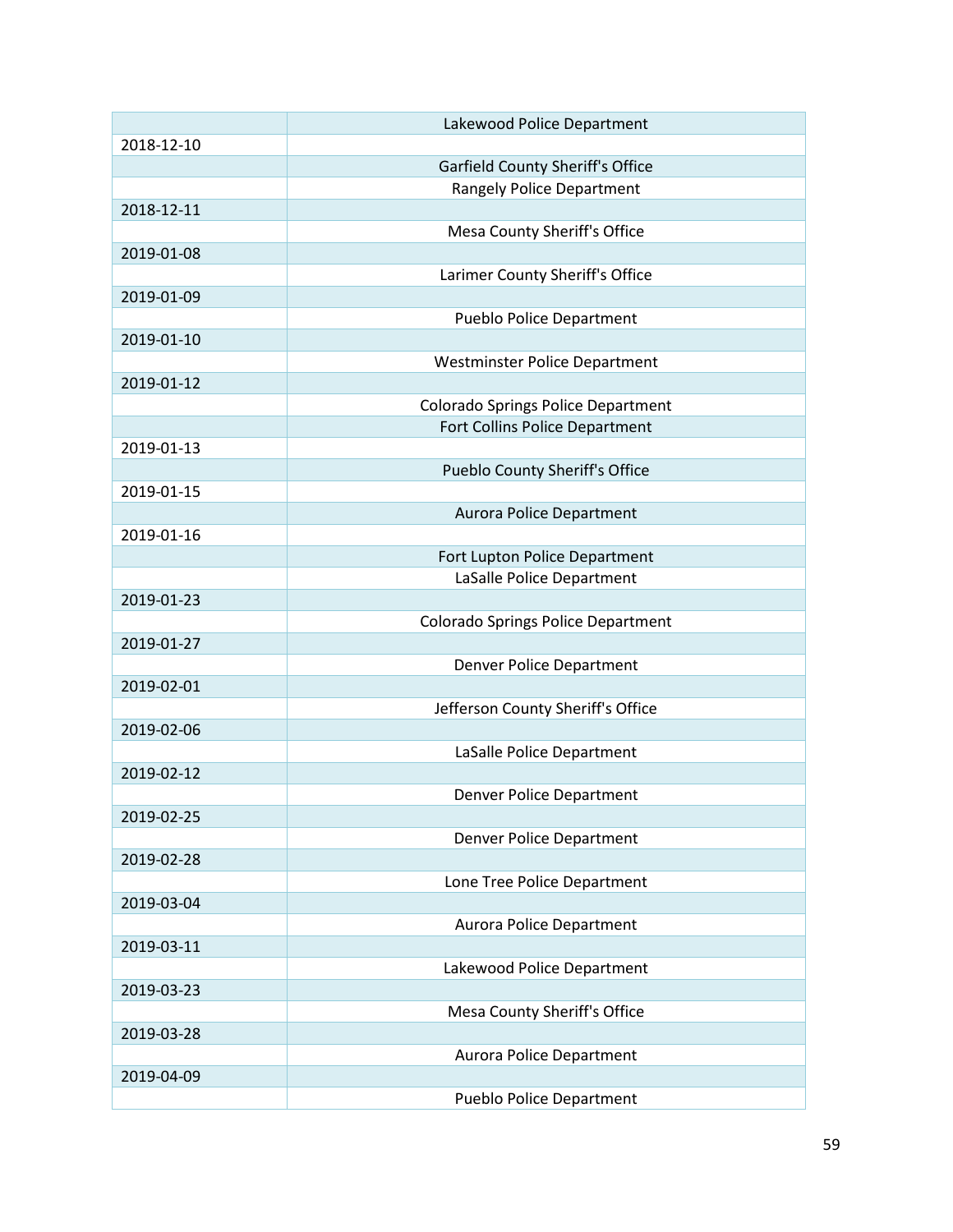| | |
|---|---|
| | Lakewood Police Department |
| 2018-12-10 | |
| | Garfield County Sheriff's Office |
| | Rangely Police Department |
| 2018-12-11 | |
| | Mesa County Sheriff's Office |
| 2019-01-08 | |
| | Larimer County Sheriff's Office |
| 2019-01-09 | |
| | Pueblo Police Department |
| 2019-01-10 | |
| | Westminster Police Department |
| 2019-01-12 | |
| | Colorado Springs Police Department |
| | Fort Collins Police Department |
| 2019-01-13 | |
| | Pueblo County Sheriff's Office |
| 2019-01-15 | |
| | Aurora Police Department |
| 2019-01-16 | |
| | Fort Lupton Police Department |
| | LaSalle Police Department |
| 2019-01-23 | |
| | Colorado Springs Police Department |
| 2019-01-27 | |
| | Denver Police Department |
| 2019-02-01 | |
| | Jefferson County Sheriff's Office |
| 2019-02-06 | |
| | LaSalle Police Department |
| 2019-02-12 | |
| | Denver Police Department |
| 2019-02-25 | |
| | Denver Police Department |
| 2019-02-28 | |
| | Lone Tree Police Department |
| 2019-03-04 | |
| | Aurora Police Department |
| 2019-03-11 | |
| | Lakewood Police Department |
| 2019-03-23 | |
| | Mesa County Sheriff's Office |
| 2019-03-28 | |
| | Aurora Police Department |
| 2019-04-09 | |
| | Pueblo Police Department |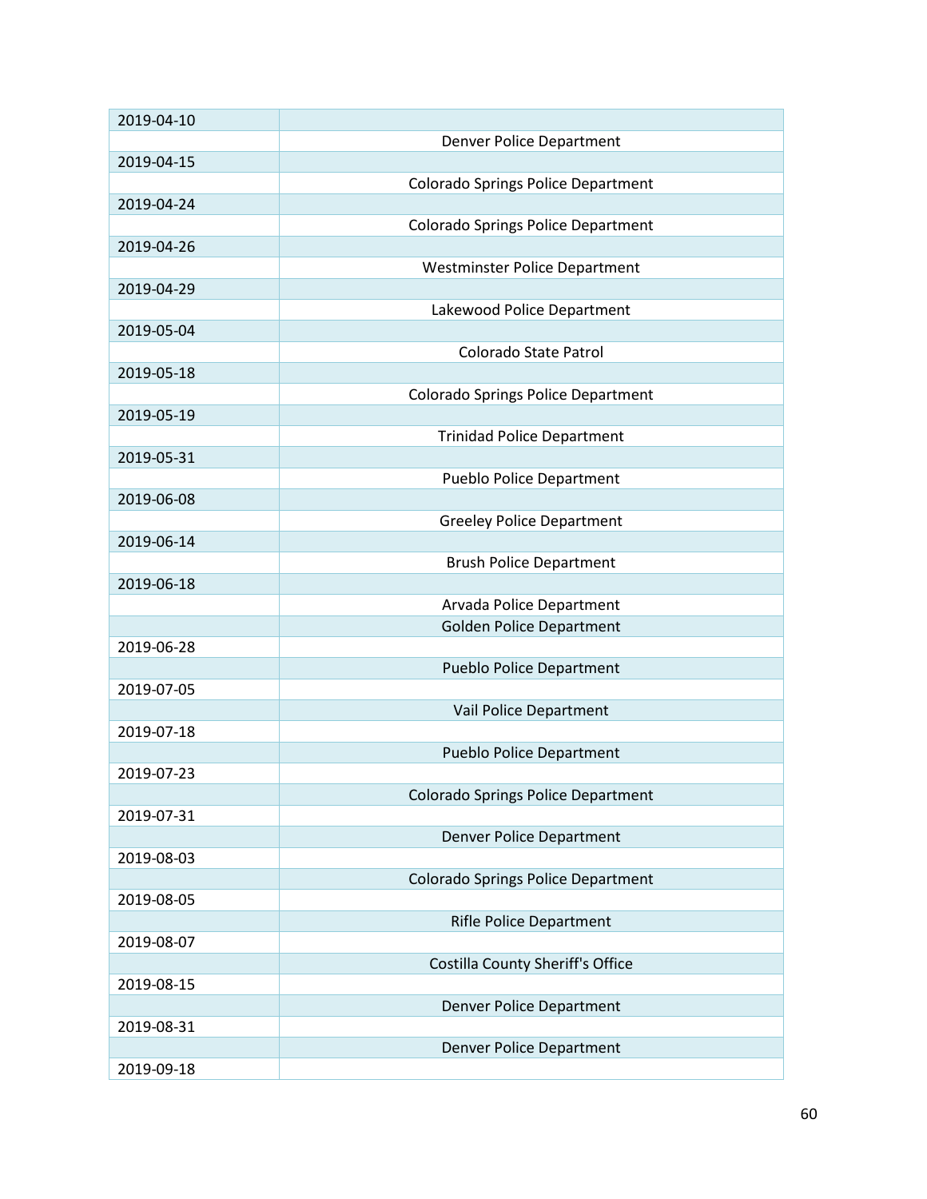| | |
|---|---|
| 2019-04-10 | |
| | Denver Police Department |
| 2019-04-15 | |
| | Colorado Springs Police Department |
| 2019-04-24 | |
| | Colorado Springs Police Department |
| 2019-04-26 | |
| | Westminster Police Department |
| 2019-04-29 | |
| | Lakewood Police Department |
| 2019-05-04 | |
| | Colorado State Patrol |
| 2019-05-18 | |
| | Colorado Springs Police Department |
| 2019-05-19 | |
| | Trinidad Police Department |
| 2019-05-31 | |
| | Pueblo Police Department |
| 2019-06-08 | |
| | Greeley Police Department |
| 2019-06-14 | |
| | Brush Police Department |
| 2019-06-18 | |
| | Arvada Police Department |
| | Golden Police Department |
| 2019-06-28 | |
| | Pueblo Police Department |
| 2019-07-05 | |
| | Vail Police Department |
| 2019-07-18 | |
| | Pueblo Police Department |
| 2019-07-23 | |
| | Colorado Springs Police Department |
| 2019-07-31 | |
| | Denver Police Department |
| 2019-08-03 | |
| | Colorado Springs Police Department |
| 2019-08-05 | |
| | Rifle Police Department |
| 2019-08-07 | |
| | Costilla County Sheriff's Office |
| 2019-08-15 | |
| | Denver Police Department |
| 2019-08-31 | |
| | Denver Police Department |
| 2019-09-18 | |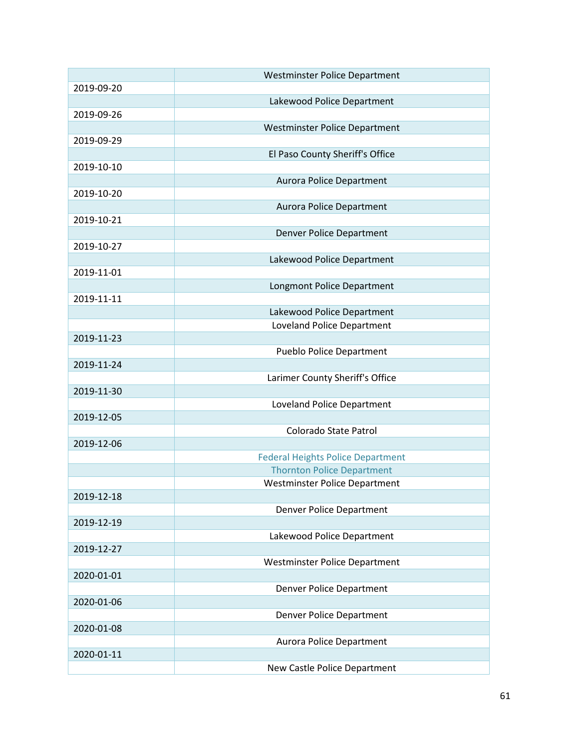| | |
|---|---|
| | Westminster Police Department |
| 2019-09-20 | |
| | Lakewood Police Department |
| 2019-09-26 | |
| | Westminster Police Department |
| 2019-09-29 | |
| | El Paso County Sheriff's Office |
| 2019-10-10 | |
| | Aurora Police Department |
| 2019-10-20 | |
| | Aurora Police Department |
| 2019-10-21 | |
| | Denver Police Department |
| 2019-10-27 | |
| | Lakewood Police Department |
| 2019-11-01 | |
| | Longmont Police Department |
| 2019-11-11 | |
| | Lakewood Police Department |
| | Loveland Police Department |
| 2019-11-23 | |
| | Pueblo Police Department |
| 2019-11-24 | |
| | Larimer County Sheriff's Office |
| 2019-11-30 | |
| | Loveland Police Department |
| 2019-12-05 | |
| | Colorado State Patrol |
| 2019-12-06 | |
| | Federal Heights Police Department |
| | Thornton Police Department |
| | Westminster Police Department |
| 2019-12-18 | |
| | Denver Police Department |
| 2019-12-19 | |
| | Lakewood Police Department |
| 2019-12-27 | |
| | Westminster Police Department |
| 2020-01-01 | |
| | Denver Police Department |
| 2020-01-06 | |
| | Denver Police Department |
| 2020-01-08 | |
| | Aurora Police Department |
| 2020-01-11 | |
| | New Castle Police Department |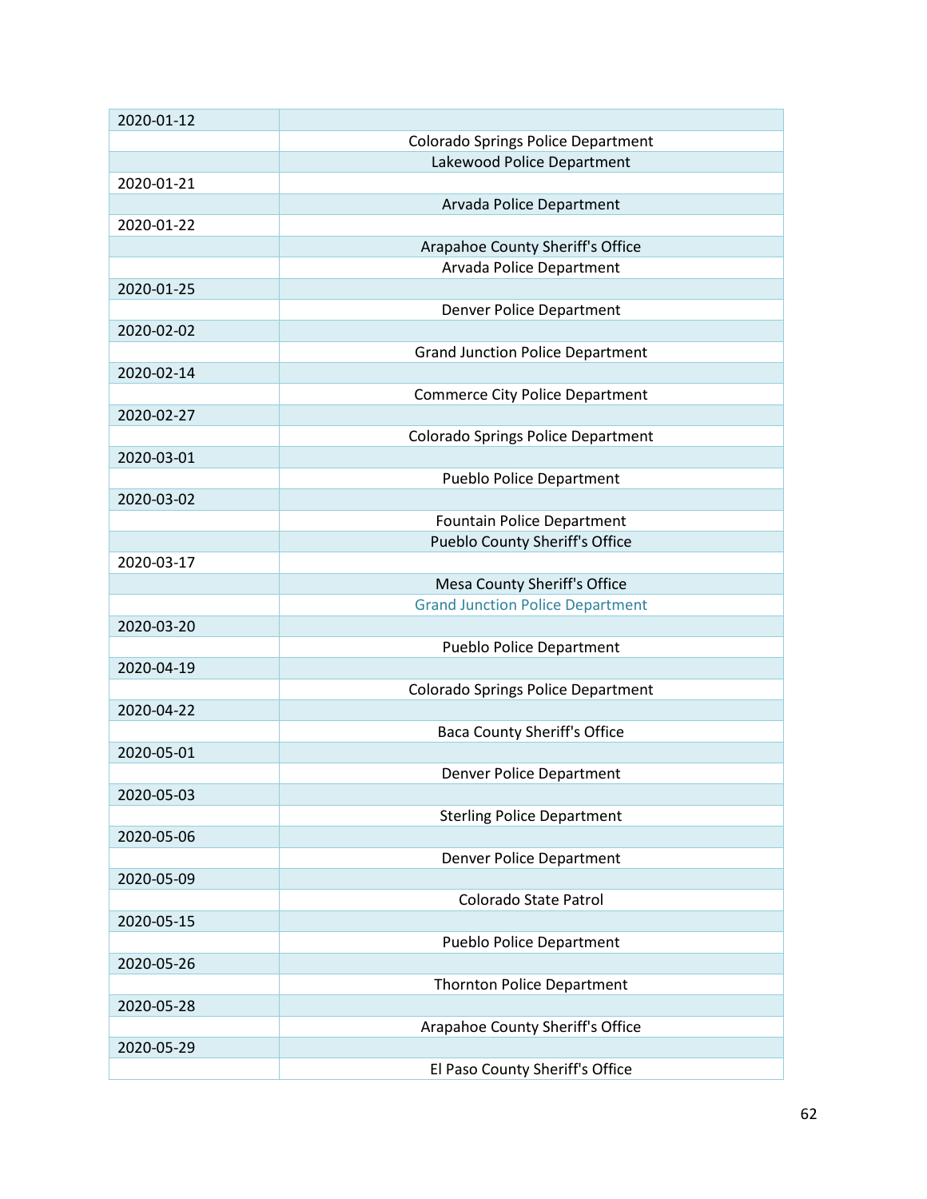| 2020-01-12 | |
|---|---|
| | Colorado Springs Police Department |
| | Lakewood Police Department |
| 2020-01-21 | |
| | Arvada Police Department |
| 2020-01-22 | |
| | Arapahoe County Sheriff's Office |
| | Arvada Police Department |
| 2020-01-25 | |
| | Denver Police Department |
| 2020-02-02 | |
| | Grand Junction Police Department |
| 2020-02-14 | |
| | Commerce City Police Department |
| 2020-02-27 | |
| | Colorado Springs Police Department |
| 2020-03-01 | |
| | Pueblo Police Department |
| 2020-03-02 | |
| | Fountain Police Department |
| | Pueblo County Sheriff's Office |
| 2020-03-17 | |
| | Mesa County Sheriff's Office |
| | Grand Junction Police Department |
| 2020-03-20 | |
| | Pueblo Police Department |
| 2020-04-19 | |
| | Colorado Springs Police Department |
| 2020-04-22 | |
| | Baca County Sheriff's Office |
| 2020-05-01 | |
| | Denver Police Department |
| 2020-05-03 | |
| | Sterling Police Department |
| 2020-05-06 | |
| | Denver Police Department |
| 2020-05-09 | |
| | Colorado State Patrol |
| 2020-05-15 | |
| | Pueblo Police Department |
| 2020-05-26 | |
| | Thornton Police Department |
| 2020-05-28 | |
| | Arapahoe County Sheriff's Office |
| 2020-05-29 | |
| | El Paso County Sheriff's Office |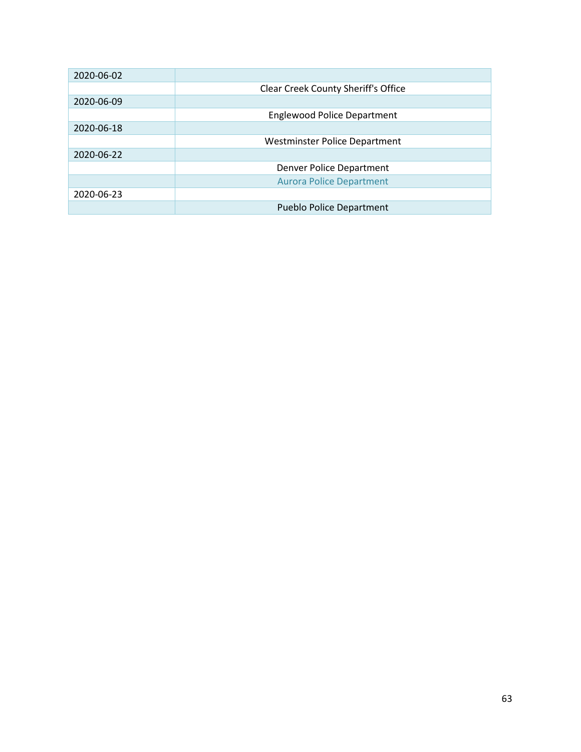| | |
|---|---|
| 2020-06-02 | |
| | Clear Creek County Sheriff's Office |
| 2020-06-09 | |
| | Englewood Police Department |
| 2020-06-18 | |
| | Westminster Police Department |
| 2020-06-22 | |
| | Denver Police Department |
| | Aurora Police Department |
| 2020-06-23 | |
| | Pueblo Police Department |